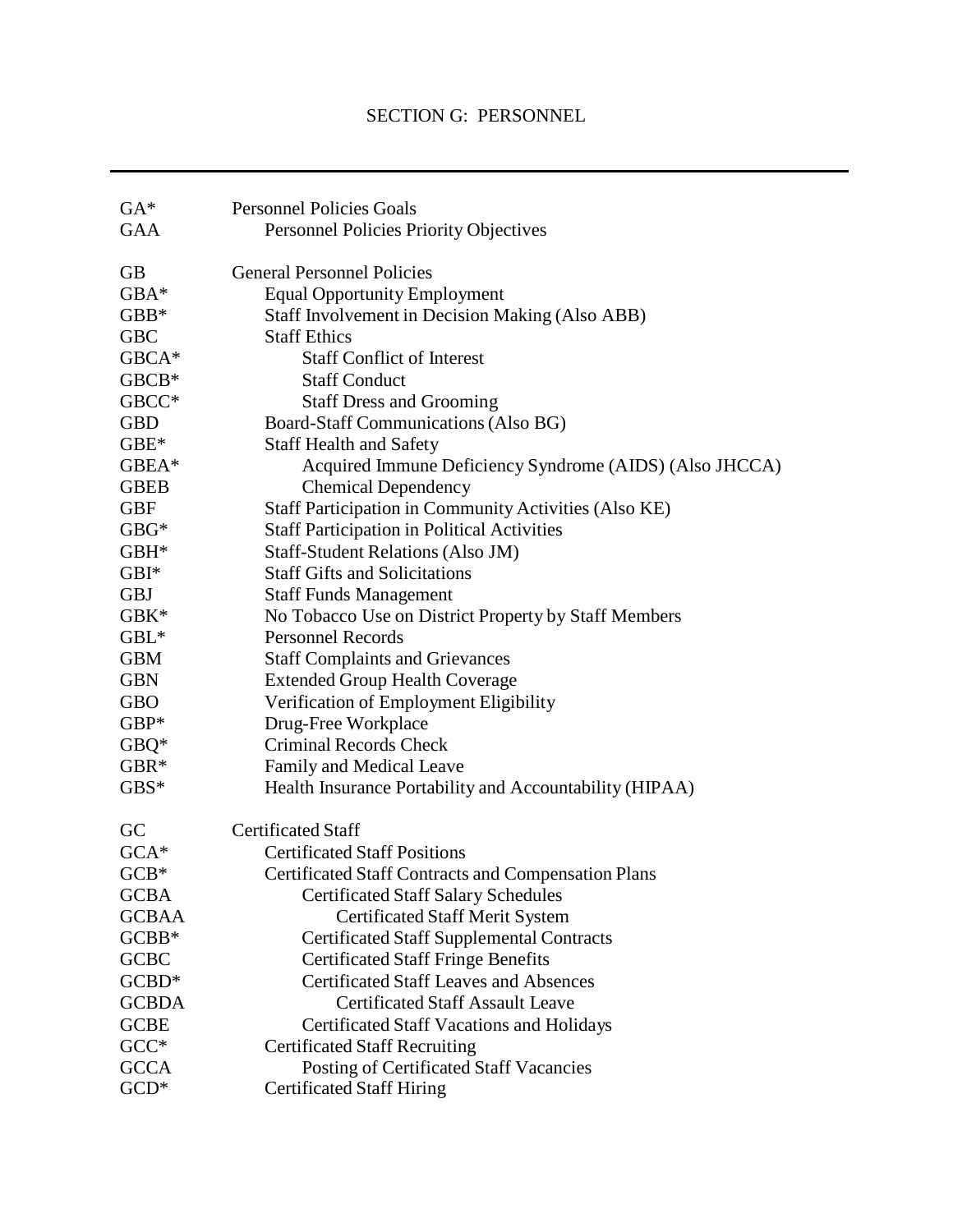# SECTION G: PERSONNEL

---

| | |
|---|---|
| GA* | Personnel Policies Goals |
| GAA | Personnel Policies Priority Objectives |
| | |
| GB | General Personnel Policies |
| GBA* | Equal Opportunity Employment |
| GBB* | Staff Involvement in Decision Making (Also ABB) |
| GBC | Staff Ethics |
| GBCA* | Staff Conflict of Interest |
| GBCB* | Staff Conduct |
| GBCC* | Staff Dress and Grooming |
| GBD | Board-Staff Communications (Also BG) |
| GBE* | Staff Health and Safety |
| GBEA* | Acquired Immune Deficiency Syndrome (AIDS) (Also JHCCA) |
| GBEB | Chemical Dependency |
| GBF | Staff Participation in Community Activities (Also KE) |
| GBG* | Staff Participation in Political Activities |
| GBH* | Staff-Student Relations (Also JM) |
| GBI* | Staff Gifts and Solicitations |
| GBJ | Staff Funds Management |
| GBK* | No Tobacco Use on District Property by Staff Members |
| GBL* | Personnel Records |
| GBM | Staff Complaints and Grievances |
| GBN | Extended Group Health Coverage |
| GBO | Verification of Employment Eligibility |
| GBP* | Drug-Free Workplace |
| GBQ* | Criminal Records Check |
| GBR* | Family and Medical Leave |
| GBS* | Health Insurance Portability and Accountability (HIPAA) |
| | |
| GC | Certificated Staff |
| GCA* | Certificated Staff Positions |
| GCB* | Certificated Staff Contracts and Compensation Plans |
| GCBA | Certificated Staff Salary Schedules |
| GCBAA | Certificated Staff Merit System |
| GCBB* | Certificated Staff Supplemental Contracts |
| GCBC | Certificated Staff Fringe Benefits |
| GCBD* | Certificated Staff Leaves and Absences |
| GCBDA | Certificated Staff Assault Leave |
| GCBE | Certificated Staff Vacations and Holidays |
| GCC* | Certificated Staff Recruiting |
| GCCA | Posting of Certificated Staff Vacancies |
| GCD* | Certificated Staff Hiring |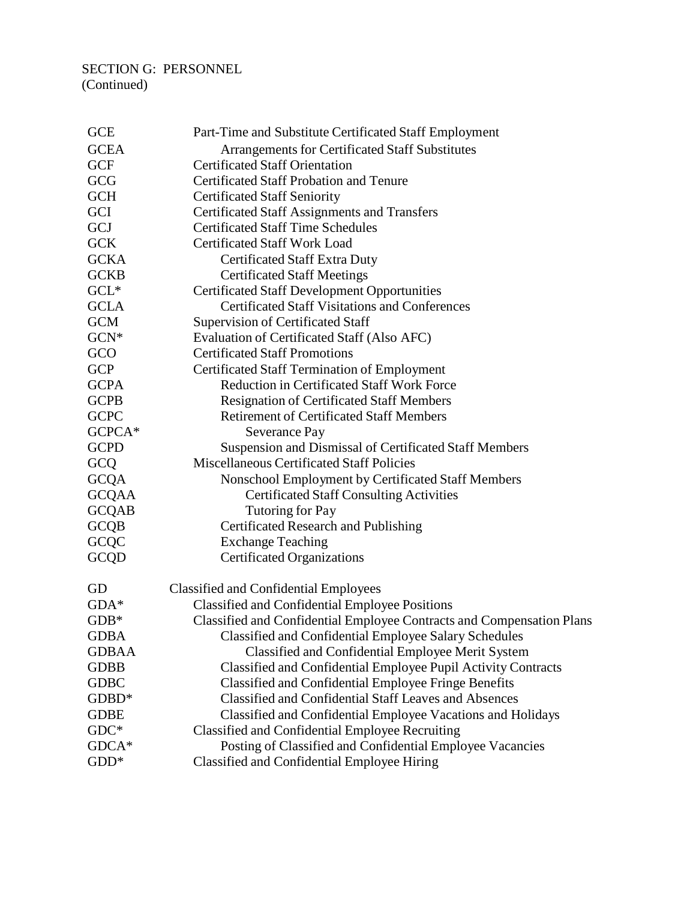SECTION G: PERSONNEL
(Continued)

| | |
|---|---|
| GCE | Part-Time and Substitute Certificated Staff Employment |
| GCEA | Arrangements for Certificated Staff Substitutes |
| GCF | Certificated Staff Orientation |
| GCG | Certificated Staff Probation and Tenure |
| GCH | Certificated Staff Seniority |
| GCI | Certificated Staff Assignments and Transfers |
| GCJ | Certificated Staff Time Schedules |
| GCK | Certificated Staff Work Load |
| GCKA | Certificated Staff Extra Duty |
| GCKB | Certificated Staff Meetings |
| GCL* | Certificated Staff Development Opportunities |
| GCLA | Certificated Staff Visitations and Conferences |
| GCM | Supervision of Certificated Staff |
| GCN* | Evaluation of Certificated Staff (Also AFC) |
| GCO | Certificated Staff Promotions |
| GCP | Certificated Staff Termination of Employment |
| GCPA | Reduction in Certificated Staff Work Force |
| GCPB | Resignation of Certificated Staff Members |
| GCPC | Retirement of Certificated Staff Members |
| GCPCA* | Severance Pay |
| GCPD | Suspension and Dismissal of Certificated Staff Members |
| GCQ | Miscellaneous Certificated Staff Policies |
| GCQA | Nonschool Employment by Certificated Staff Members |
| GCQAA | Certificated Staff Consulting Activities |
| GCQAB | Tutoring for Pay |
| GCQB | Certificated Research and Publishing |
| GCQC | Exchange Teaching |
| GCQD | Certificated Organizations |
| | |
| GD | Classified and Confidential Employees |
| GDA* | Classified and Confidential Employee Positions |
| GDB* | Classified and Confidential Employee Contracts and Compensation Plans |
| GDBA | Classified and Confidential Employee Salary Schedules |
| GDBAA | Classified and Confidential Employee Merit System |
| GDBB | Classified and Confidential Employee Pupil Activity Contracts |
| GDBC | Classified and Confidential Employee Fringe Benefits |
| GDBD* | Classified and Confidential Staff Leaves and Absences |
| GDBE | Classified and Confidential Employee Vacations and Holidays |
| GDC* | Classified and Confidential Employee Recruiting |
| GDCA* | Posting of Classified and Confidential Employee Vacancies |
| GDD* | Classified and Confidential Employee Hiring |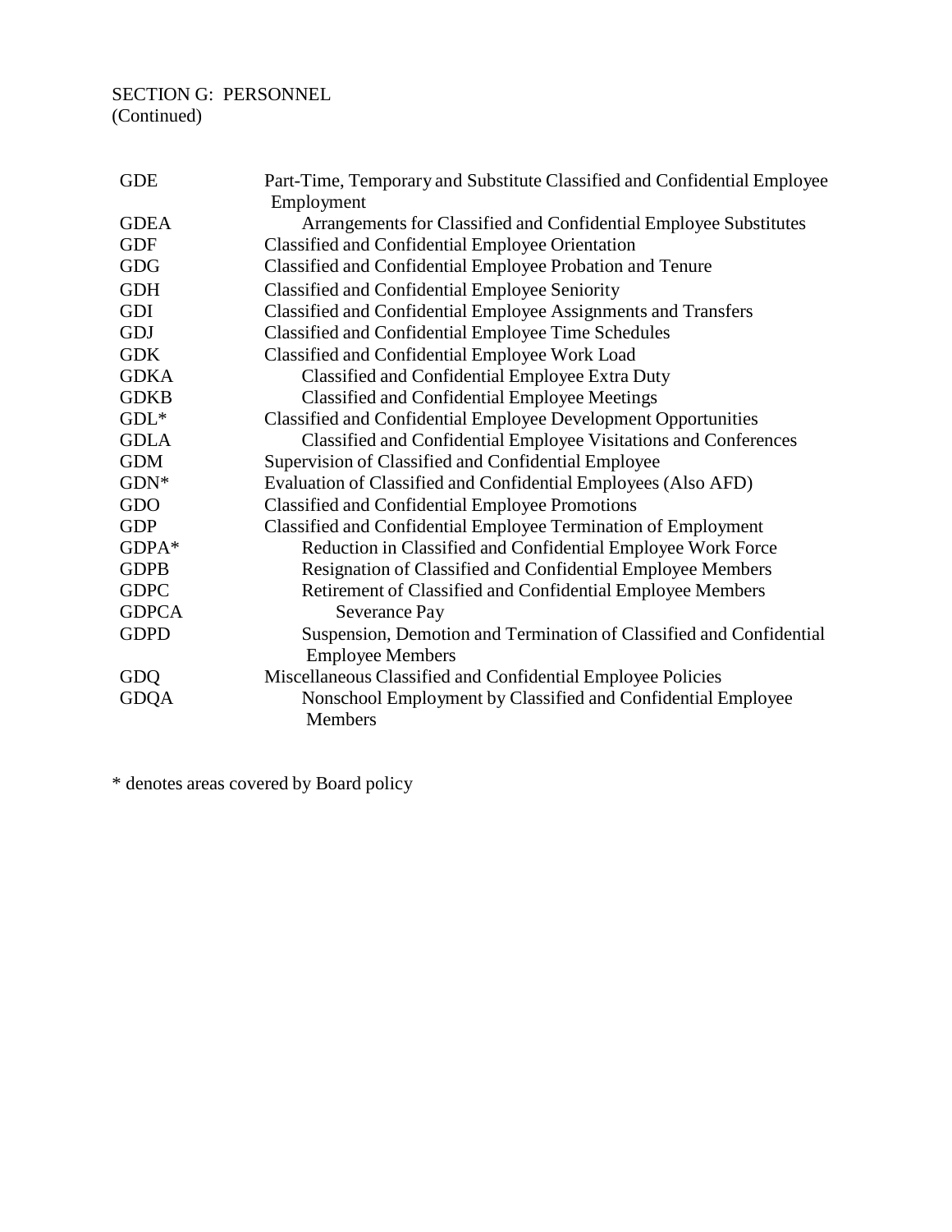SECTION G: PERSONNEL
(Continued)

| | |
|---|---|
| GDE | Part-Time, Temporary and Substitute Classified and Confidential Employee Employment |
| GDEA | Arrangements for Classified and Confidential Employee Substitutes |
| GDF | Classified and Confidential Employee Orientation |
| GDG | Classified and Confidential Employee Probation and Tenure |
| GDH | Classified and Confidential Employee Seniority |
| GDI | Classified and Confidential Employee Assignments and Transfers |
| GDJ | Classified and Confidential Employee Time Schedules |
| GDK | Classified and Confidential Employee Work Load |
| GDKA | Classified and Confidential Employee Extra Duty |
| GDKB | Classified and Confidential Employee Meetings |
| GDL* | Classified and Confidential Employee Development Opportunities |
| GDLA | Classified and Confidential Employee Visitations and Conferences |
| GDM | Supervision of Classified and Confidential Employee |
| GDN* | Evaluation of Classified and Confidential Employees (Also AFD) |
| GDO | Classified and Confidential Employee Promotions |
| GDP | Classified and Confidential Employee Termination of Employment |
| GDPA* | Reduction in Classified and Confidential Employee Work Force |
| GDPB | Resignation of Classified and Confidential Employee Members |
| GDPC | Retirement of Classified and Confidential Employee Members |
| GDPCA | Severance Pay |
| GDPD | Suspension, Demotion and Termination of Classified and Confidential Employee Members |
| GDQ | Miscellaneous Classified and Confidential Employee Policies |
| GDQA | Nonschool Employment by Classified and Confidential Employee Members |

* denotes areas covered by Board policy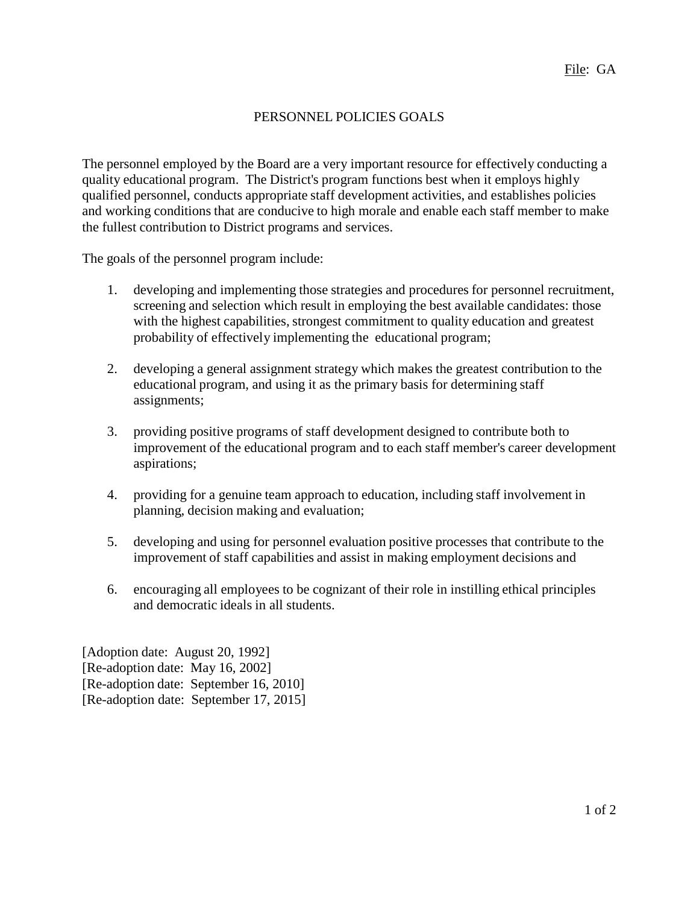File: GA

# PERSONNEL POLICIES GOALS

The personnel employed by the Board are a very important resource for effectively conducting a quality educational program. The District's program functions best when it employs highly qualified personnel, conducts appropriate staff development activities, and establishes policies and working conditions that are conducive to high morale and enable each staff member to make the fullest contribution to District programs and services.

The goals of the personnel program include:

1. developing and implementing those strategies and procedures for personnel recruitment, screening and selection which result in employing the best available candidates: those with the highest capabilities, strongest commitment to quality education and greatest probability of effectively implementing the educational program;

2. developing a general assignment strategy which makes the greatest contribution to the educational program, and using it as the primary basis for determining staff assignments;

3. providing positive programs of staff development designed to contribute both to improvement of the educational program and to each staff member's career development aspirations;

4. providing for a genuine team approach to education, including staff involvement in planning, decision making and evaluation;

5. developing and using for personnel evaluation positive processes that contribute to the improvement of staff capabilities and assist in making employment decisions and

6. encouraging all employees to be cognizant of their role in instilling ethical principles and democratic ideals in all students.

[Adoption date: August 20, 1992]
[Re-adoption date: May 16, 2002]
[Re-adoption date: September 16, 2010]
[Re-adoption date: September 17, 2015]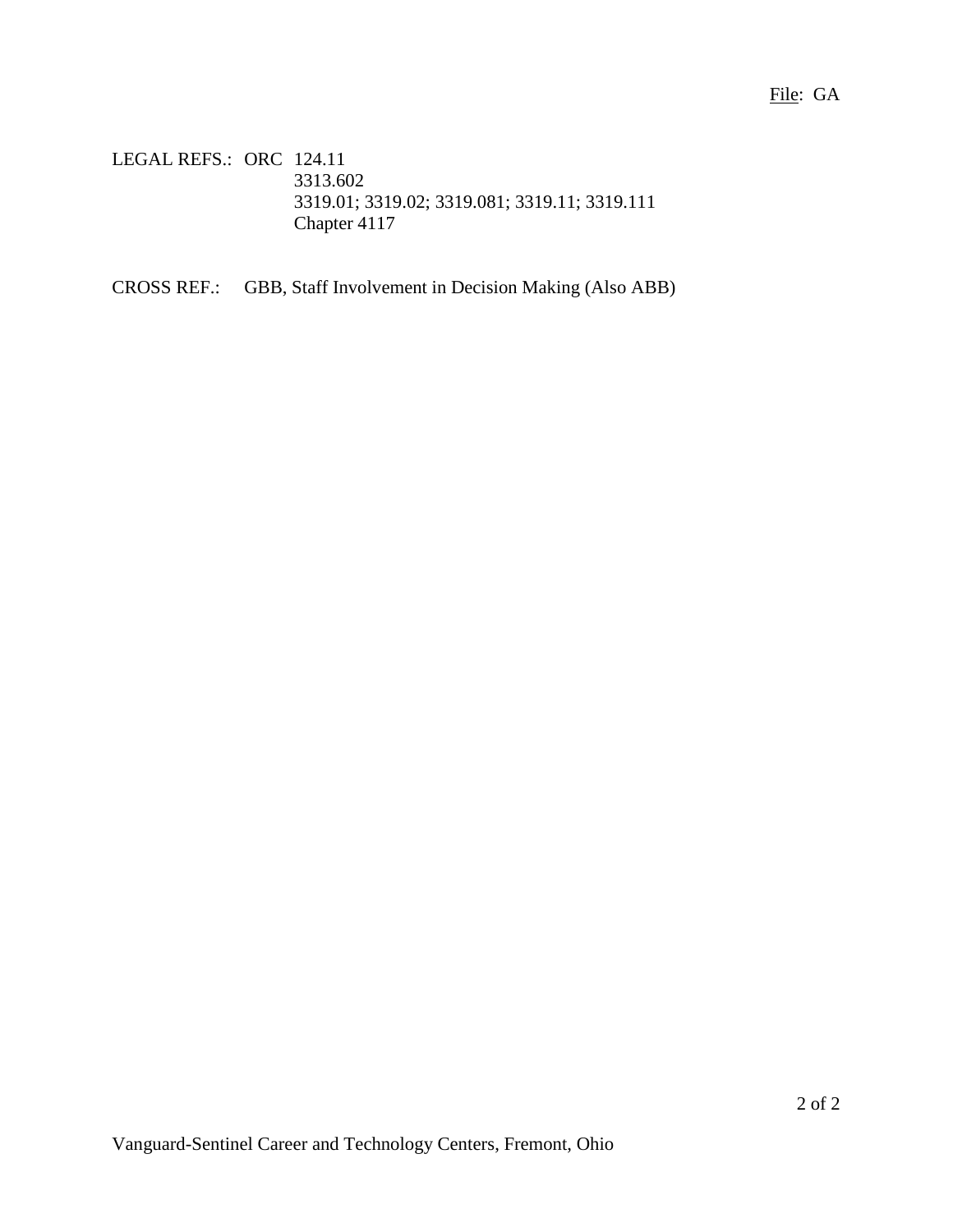LEGAL REFS.: ORC 124.11
3313.602
3319.01; 3319.02; 3319.081; 3319.11; 3319.111
Chapter 4117

CROSS REF.: GBB, Staff Involvement in Decision Making (Also ABB)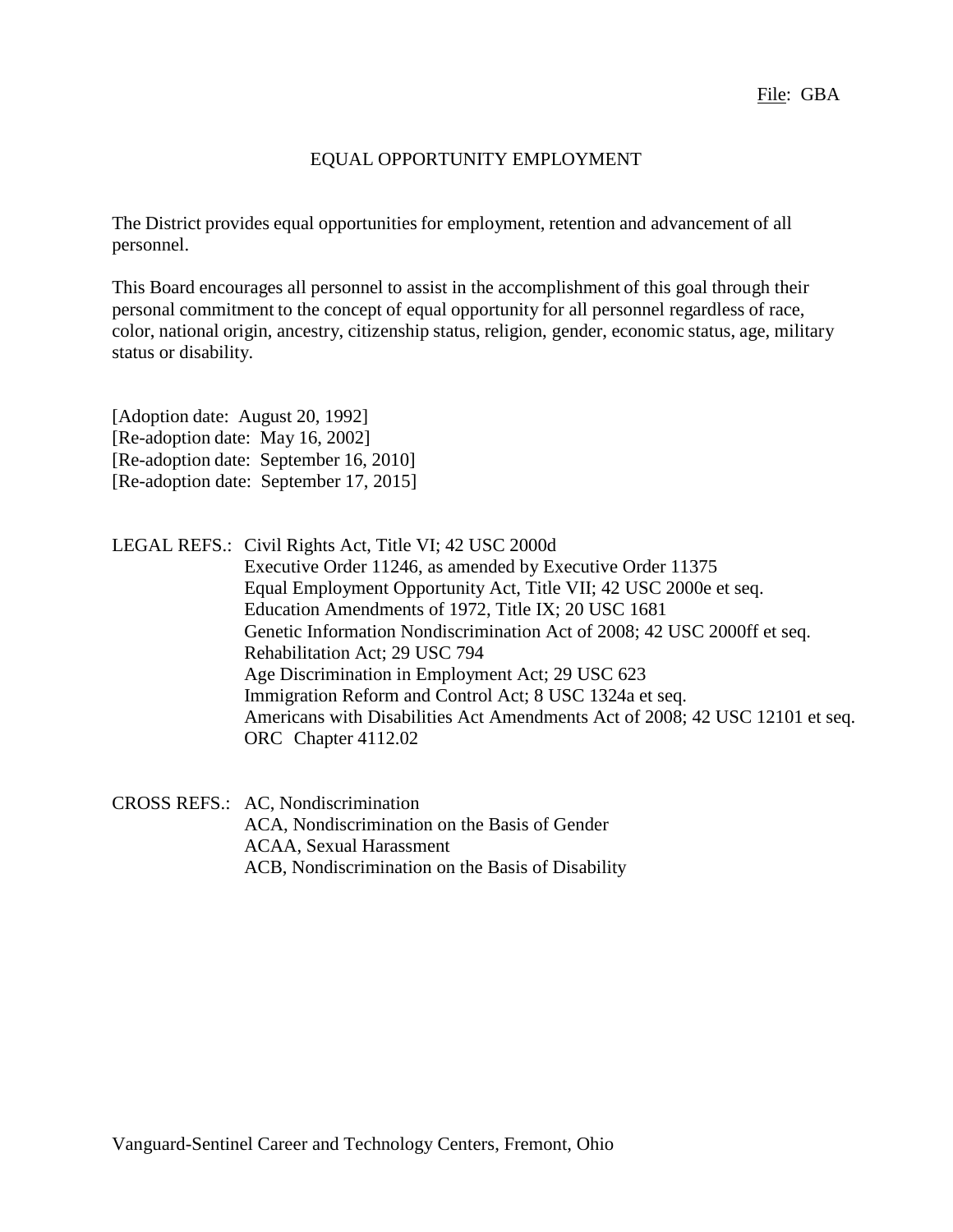File: GBA

# EQUAL OPPORTUNITY EMPLOYMENT

The District provides equal opportunities for employment, retention and advancement of all personnel.

This Board encourages all personnel to assist in the accomplishment of this goal through their personal commitment to the concept of equal opportunity for all personnel regardless of race, color, national origin, ancestry, citizenship status, religion, gender, economic status, age, military status or disability.

[Adoption date: August 20, 1992]
[Re-adoption date: May 16, 2002]
[Re-adoption date: September 16, 2010]
[Re-adoption date: September 17, 2015]

LEGAL REFS.: Civil Rights Act, Title VI; 42 USC 2000d
Executive Order 11246, as amended by Executive Order 11375
Equal Employment Opportunity Act, Title VII; 42 USC 2000e et seq.
Education Amendments of 1972, Title IX; 20 USC 1681
Genetic Information Nondiscrimination Act of 2008; 42 USC 2000ff et seq.
Rehabilitation Act; 29 USC 794
Age Discrimination in Employment Act; 29 USC 623
Immigration Reform and Control Act; 8 USC 1324a et seq.
Americans with Disabilities Act Amendments Act of 2008; 42 USC 12101 et seq.
ORC Chapter 4112.02

CROSS REFS.: AC, Nondiscrimination
ACA, Nondiscrimination on the Basis of Gender
ACAA, Sexual Harassment
ACB, Nondiscrimination on the Basis of Disability

Vanguard-Sentinel Career and Technology Centers, Fremont, Ohio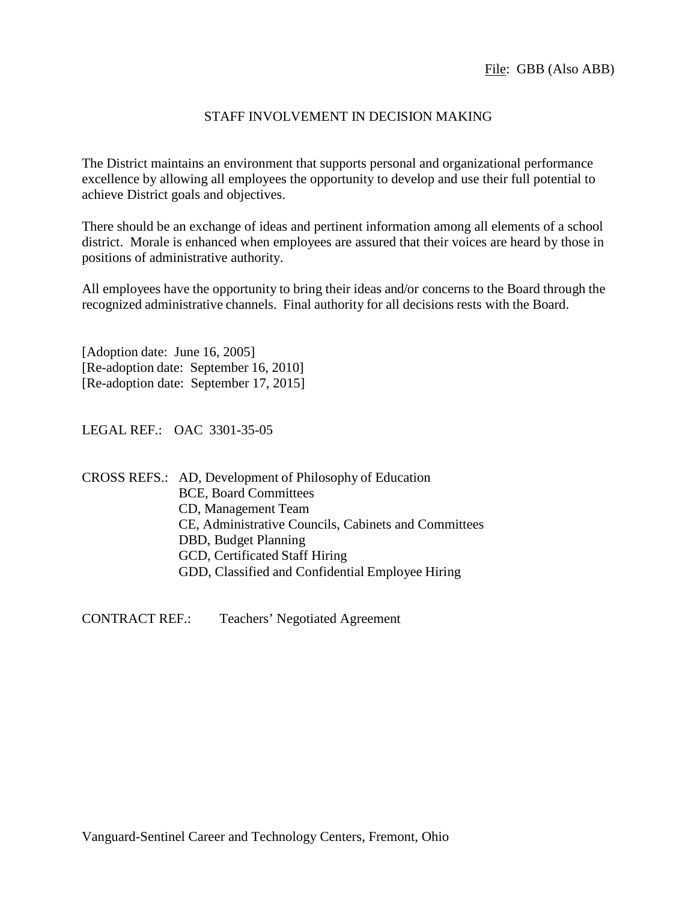File: GBB (Also ABB)

# STAFF INVOLVEMENT IN DECISION MAKING

The District maintains an environment that supports personal and organizational performance excellence by allowing all employees the opportunity to develop and use their full potential to achieve District goals and objectives.

There should be an exchange of ideas and pertinent information among all elements of a school district. Morale is enhanced when employees are assured that their voices are heard by those in positions of administrative authority.

All employees have the opportunity to bring their ideas and/or concerns to the Board through the recognized administrative channels. Final authority for all decisions rests with the Board.

[Adoption date: June 16, 2005]
[Re-adoption date: September 16, 2010]
[Re-adoption date: September 17, 2015]

LEGAL REF.: OAC 3301-35-05

CROSS REFS.: AD, Development of Philosophy of Education
BCE, Board Committees
CD, Management Team
CE, Administrative Councils, Cabinets and Committees
DBD, Budget Planning
GCD, Certificated Staff Hiring
GDD, Classified and Confidential Employee Hiring

CONTRACT REF.: Teachers' Negotiated Agreement

Vanguard-Sentinel Career and Technology Centers, Fremont, Ohio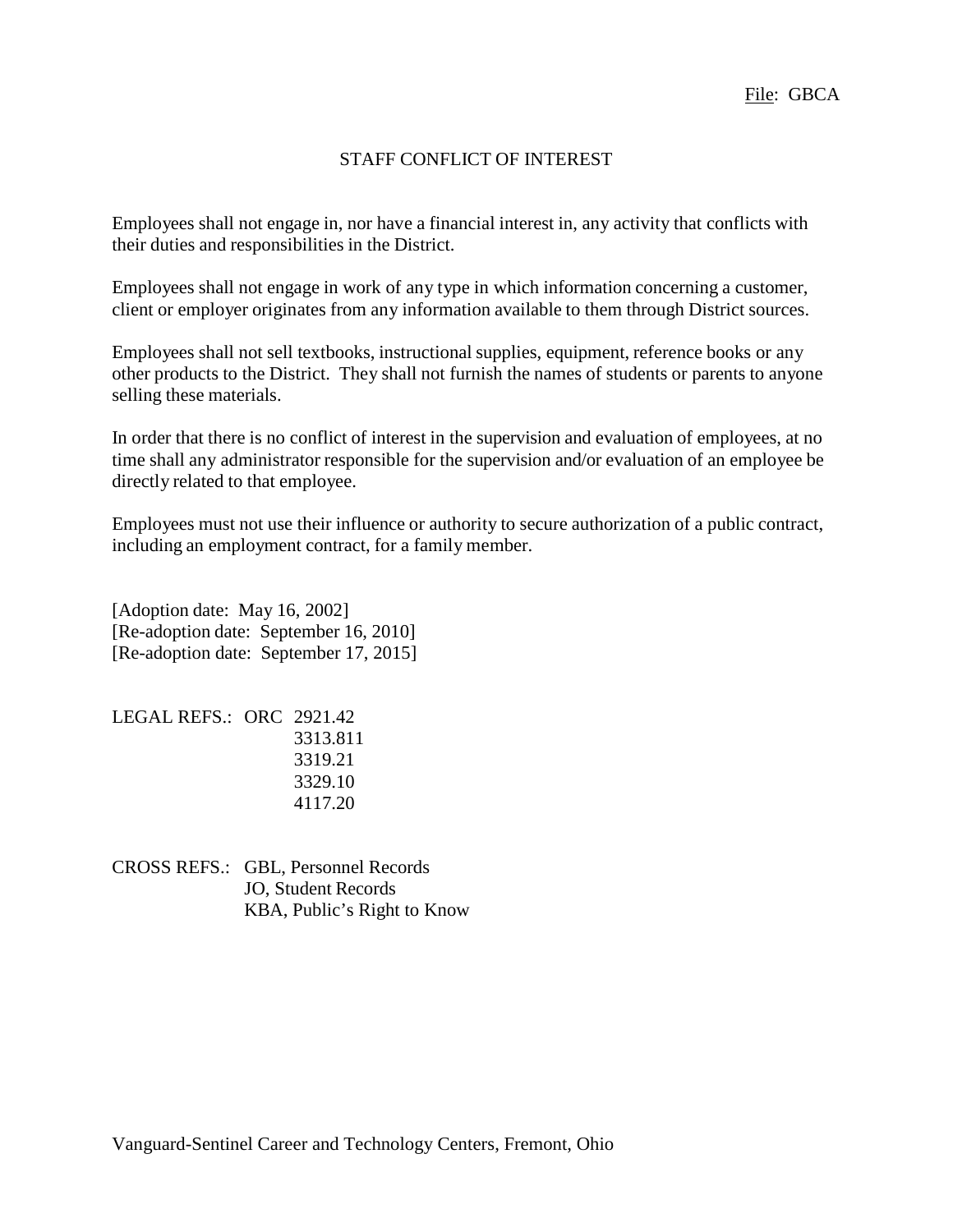File: GBCA

# STAFF CONFLICT OF INTEREST

Employees shall not engage in, nor have a financial interest in, any activity that conflicts with their duties and responsibilities in the District.

Employees shall not engage in work of any type in which information concerning a customer, client or employer originates from any information available to them through District sources.

Employees shall not sell textbooks, instructional supplies, equipment, reference books or any other products to the District. They shall not furnish the names of students or parents to anyone selling these materials.

In order that there is no conflict of interest in the supervision and evaluation of employees, at no time shall any administrator responsible for the supervision and/or evaluation of an employee be directly related to that employee.

Employees must not use their influence or authority to secure authorization of a public contract, including an employment contract, for a family member.

[Adoption date: May 16, 2002]
[Re-adoption date: September 16, 2010]
[Re-adoption date: September 17, 2015]

LEGAL REFS.: ORC 2921.42
3313.811
3319.21
3329.10
4117.20

CROSS REFS.: GBL, Personnel Records
JO, Student Records
KBA, Public's Right to Know

Vanguard-Sentinel Career and Technology Centers, Fremont, Ohio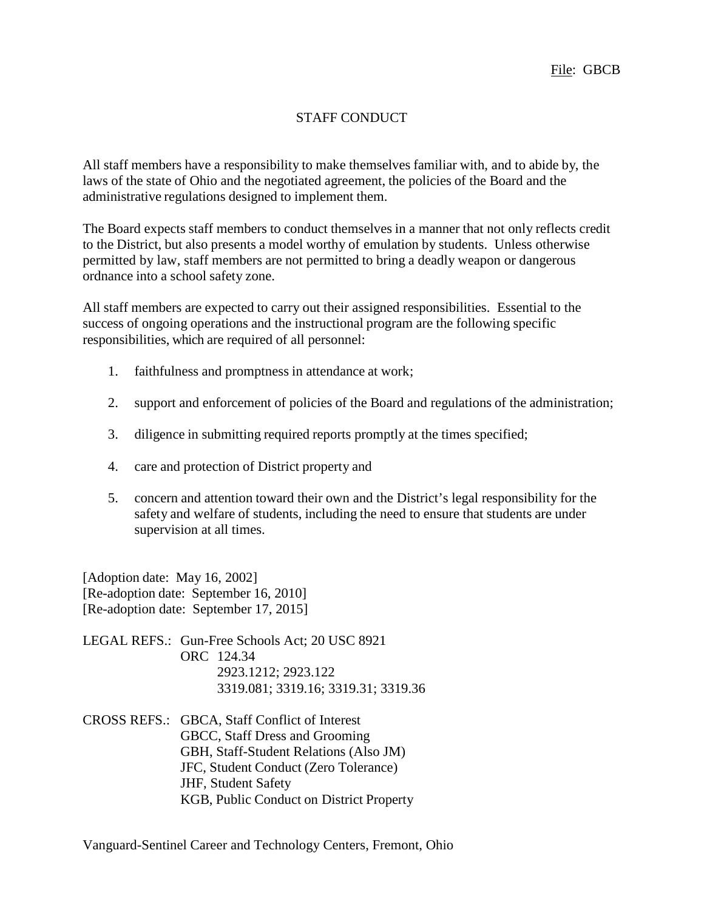File: GBCB

# STAFF CONDUCT

All staff members have a responsibility to make themselves familiar with, and to abide by, the laws of the state of Ohio and the negotiated agreement, the policies of the Board and the administrative regulations designed to implement them.

The Board expects staff members to conduct themselves in a manner that not only reflects credit to the District, but also presents a model worthy of emulation by students. Unless otherwise permitted by law, staff members are not permitted to bring a deadly weapon or dangerous ordnance into a school safety zone.

All staff members are expected to carry out their assigned responsibilities. Essential to the success of ongoing operations and the instructional program are the following specific responsibilities, which are required of all personnel:

1. faithfulness and promptness in attendance at work;
2. support and enforcement of policies of the Board and regulations of the administration;
3. diligence in submitting required reports promptly at the times specified;
4. care and protection of District property and
5. concern and attention toward their own and the District's legal responsibility for the safety and welfare of students, including the need to ensure that students are under supervision at all times.

[Adoption date: May 16, 2002]
[Re-adoption date: September 16, 2010]
[Re-adoption date: September 17, 2015]

LEGAL REFS.: Gun-Free Schools Act; 20 USC 8921
ORC 124.34
2923.1212; 2923.122
3319.081; 3319.16; 3319.31; 3319.36

CROSS REFS.: GBCA, Staff Conflict of Interest
GBCC, Staff Dress and Grooming
GBH, Staff-Student Relations (Also JM)
JFC, Student Conduct (Zero Tolerance)
JHF, Student Safety
KGB, Public Conduct on District Property

Vanguard-Sentinel Career and Technology Centers, Fremont, Ohio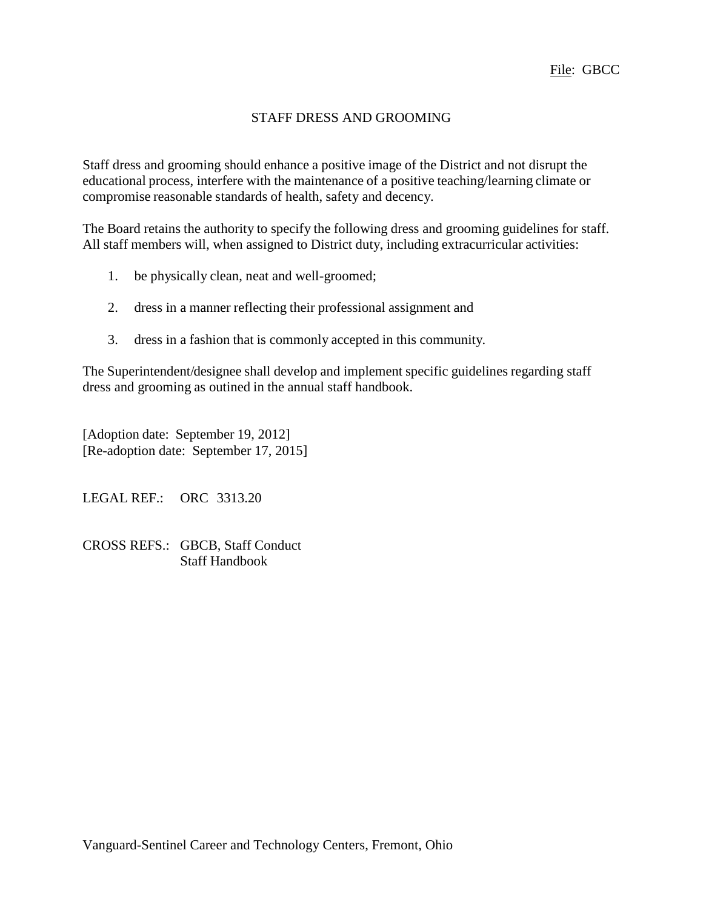File: GBCC

# STAFF DRESS AND GROOMING

Staff dress and grooming should enhance a positive image of the District and not disrupt the educational process, interfere with the maintenance of a positive teaching/learning climate or compromise reasonable standards of health, safety and decency.

The Board retains the authority to specify the following dress and grooming guidelines for staff. All staff members will, when assigned to District duty, including extracurricular activities:

1. be physically clean, neat and well-groomed;
2. dress in a manner reflecting their professional assignment and
3. dress in a fashion that is commonly accepted in this community.

The Superintendent/designee shall develop and implement specific guidelines regarding staff dress and grooming as outined in the annual staff handbook.

[Adoption date: September 19, 2012]
[Re-adoption date: September 17, 2015]

LEGAL REF.: ORC 3313.20

CROSS REFS.: GBCB, Staff Conduct
Staff Handbook

Vanguard-Sentinel Career and Technology Centers, Fremont, Ohio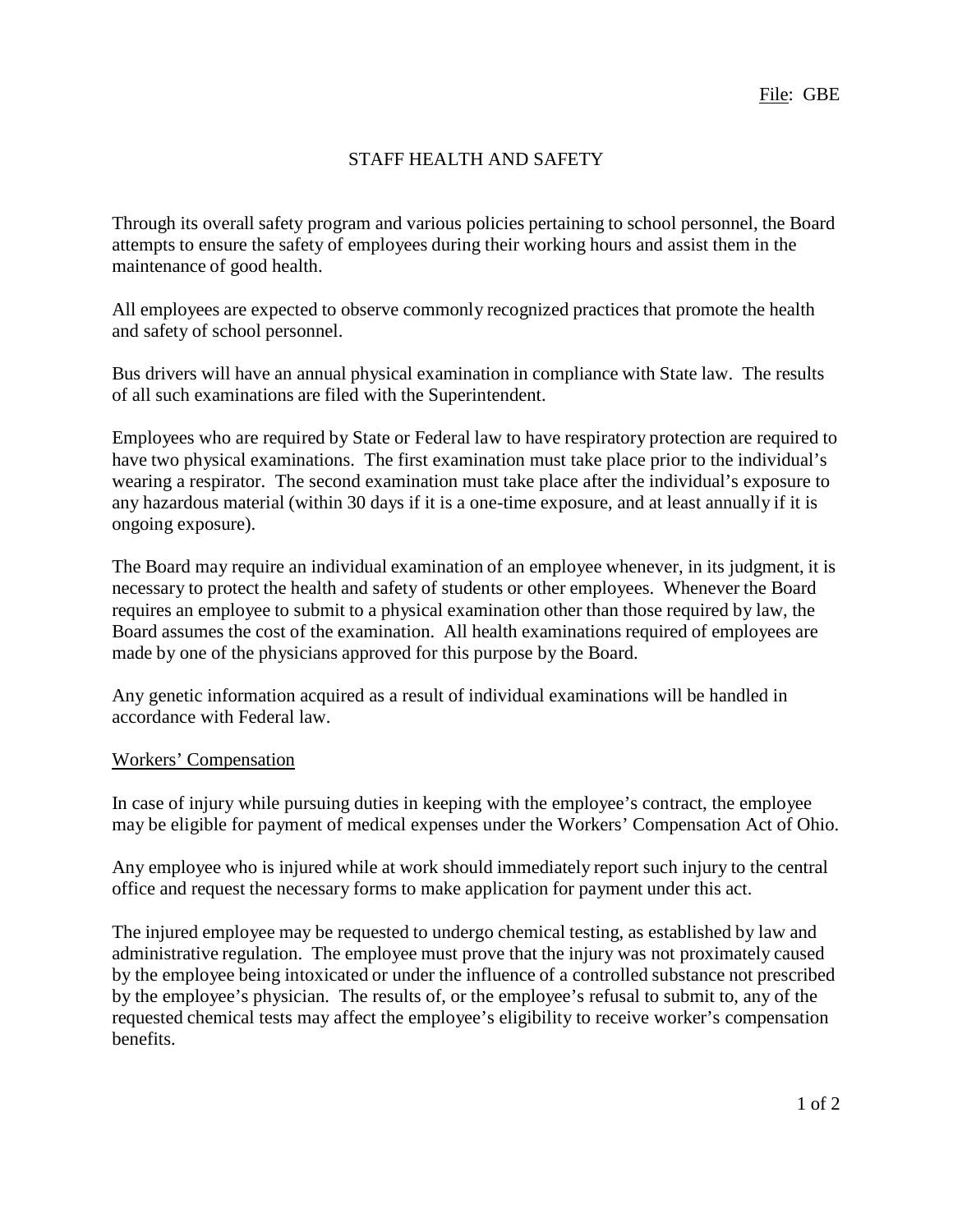File: GBE

# STAFF HEALTH AND SAFETY

Through its overall safety program and various policies pertaining to school personnel, the Board attempts to ensure the safety of employees during their working hours and assist them in the maintenance of good health.

All employees are expected to observe commonly recognized practices that promote the health and safety of school personnel.

Bus drivers will have an annual physical examination in compliance with State law. The results of all such examinations are filed with the Superintendent.

Employees who are required by State or Federal law to have respiratory protection are required to have two physical examinations. The first examination must take place prior to the individual's wearing a respirator. The second examination must take place after the individual's exposure to any hazardous material (within 30 days if it is a one-time exposure, and at least annually if it is ongoing exposure).

The Board may require an individual examination of an employee whenever, in its judgment, it is necessary to protect the health and safety of students or other employees. Whenever the Board requires an employee to submit to a physical examination other than those required by law, the Board assumes the cost of the examination. All health examinations required of employees are made by one of the physicians approved for this purpose by the Board.

Any genetic information acquired as a result of individual examinations will be handled in accordance with Federal law.

## Workers' Compensation

In case of injury while pursuing duties in keeping with the employee's contract, the employee may be eligible for payment of medical expenses under the Workers' Compensation Act of Ohio.

Any employee who is injured while at work should immediately report such injury to the central office and request the necessary forms to make application for payment under this act.

The injured employee may be requested to undergo chemical testing, as established by law and administrative regulation. The employee must prove that the injury was not proximately caused by the employee being intoxicated or under the influence of a controlled substance not prescribed by the employee's physician. The results of, or the employee's refusal to submit to, any of the requested chemical tests may affect the employee's eligibility to receive worker's compensation benefits.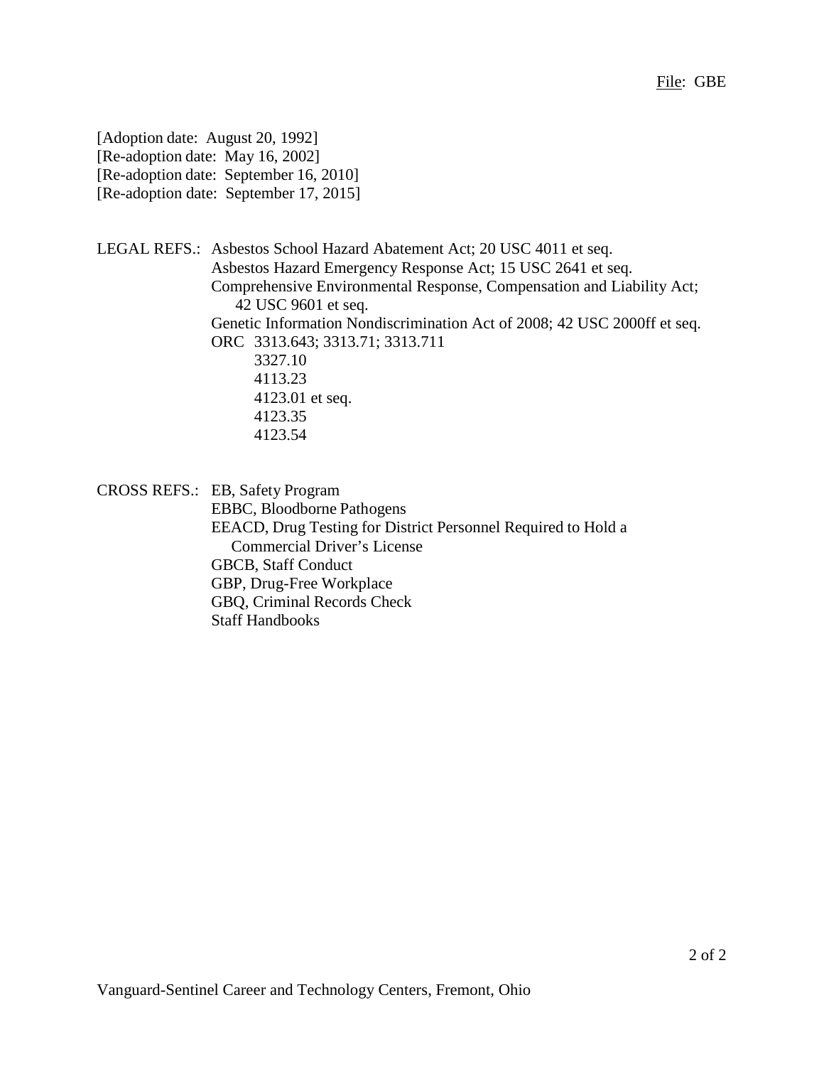[Adoption date: August 20, 1992]
[Re-adoption date: May 16, 2002]
[Re-adoption date: September 16, 2010]
[Re-adoption date: September 17, 2015]

LEGAL REFS.: Asbestos School Hazard Abatement Act; 20 USC 4011 et seq.
Asbestos Hazard Emergency Response Act; 15 USC 2641 et seq.
Comprehensive Environmental Response, Compensation and Liability Act; 42 USC 9601 et seq.
Genetic Information Nondiscrimination Act of 2008; 42 USC 2000ff et seq.
ORC 3313.643; 3313.71; 3313.711
3327.10
4113.23
4123.01 et seq.
4123.35
4123.54

CROSS REFS.: EB, Safety Program
EBBC, Bloodborne Pathogens
EEACD, Drug Testing for District Personnel Required to Hold a Commercial Driver's License
GBCB, Staff Conduct
GBP, Drug-Free Workplace
GBQ, Criminal Records Check
Staff Handbooks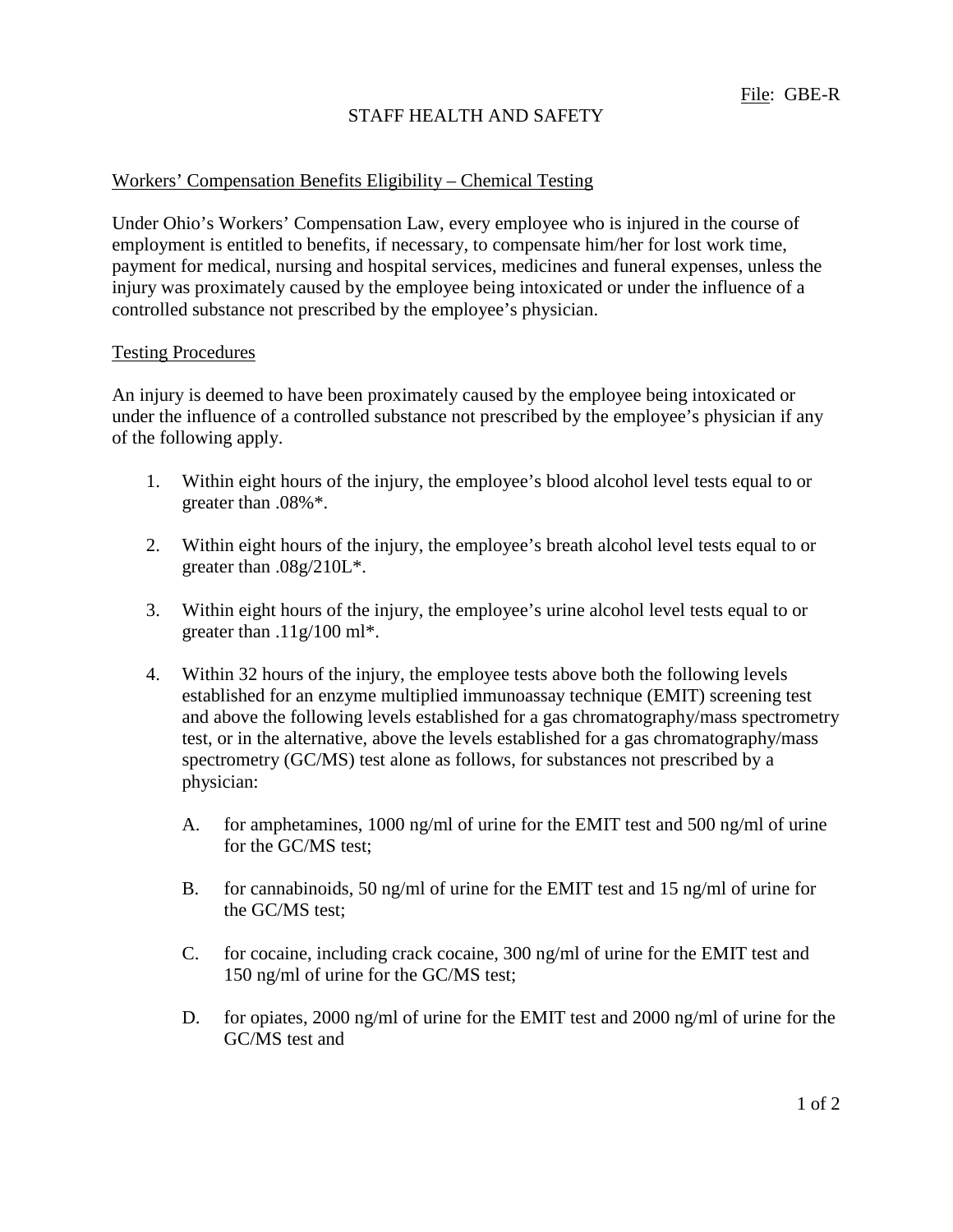File: GBE-R

# STAFF HEALTH AND SAFETY

## Workers' Compensation Benefits Eligibility – Chemical Testing

Under Ohio's Workers' Compensation Law, every employee who is injured in the course of employment is entitled to benefits, if necessary, to compensate him/her for lost work time, payment for medical, nursing and hospital services, medicines and funeral expenses, unless the injury was proximately caused by the employee being intoxicated or under the influence of a controlled substance not prescribed by the employee's physician.

## Testing Procedures

An injury is deemed to have been proximately caused by the employee being intoxicated or under the influence of a controlled substance not prescribed by the employee's physician if any of the following apply.

1. Within eight hours of the injury, the employee's blood alcohol level tests equal to or greater than .08%*.

2. Within eight hours of the injury, the employee's breath alcohol level tests equal to or greater than .08g/210L*.

3. Within eight hours of the injury, the employee's urine alcohol level tests equal to or greater than .11g/100 ml*.

4. Within 32 hours of the injury, the employee tests above both the following levels established for an enzyme multiplied immunoassay technique (EMIT) screening test and above the following levels established for a gas chromatography/mass spectrometry test, or in the alternative, above the levels established for a gas chromatography/mass spectrometry (GC/MS) test alone as follows, for substances not prescribed by a physician:

   A. for amphetamines, 1000 ng/ml of urine for the EMIT test and 500 ng/ml of urine for the GC/MS test;

   B. for cannabinoids, 50 ng/ml of urine for the EMIT test and 15 ng/ml of urine for the GC/MS test;

   C. for cocaine, including crack cocaine, 300 ng/ml of urine for the EMIT test and 150 ng/ml of urine for the GC/MS test;

   D. for opiates, 2000 ng/ml of urine for the EMIT test and 2000 ng/ml of urine for the GC/MS test and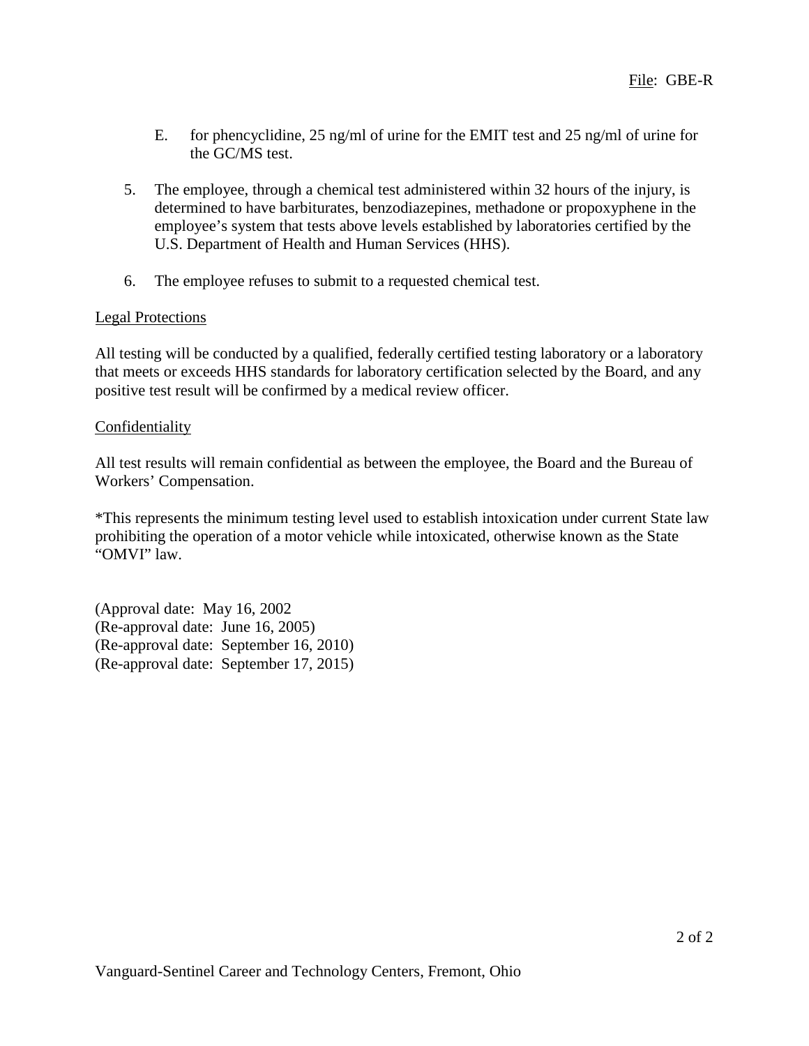E. for phencyclidine, 25 ng/ml of urine for the EMIT test and 25 ng/ml of urine for the GC/MS test.

5. The employee, through a chemical test administered within 32 hours of the injury, is determined to have barbiturates, benzodiazepines, methadone or propoxyphene in the employee's system that tests above levels established by laboratories certified by the U.S. Department of Health and Human Services (HHS).

6. The employee refuses to submit to a requested chemical test.

Legal Protections

All testing will be conducted by a qualified, federally certified testing laboratory or a laboratory that meets or exceeds HHS standards for laboratory certification selected by the Board, and any positive test result will be confirmed by a medical review officer.

Confidentiality

All test results will remain confidential as between the employee, the Board and the Bureau of Workers' Compensation.

*This represents the minimum testing level used to establish intoxication under current State law prohibiting the operation of a motor vehicle while intoxicated, otherwise known as the State "OMVI" law.

(Approval date: May 16, 2002
(Re-approval date: June 16, 2005)
(Re-approval date: September 16, 2010)
(Re-approval date: September 17, 2015)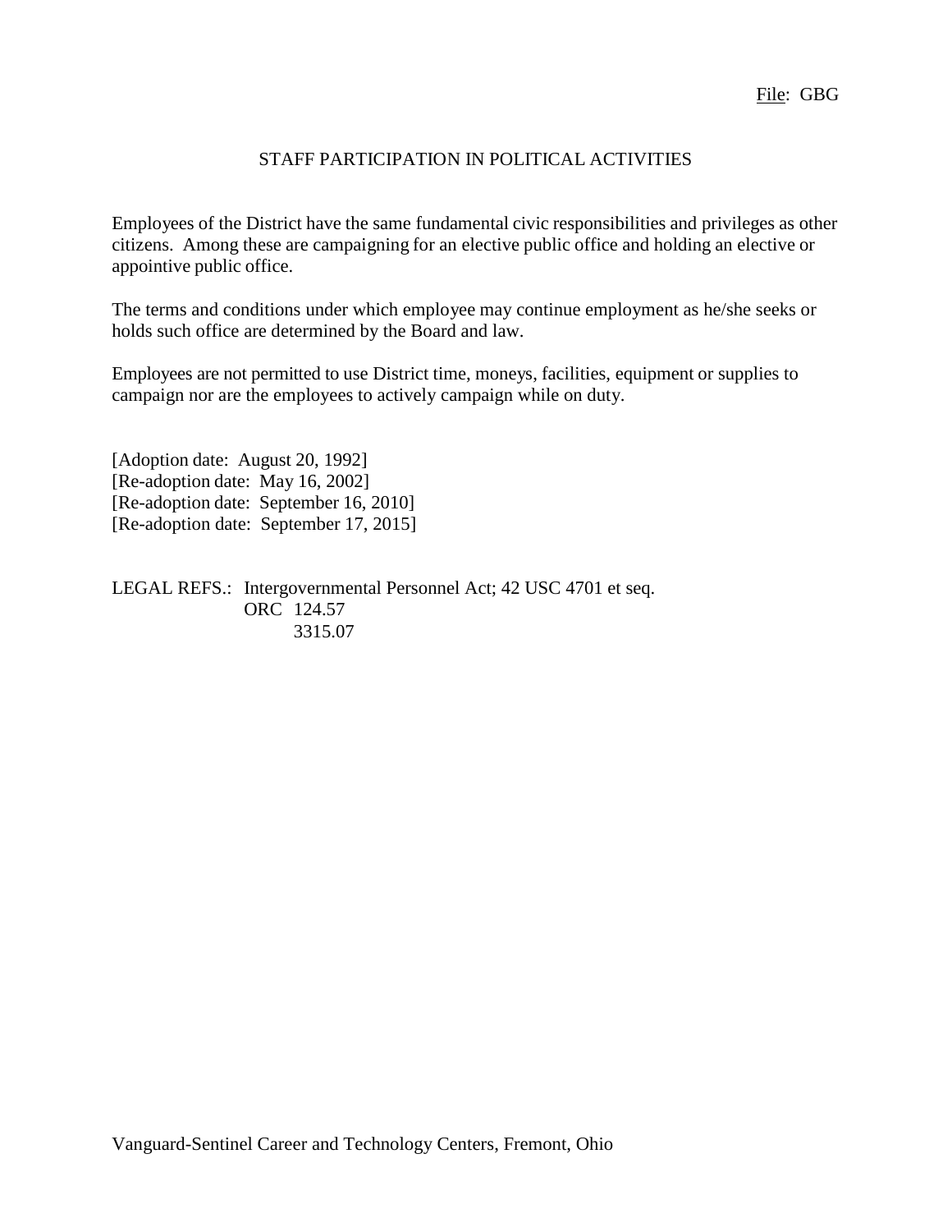File: GBG

# STAFF PARTICIPATION IN POLITICAL ACTIVITIES

Employees of the District have the same fundamental civic responsibilities and privileges as other citizens. Among these are campaigning for an elective public office and holding an elective or appointive public office.

The terms and conditions under which employee may continue employment as he/she seeks or holds such office are determined by the Board and law.

Employees are not permitted to use District time, moneys, facilities, equipment or supplies to campaign nor are the employees to actively campaign while on duty.

[Adoption date: August 20, 1992]
[Re-adoption date: May 16, 2002]
[Re-adoption date: September 16, 2010]
[Re-adoption date: September 17, 2015]

LEGAL REFS.: Intergovernmental Personnel Act; 42 USC 4701 et seq.
ORC 124.57
3315.07

Vanguard-Sentinel Career and Technology Centers, Fremont, Ohio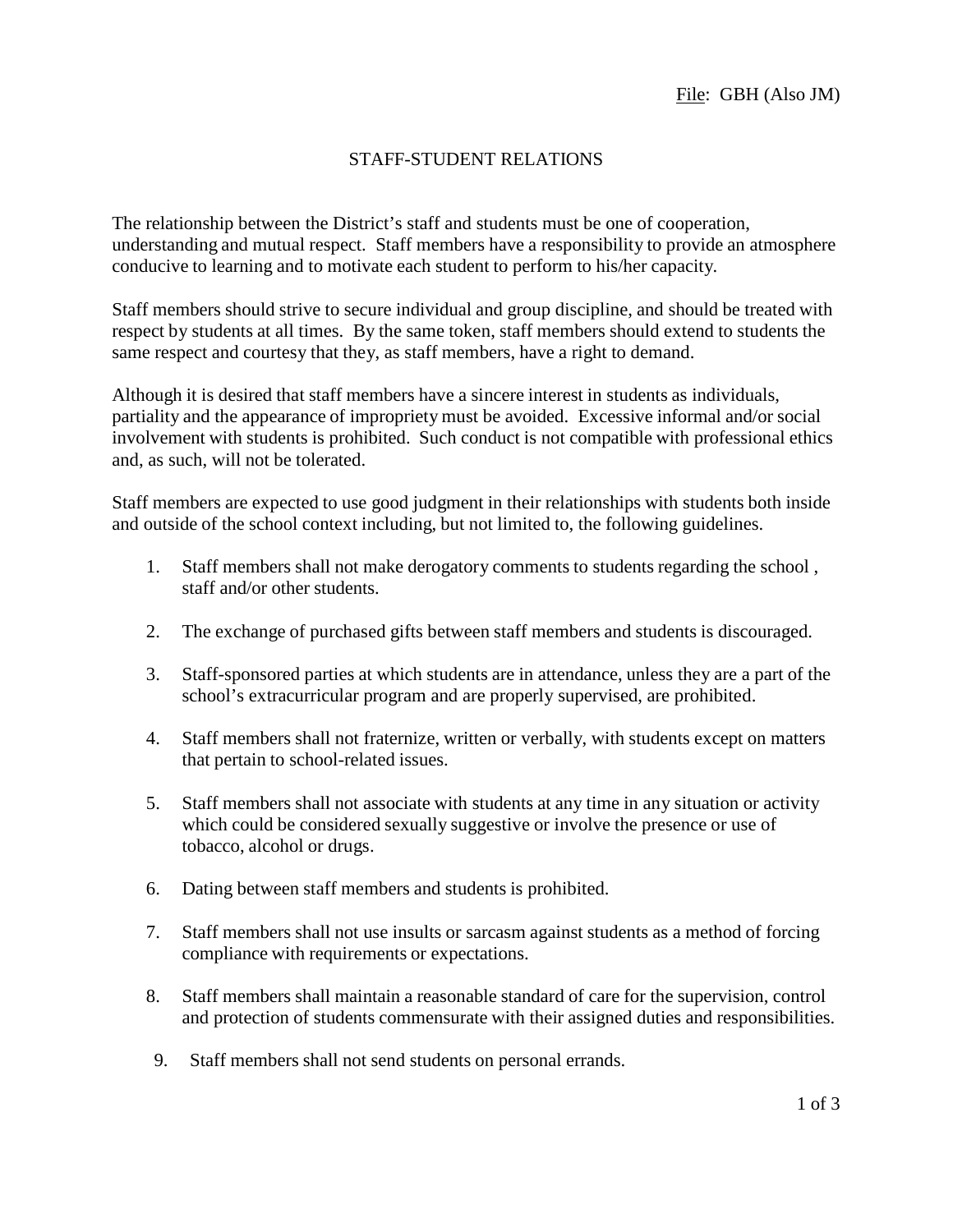File: GBH (Also JM)

# STAFF-STUDENT RELATIONS

The relationship between the District's staff and students must be one of cooperation, understanding and mutual respect. Staff members have a responsibility to provide an atmosphere conducive to learning and to motivate each student to perform to his/her capacity.

Staff members should strive to secure individual and group discipline, and should be treated with respect by students at all times. By the same token, staff members should extend to students the same respect and courtesy that they, as staff members, have a right to demand.

Although it is desired that staff members have a sincere interest in students as individuals, partiality and the appearance of impropriety must be avoided. Excessive informal and/or social involvement with students is prohibited. Such conduct is not compatible with professional ethics and, as such, will not be tolerated.

Staff members are expected to use good judgment in their relationships with students both inside and outside of the school context including, but not limited to, the following guidelines.

1. Staff members shall not make derogatory comments to students regarding the school , staff and/or other students.

2. The exchange of purchased gifts between staff members and students is discouraged.

3. Staff-sponsored parties at which students are in attendance, unless they are a part of the school's extracurricular program and are properly supervised, are prohibited.

4. Staff members shall not fraternize, written or verbally, with students except on matters that pertain to school-related issues.

5. Staff members shall not associate with students at any time in any situation or activity which could be considered sexually suggestive or involve the presence or use of tobacco, alcohol or drugs.

6. Dating between staff members and students is prohibited.

7. Staff members shall not use insults or sarcasm against students as a method of forcing compliance with requirements or expectations.

8. Staff members shall maintain a reasonable standard of care for the supervision, control and protection of students commensurate with their assigned duties and responsibilities.

9. Staff members shall not send students on personal errands.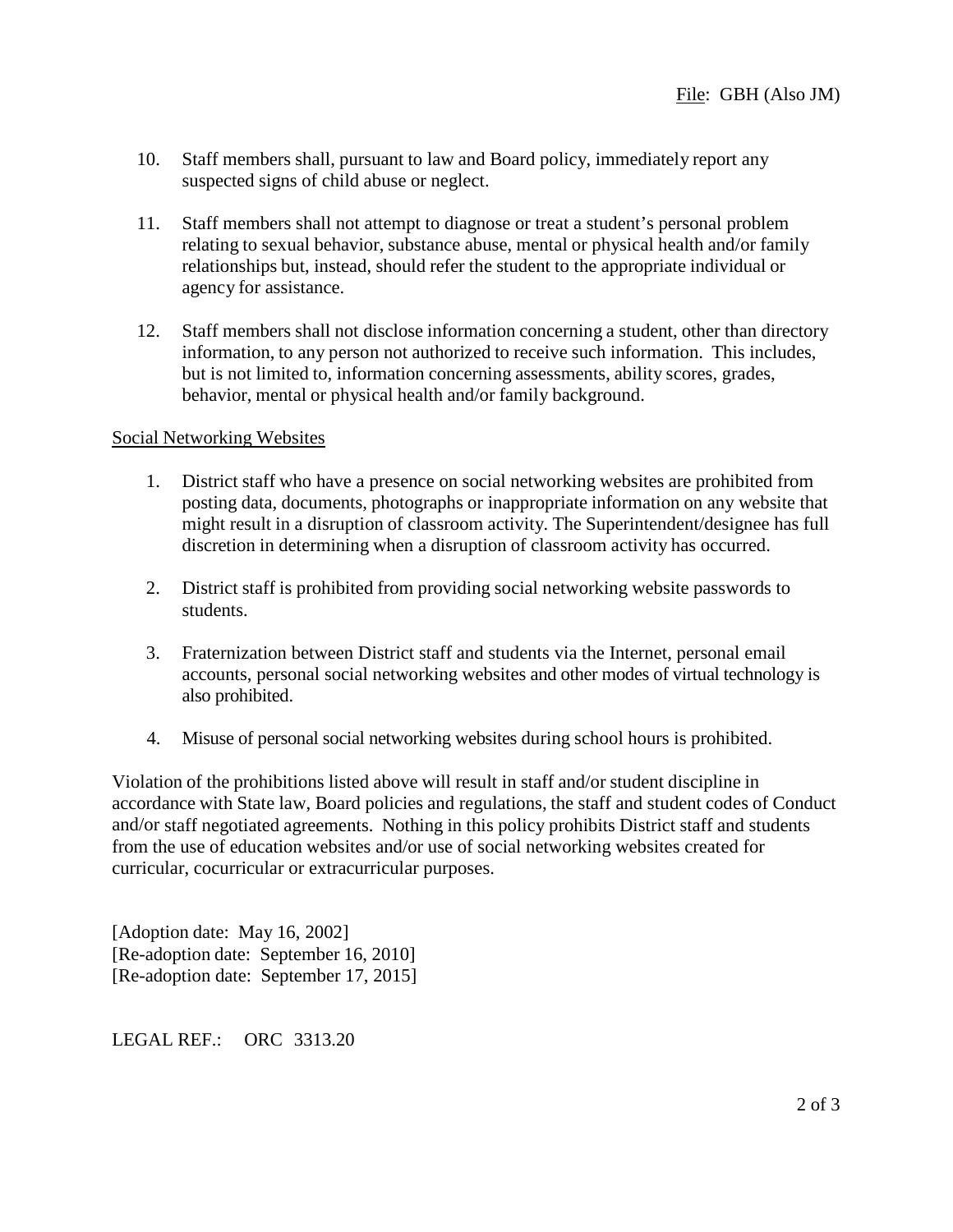10. Staff members shall, pursuant to law and Board policy, immediately report any suspected signs of child abuse or neglect.

11. Staff members shall not attempt to diagnose or treat a student's personal problem relating to sexual behavior, substance abuse, mental or physical health and/or family relationships but, instead, should refer the student to the appropriate individual or agency for assistance.

12. Staff members shall not disclose information concerning a student, other than directory information, to any person not authorized to receive such information. This includes, but is not limited to, information concerning assessments, ability scores, grades, behavior, mental or physical health and/or family background.

Social Networking Websites

1. District staff who have a presence on social networking websites are prohibited from posting data, documents, photographs or inappropriate information on any website that might result in a disruption of classroom activity. The Superintendent/designee has full discretion in determining when a disruption of classroom activity has occurred.

2. District staff is prohibited from providing social networking website passwords to students.

3. Fraternization between District staff and students via the Internet, personal email accounts, personal social networking websites and other modes of virtual technology is also prohibited.

4. Misuse of personal social networking websites during school hours is prohibited.

Violation of the prohibitions listed above will result in staff and/or student discipline in accordance with State law, Board policies and regulations, the staff and student codes of Conduct and/or staff negotiated agreements. Nothing in this policy prohibits District staff and students from the use of education websites and/or use of social networking websites created for curricular, cocurricular or extracurricular purposes.

[Adoption date: May 16, 2002]
[Re-adoption date: September 16, 2010]
[Re-adoption date: September 17, 2015]

LEGAL REF.: ORC 3313.20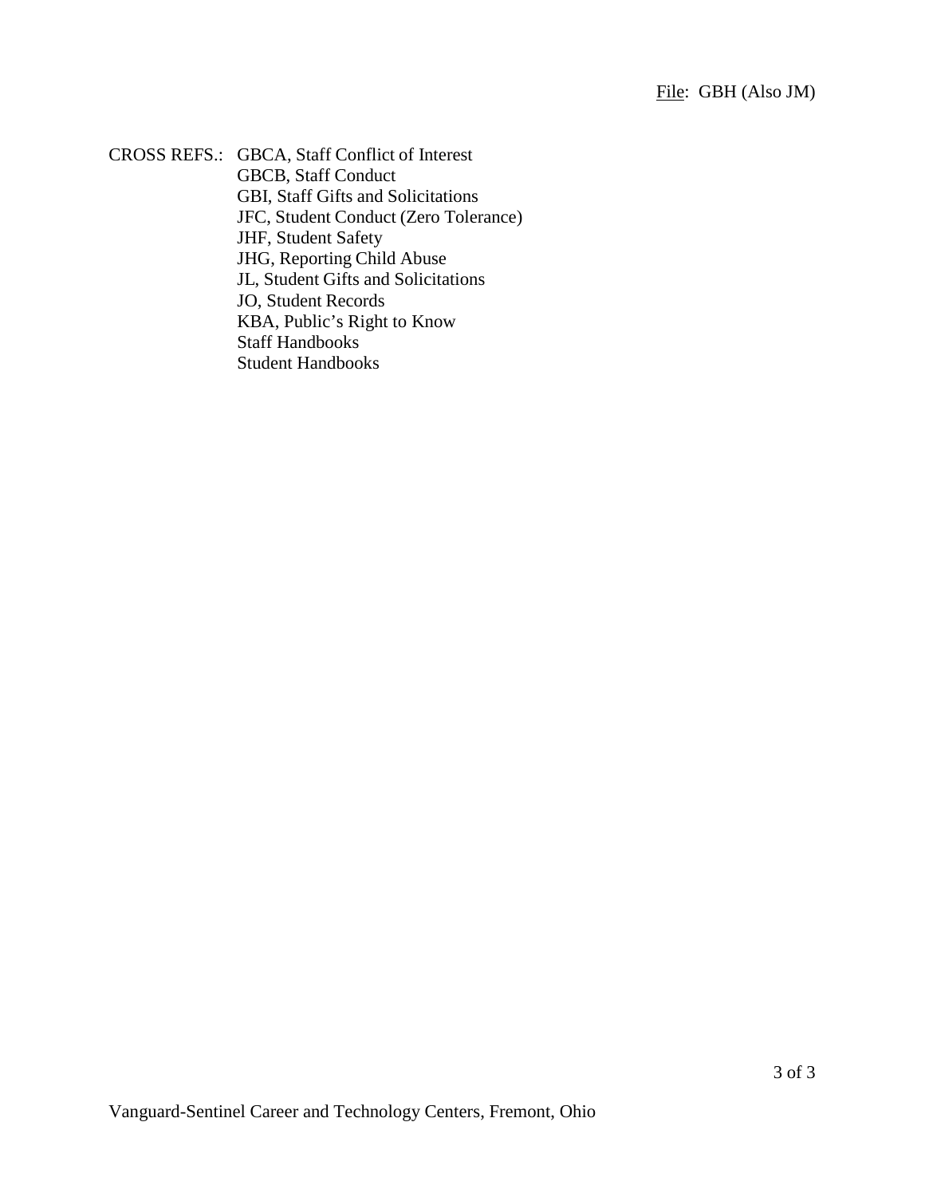CROSS REFS.: GBCA, Staff Conflict of Interest
GBCB, Staff Conduct
GBI, Staff Gifts and Solicitations
JFC, Student Conduct (Zero Tolerance)
JHF, Student Safety
JHG, Reporting Child Abuse
JL, Student Gifts and Solicitations
JO, Student Records
KBA, Public's Right to Know
Staff Handbooks
Student Handbooks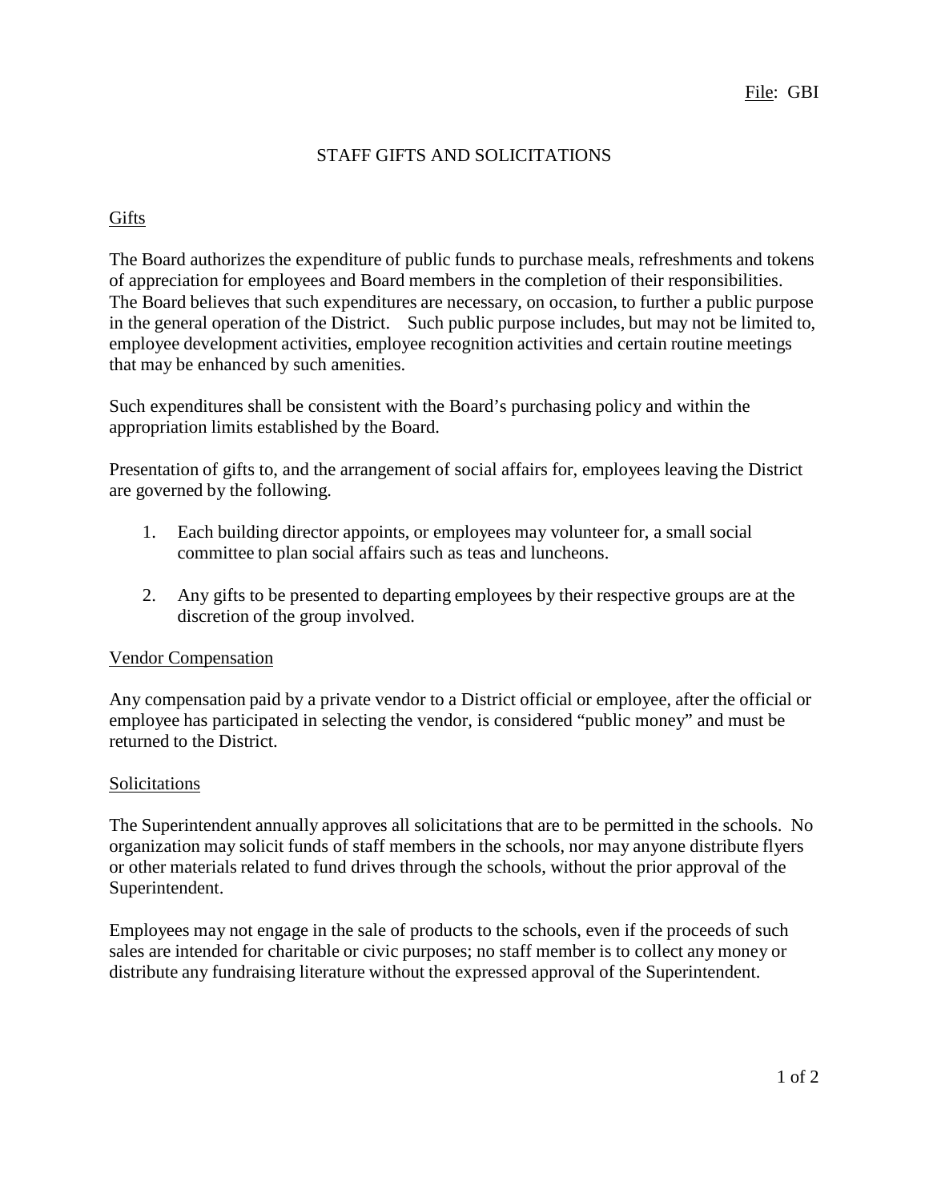File: GBI

# STAFF GIFTS AND SOLICITATIONS

## Gifts

The Board authorizes the expenditure of public funds to purchase meals, refreshments and tokens of appreciation for employees and Board members in the completion of their responsibilities. The Board believes that such expenditures are necessary, on occasion, to further a public purpose in the general operation of the District. Such public purpose includes, but may not be limited to, employee development activities, employee recognition activities and certain routine meetings that may be enhanced by such amenities.

Such expenditures shall be consistent with the Board's purchasing policy and within the appropriation limits established by the Board.

Presentation of gifts to, and the arrangement of social affairs for, employees leaving the District are governed by the following.

1. Each building director appoints, or employees may volunteer for, a small social committee to plan social affairs such as teas and luncheons.

2. Any gifts to be presented to departing employees by their respective groups are at the discretion of the group involved.

## Vendor Compensation

Any compensation paid by a private vendor to a District official or employee, after the official or employee has participated in selecting the vendor, is considered "public money" and must be returned to the District.

## Solicitations

The Superintendent annually approves all solicitations that are to be permitted in the schools. No organization may solicit funds of staff members in the schools, nor may anyone distribute flyers or other materials related to fund drives through the schools, without the prior approval of the Superintendent.

Employees may not engage in the sale of products to the schools, even if the proceeds of such sales are intended for charitable or civic purposes; no staff member is to collect any money or distribute any fundraising literature without the expressed approval of the Superintendent.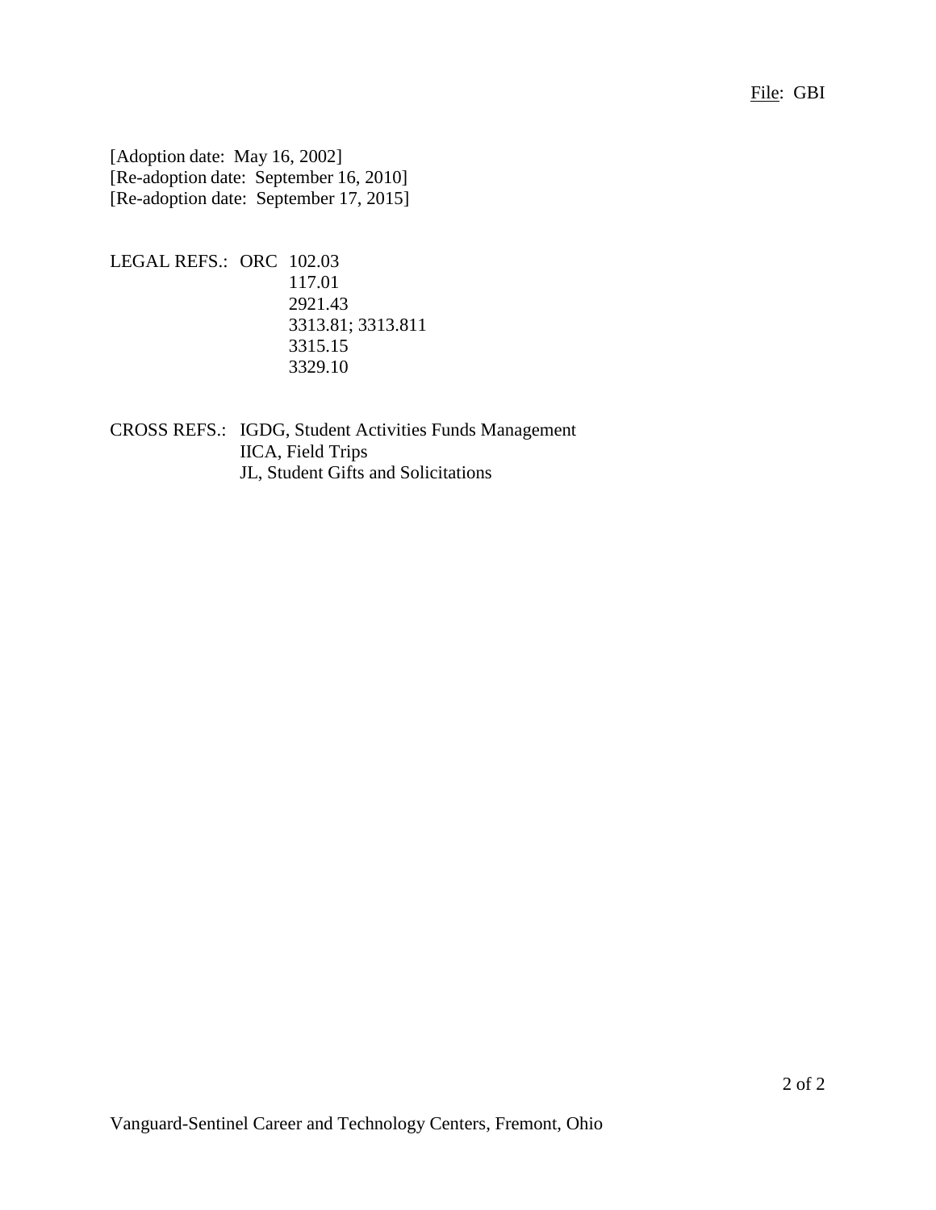[Adoption date: May 16, 2002]
[Re-adoption date: September 16, 2010]
[Re-adoption date: September 17, 2015]

LEGAL REFS.: ORC 102.03
117.01
2921.43
3313.81; 3313.811
3315.15
3329.10

CROSS REFS.: IGDG, Student Activities Funds Management
IICA, Field Trips
JL, Student Gifts and Solicitations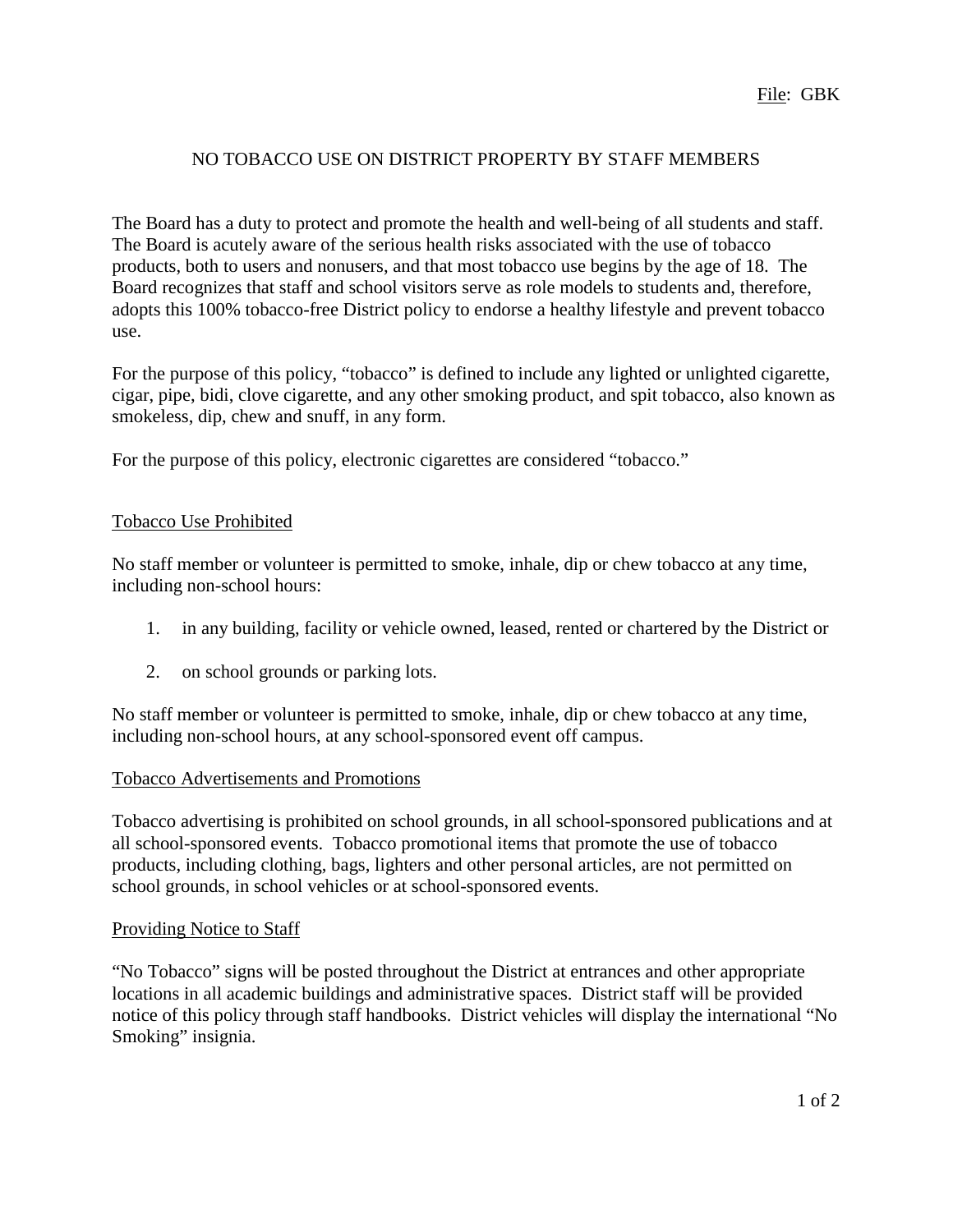File: GBK

# NO TOBACCO USE ON DISTRICT PROPERTY BY STAFF MEMBERS

The Board has a duty to protect and promote the health and well-being of all students and staff. The Board is acutely aware of the serious health risks associated with the use of tobacco products, both to users and nonusers, and that most tobacco use begins by the age of 18. The Board recognizes that staff and school visitors serve as role models to students and, therefore, adopts this 100% tobacco-free District policy to endorse a healthy lifestyle and prevent tobacco use.

For the purpose of this policy, "tobacco" is defined to include any lighted or unlighted cigarette, cigar, pipe, bidi, clove cigarette, and any other smoking product, and spit tobacco, also known as smokeless, dip, chew and snuff, in any form.

For the purpose of this policy, electronic cigarettes are considered "tobacco."

## Tobacco Use Prohibited

No staff member or volunteer is permitted to smoke, inhale, dip or chew tobacco at any time, including non-school hours:

1. in any building, facility or vehicle owned, leased, rented or chartered by the District or
2. on school grounds or parking lots.

No staff member or volunteer is permitted to smoke, inhale, dip or chew tobacco at any time, including non-school hours, at any school-sponsored event off campus.

## Tobacco Advertisements and Promotions

Tobacco advertising is prohibited on school grounds, in all school-sponsored publications and at all school-sponsored events. Tobacco promotional items that promote the use of tobacco products, including clothing, bags, lighters and other personal articles, are not permitted on school grounds, in school vehicles or at school-sponsored events.

## Providing Notice to Staff

"No Tobacco" signs will be posted throughout the District at entrances and other appropriate locations in all academic buildings and administrative spaces. District staff will be provided notice of this policy through staff handbooks. District vehicles will display the international "No Smoking" insignia.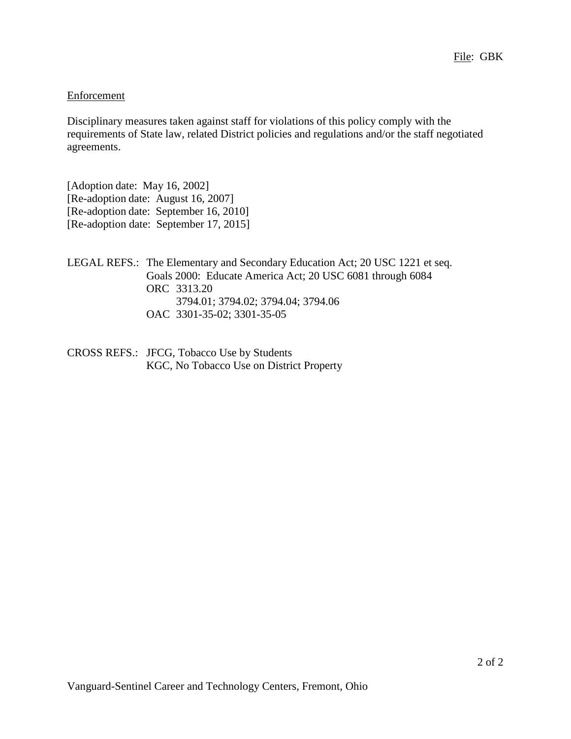## Enforcement

Disciplinary measures taken against staff for violations of this policy comply with the requirements of State law, related District policies and regulations and/or the staff negotiated agreements.

[Adoption date: May 16, 2002]
[Re-adoption date: August 16, 2007]
[Re-adoption date: September 16, 2010]
[Re-adoption date: September 17, 2015]

LEGAL REFS.: The Elementary and Secondary Education Act; 20 USC 1221 et seq.
Goals 2000: Educate America Act; 20 USC 6081 through 6084
ORC 3313.20
3794.01; 3794.02; 3794.04; 3794.06
OAC 3301-35-02; 3301-35-05

CROSS REFS.: JFCG, Tobacco Use by Students
KGC, No Tobacco Use on District Property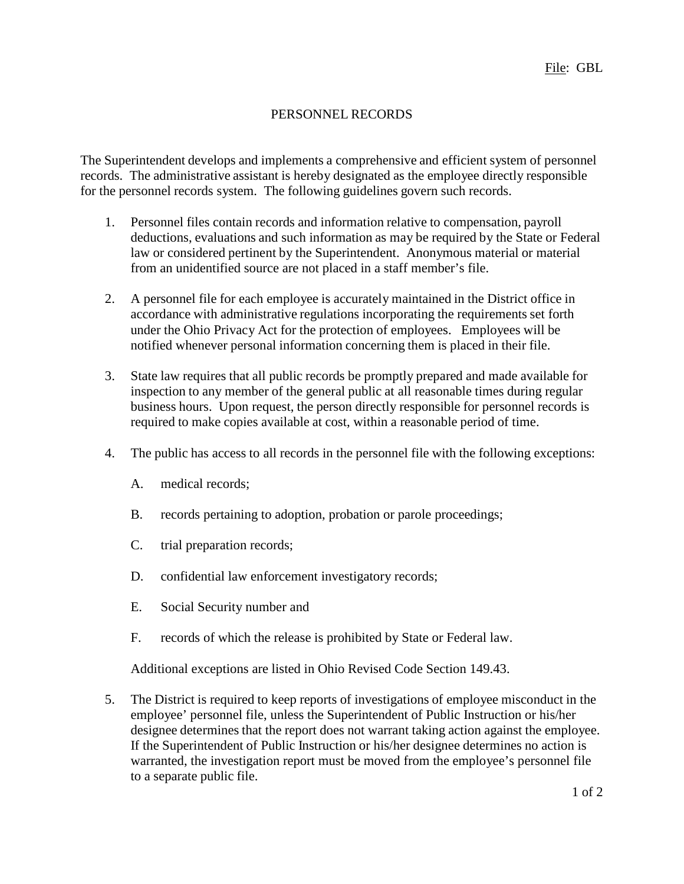File: GBL

# PERSONNEL RECORDS

The Superintendent develops and implements a comprehensive and efficient system of personnel records. The administrative assistant is hereby designated as the employee directly responsible for the personnel records system. The following guidelines govern such records.

1. Personnel files contain records and information relative to compensation, payroll deductions, evaluations and such information as may be required by the State or Federal law or considered pertinent by the Superintendent. Anonymous material or material from an unidentified source are not placed in a staff member's file.

2. A personnel file for each employee is accurately maintained in the District office in accordance with administrative regulations incorporating the requirements set forth under the Ohio Privacy Act for the protection of employees. Employees will be notified whenever personal information concerning them is placed in their file.

3. State law requires that all public records be promptly prepared and made available for inspection to any member of the general public at all reasonable times during regular business hours. Upon request, the person directly responsible for personnel records is required to make copies available at cost, within a reasonable period of time.

4. The public has access to all records in the personnel file with the following exceptions:

   A. medical records;

   B. records pertaining to adoption, probation or parole proceedings;

   C. trial preparation records;

   D. confidential law enforcement investigatory records;

   E. Social Security number and

   F. records of which the release is prohibited by State or Federal law.

   Additional exceptions are listed in Ohio Revised Code Section 149.43.

5. The District is required to keep reports of investigations of employee misconduct in the employee' personnel file, unless the Superintendent of Public Instruction or his/her designee determines that the report does not warrant taking action against the employee. If the Superintendent of Public Instruction or his/her designee determines no action is warranted, the investigation report must be moved from the employee's personnel file to a separate public file.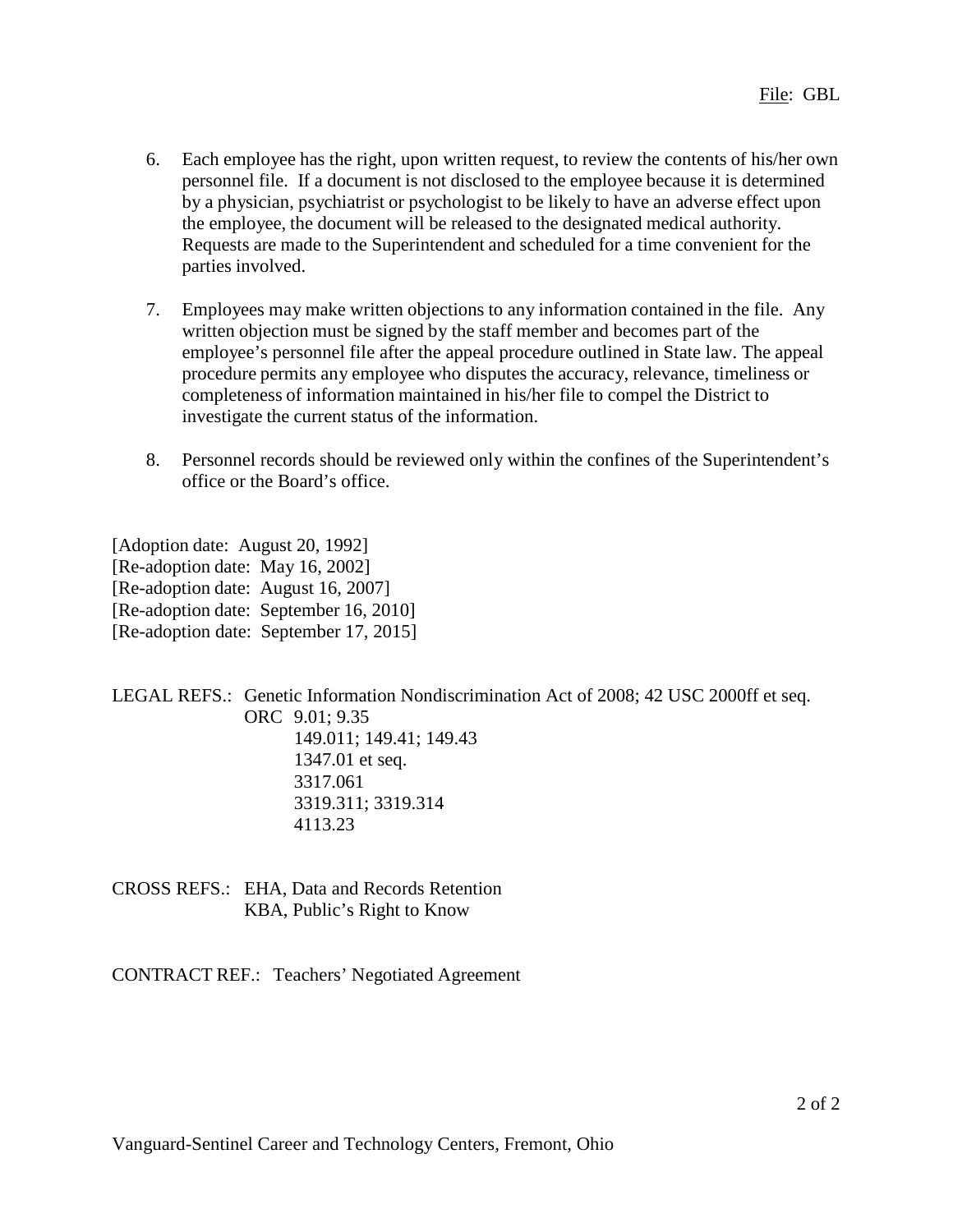6. Each employee has the right, upon written request, to review the contents of his/her own personnel file. If a document is not disclosed to the employee because it is determined by a physician, psychiatrist or psychologist to be likely to have an adverse effect upon the employee, the document will be released to the designated medical authority. Requests are made to the Superintendent and scheduled for a time convenient for the parties involved.

7. Employees may make written objections to any information contained in the file. Any written objection must be signed by the staff member and becomes part of the employee's personnel file after the appeal procedure outlined in State law. The appeal procedure permits any employee who disputes the accuracy, relevance, timeliness or completeness of information maintained in his/her file to compel the District to investigate the current status of the information.

8. Personnel records should be reviewed only within the confines of the Superintendent's office or the Board's office.

[Adoption date: August 20, 1992]
[Re-adoption date: May 16, 2002]
[Re-adoption date: August 16, 2007]
[Re-adoption date: September 16, 2010]
[Re-adoption date: September 17, 2015]

LEGAL REFS.: Genetic Information Nondiscrimination Act of 2008; 42 USC 2000ff et seq.
ORC 9.01; 9.35
149.011; 149.41; 149.43
1347.01 et seq.
3317.061
3319.311; 3319.314
4113.23

CROSS REFS.: EHA, Data and Records Retention
KBA, Public's Right to Know

CONTRACT REF.: Teachers' Negotiated Agreement

Vanguard-Sentinel Career and Technology Centers, Fremont, Ohio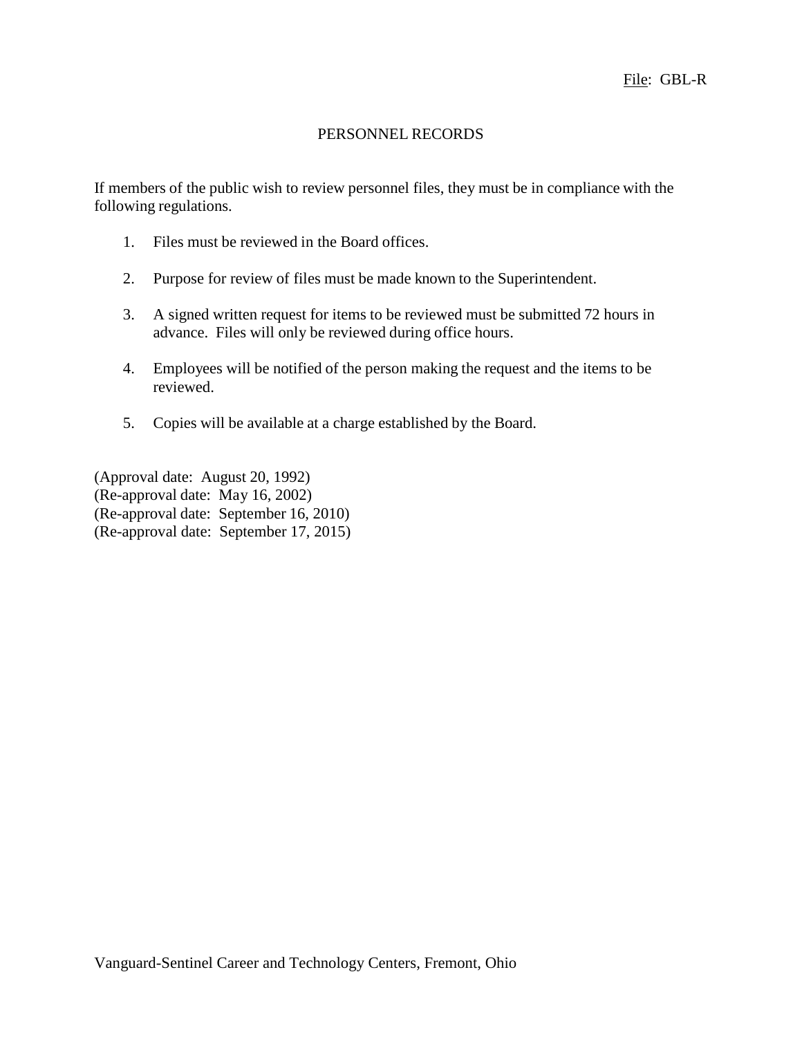File: GBL-R

# PERSONNEL RECORDS

If members of the public wish to review personnel files, they must be in compliance with the following regulations.

1. Files must be reviewed in the Board offices.

2. Purpose for review of files must be made known to the Superintendent.

3. A signed written request for items to be reviewed must be submitted 72 hours in advance. Files will only be reviewed during office hours.

4. Employees will be notified of the person making the request and the items to be reviewed.

5. Copies will be available at a charge established by the Board.

(Approval date: August 20, 1992)
(Re-approval date: May 16, 2002)
(Re-approval date: September 16, 2010)
(Re-approval date: September 17, 2015)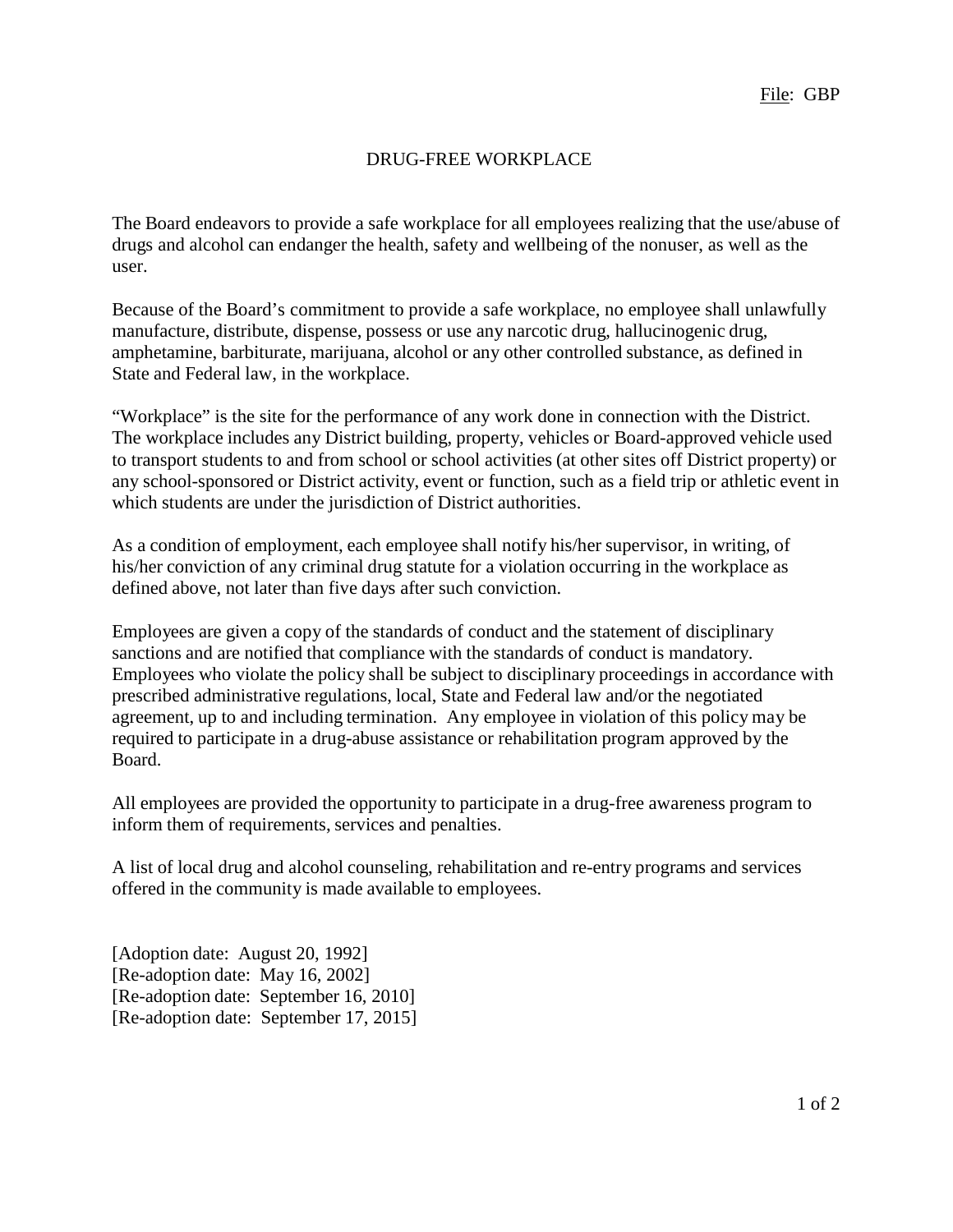File: GBP

# DRUG-FREE WORKPLACE

The Board endeavors to provide a safe workplace for all employees realizing that the use/abuse of drugs and alcohol can endanger the health, safety and wellbeing of the nonuser, as well as the user.

Because of the Board's commitment to provide a safe workplace, no employee shall unlawfully manufacture, distribute, dispense, possess or use any narcotic drug, hallucinogenic drug, amphetamine, barbiturate, marijuana, alcohol or any other controlled substance, as defined in State and Federal law, in the workplace.

"Workplace" is the site for the performance of any work done in connection with the District. The workplace includes any District building, property, vehicles or Board-approved vehicle used to transport students to and from school or school activities (at other sites off District property) or any school-sponsored or District activity, event or function, such as a field trip or athletic event in which students are under the jurisdiction of District authorities.

As a condition of employment, each employee shall notify his/her supervisor, in writing, of his/her conviction of any criminal drug statute for a violation occurring in the workplace as defined above, not later than five days after such conviction.

Employees are given a copy of the standards of conduct and the statement of disciplinary sanctions and are notified that compliance with the standards of conduct is mandatory. Employees who violate the policy shall be subject to disciplinary proceedings in accordance with prescribed administrative regulations, local, State and Federal law and/or the negotiated agreement, up to and including termination. Any employee in violation of this policy may be required to participate in a drug-abuse assistance or rehabilitation program approved by the Board.

All employees are provided the opportunity to participate in a drug-free awareness program to inform them of requirements, services and penalties.

A list of local drug and alcohol counseling, rehabilitation and re-entry programs and services offered in the community is made available to employees.

[Adoption date: August 20, 1992]
[Re-adoption date: May 16, 2002]
[Re-adoption date: September 16, 2010]
[Re-adoption date: September 17, 2015]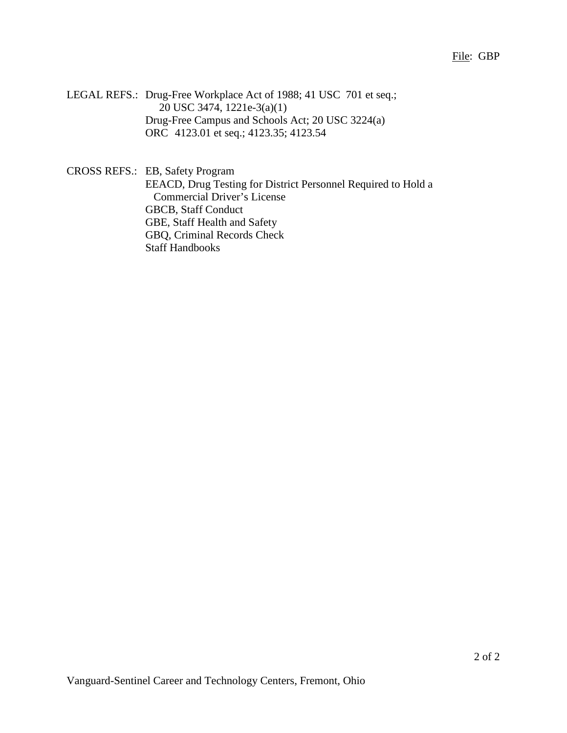LEGAL REFS.: Drug-Free Workplace Act of 1988; 41 USC 701 et seq.;
20 USC 3474, 1221e-3(a)(1)
Drug-Free Campus and Schools Act; 20 USC 3224(a)
ORC 4123.01 et seq.; 4123.35; 4123.54

CROSS REFS.: EB, Safety Program
EEACD, Drug Testing for District Personnel Required to Hold a Commercial Driver's License
GBCB, Staff Conduct
GBE, Staff Health and Safety
GBQ, Criminal Records Check
Staff Handbooks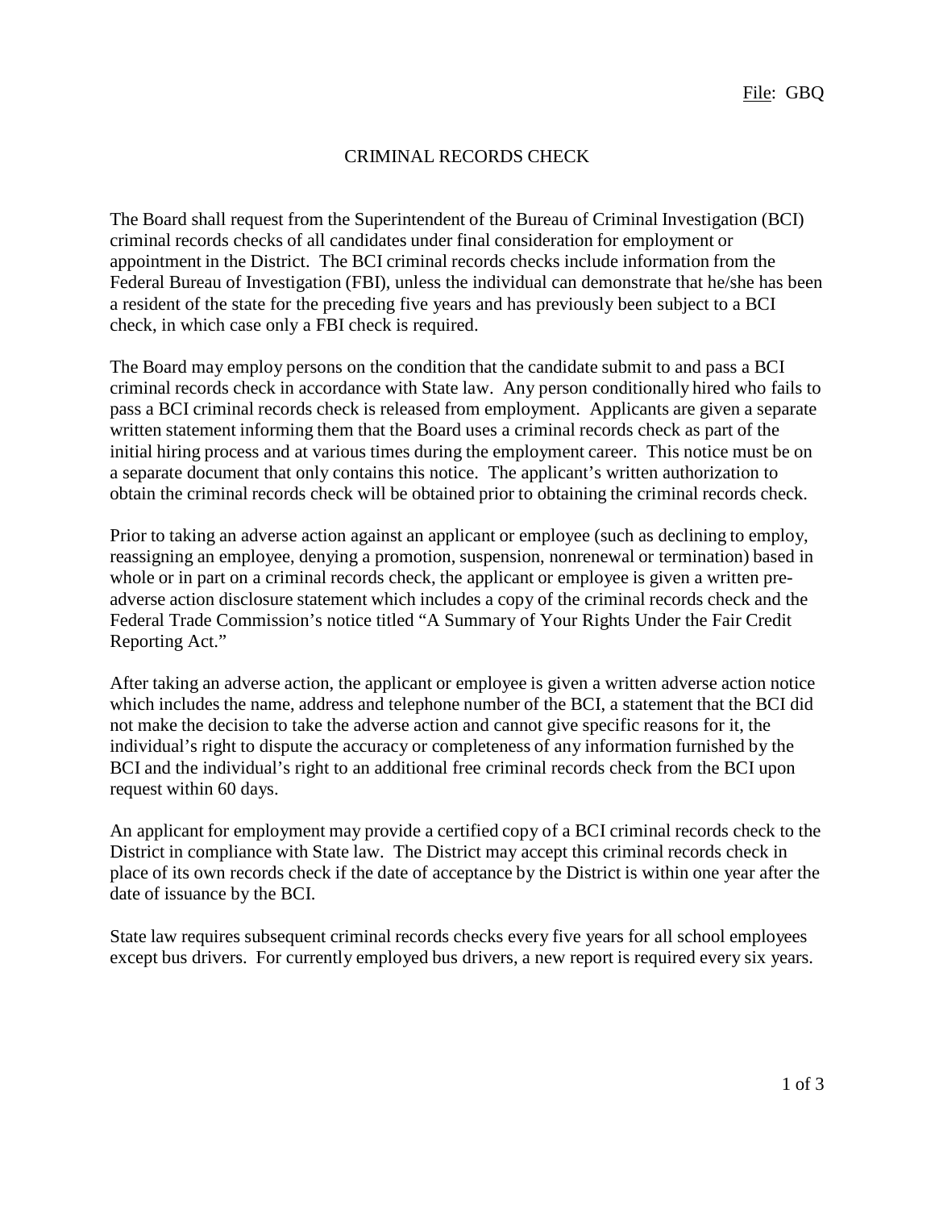File: GBQ

# CRIMINAL RECORDS CHECK

The Board shall request from the Superintendent of the Bureau of Criminal Investigation (BCI) criminal records checks of all candidates under final consideration for employment or appointment in the District. The BCI criminal records checks include information from the Federal Bureau of Investigation (FBI), unless the individual can demonstrate that he/she has been a resident of the state for the preceding five years and has previously been subject to a BCI check, in which case only a FBI check is required.

The Board may employ persons on the condition that the candidate submit to and pass a BCI criminal records check in accordance with State law. Any person conditionally hired who fails to pass a BCI criminal records check is released from employment. Applicants are given a separate written statement informing them that the Board uses a criminal records check as part of the initial hiring process and at various times during the employment career. This notice must be on a separate document that only contains this notice. The applicant's written authorization to obtain the criminal records check will be obtained prior to obtaining the criminal records check.

Prior to taking an adverse action against an applicant or employee (such as declining to employ, reassigning an employee, denying a promotion, suspension, nonrenewal or termination) based in whole or in part on a criminal records check, the applicant or employee is given a written pre-adverse action disclosure statement which includes a copy of the criminal records check and the Federal Trade Commission's notice titled "A Summary of Your Rights Under the Fair Credit Reporting Act."

After taking an adverse action, the applicant or employee is given a written adverse action notice which includes the name, address and telephone number of the BCI, a statement that the BCI did not make the decision to take the adverse action and cannot give specific reasons for it, the individual's right to dispute the accuracy or completeness of any information furnished by the BCI and the individual's right to an additional free criminal records check from the BCI upon request within 60 days.

An applicant for employment may provide a certified copy of a BCI criminal records check to the District in compliance with State law. The District may accept this criminal records check in place of its own records check if the date of acceptance by the District is within one year after the date of issuance by the BCI.

State law requires subsequent criminal records checks every five years for all school employees except bus drivers. For currently employed bus drivers, a new report is required every six years.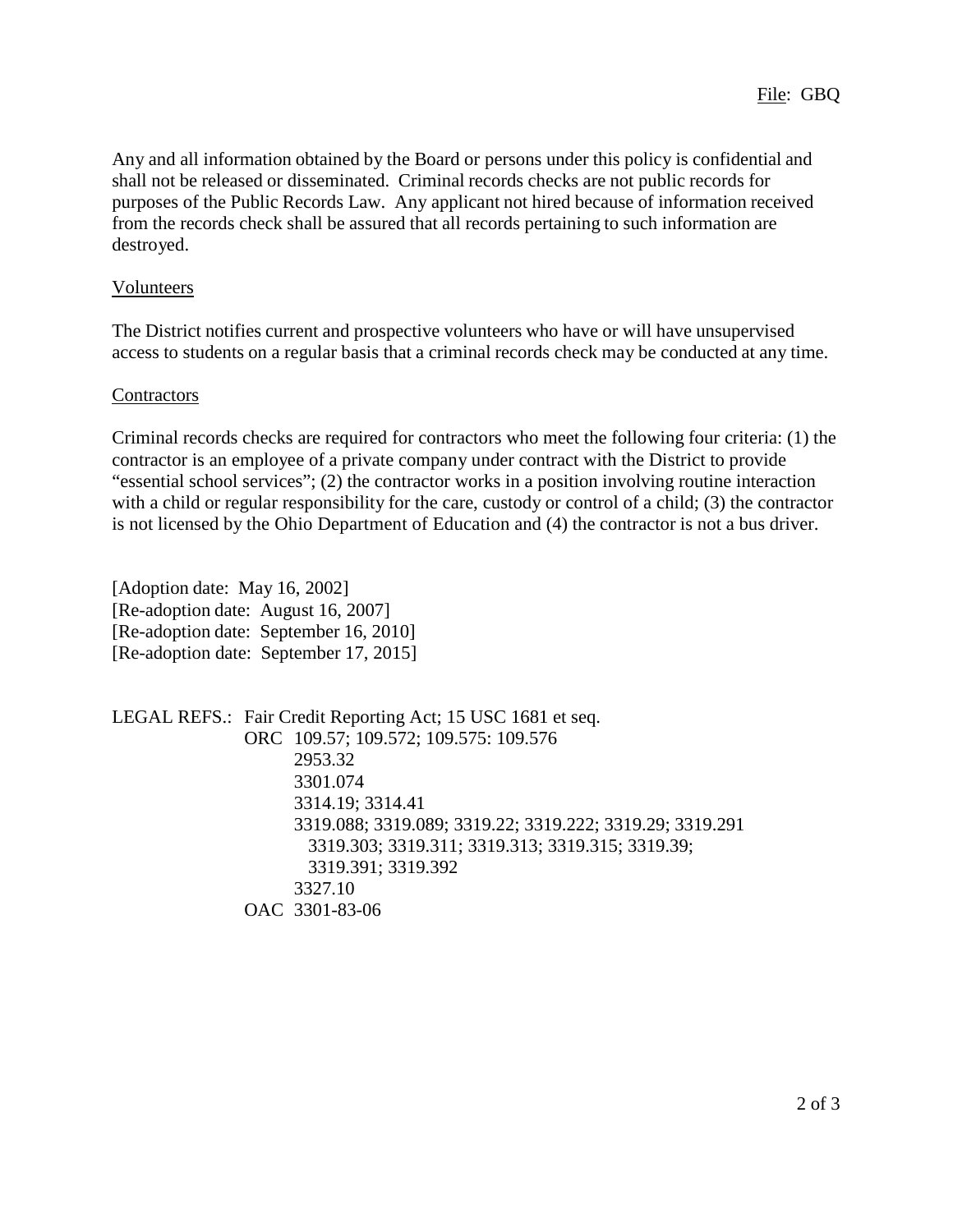Any and all information obtained by the Board or persons under this policy is confidential and shall not be released or disseminated. Criminal records checks are not public records for purposes of the Public Records Law. Any applicant not hired because of information received from the records check shall be assured that all records pertaining to such information are destroyed.

Volunteers

The District notifies current and prospective volunteers who have or will have unsupervised access to students on a regular basis that a criminal records check may be conducted at any time.

Contractors

Criminal records checks are required for contractors who meet the following four criteria: (1) the contractor is an employee of a private company under contract with the District to provide "essential school services"; (2) the contractor works in a position involving routine interaction with a child or regular responsibility for the care, custody or control of a child; (3) the contractor is not licensed by the Ohio Department of Education and (4) the contractor is not a bus driver.

[Adoption date: May 16, 2002]
[Re-adoption date: August 16, 2007]
[Re-adoption date: September 16, 2010]
[Re-adoption date: September 17, 2015]

LEGAL REFS.: Fair Credit Reporting Act; 15 USC 1681 et seq.
ORC 109.57; 109.572; 109.575: 109.576
2953.32
3301.074
3314.19; 3314.41
3319.088; 3319.089; 3319.22; 3319.222; 3319.29; 3319.291
3319.303; 3319.311; 3319.313; 3319.315; 3319.39;
3319.391; 3319.392
3327.10
OAC 3301-83-06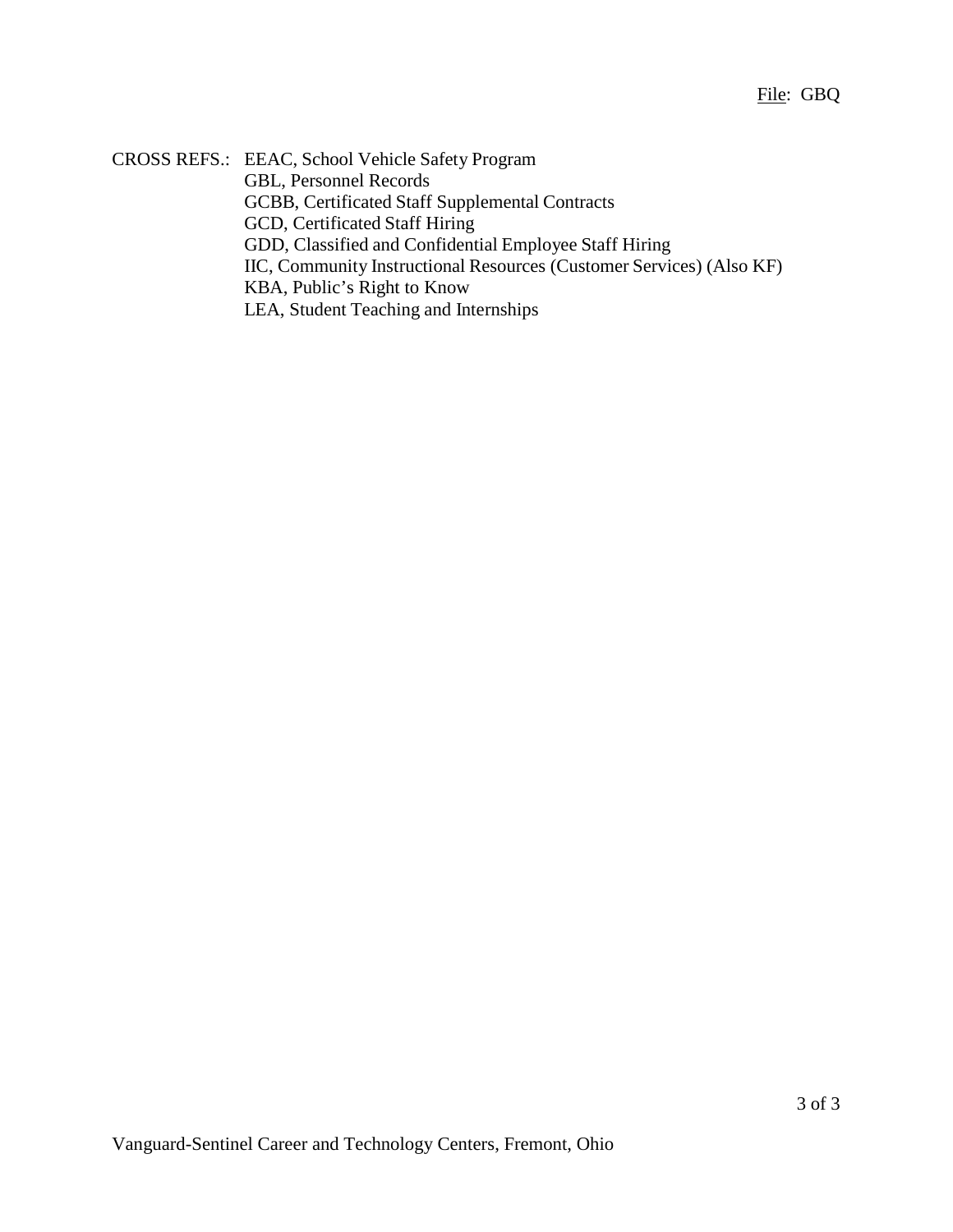CROSS REFS.: EEAC, School Vehicle Safety Program
GBL, Personnel Records
GCBB, Certificated Staff Supplemental Contracts
GCD, Certificated Staff Hiring
GDD, Classified and Confidential Employee Staff Hiring
IIC, Community Instructional Resources (Customer Services) (Also KF)
KBA, Public's Right to Know
LEA, Student Teaching and Internships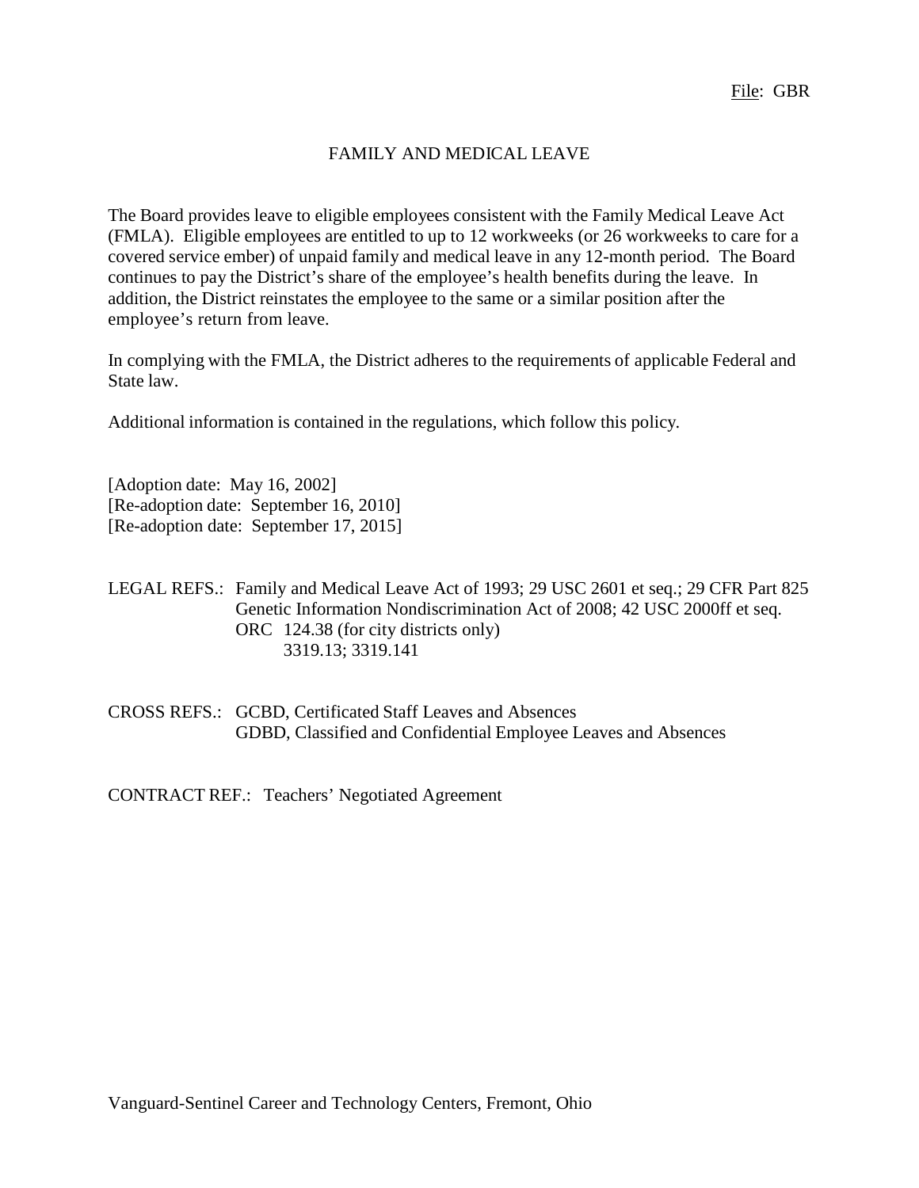File: GBR

# FAMILY AND MEDICAL LEAVE

The Board provides leave to eligible employees consistent with the Family Medical Leave Act (FMLA). Eligible employees are entitled to up to 12 workweeks (or 26 workweeks to care for a covered service ember) of unpaid family and medical leave in any 12-month period. The Board continues to pay the District's share of the employee's health benefits during the leave. In addition, the District reinstates the employee to the same or a similar position after the employee's return from leave.

In complying with the FMLA, the District adheres to the requirements of applicable Federal and State law.

Additional information is contained in the regulations, which follow this policy.

[Adoption date: May 16, 2002]
[Re-adoption date: September 16, 2010]
[Re-adoption date: September 17, 2015]

LEGAL REFS.: Family and Medical Leave Act of 1993; 29 USC 2601 et seq.; 29 CFR Part 825
Genetic Information Nondiscrimination Act of 2008; 42 USC 2000ff et seq.
ORC 124.38 (for city districts only)
3319.13; 3319.141

CROSS REFS.: GCBD, Certificated Staff Leaves and Absences
GDBD, Classified and Confidential Employee Leaves and Absences

CONTRACT REF.: Teachers' Negotiated Agreement

Vanguard-Sentinel Career and Technology Centers, Fremont, Ohio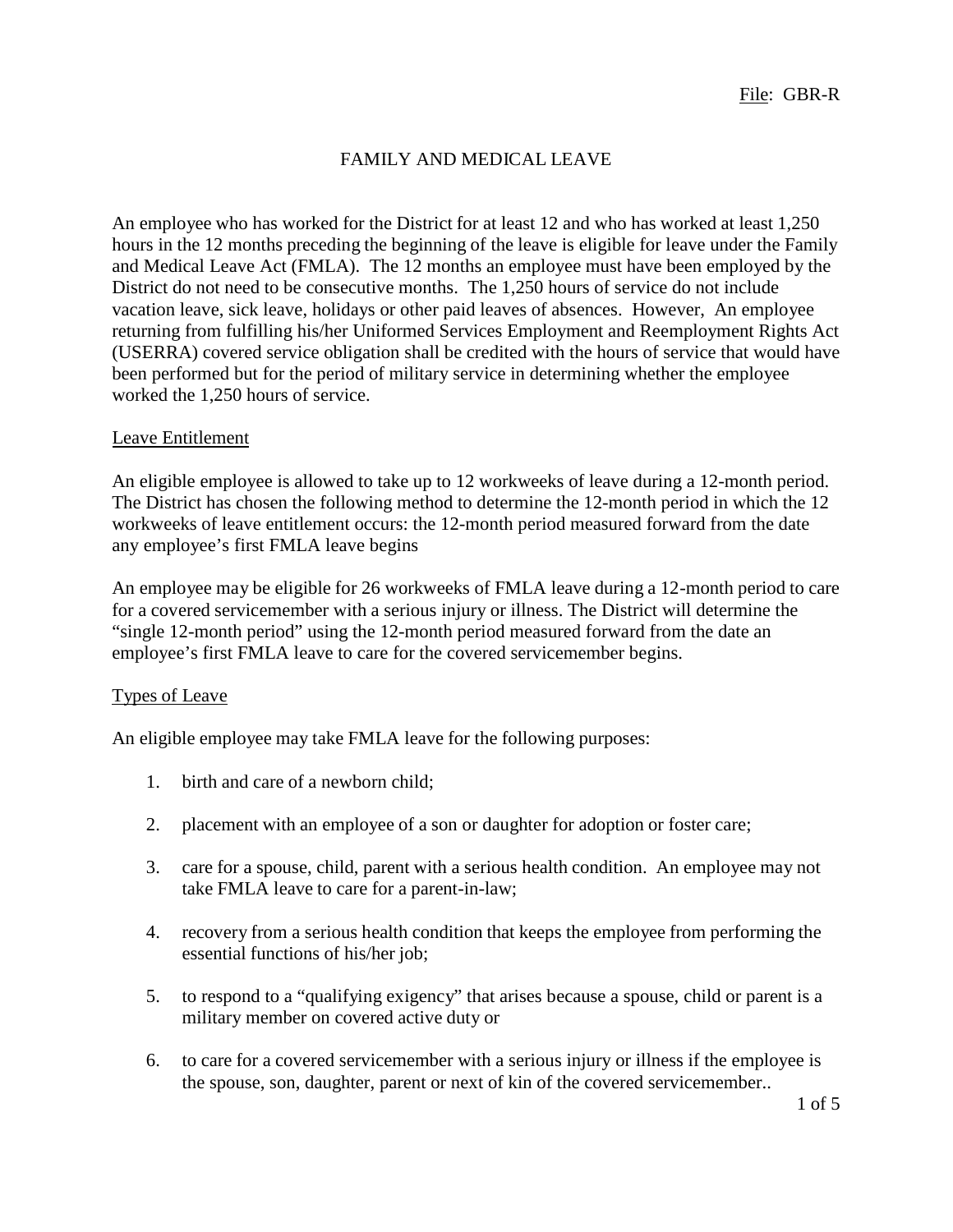File: GBR-R

# FAMILY AND MEDICAL LEAVE

An employee who has worked for the District for at least 12 and who has worked at least 1,250 hours in the 12 months preceding the beginning of the leave is eligible for leave under the Family and Medical Leave Act (FMLA). The 12 months an employee must have been employed by the District do not need to be consecutive months. The 1,250 hours of service do not include vacation leave, sick leave, holidays or other paid leaves of absences. However, An employee returning from fulfilling his/her Uniformed Services Employment and Reemployment Rights Act (USERRA) covered service obligation shall be credited with the hours of service that would have been performed but for the period of military service in determining whether the employee worked the 1,250 hours of service.

## Leave Entitlement

An eligible employee is allowed to take up to 12 workweeks of leave during a 12-month period. The District has chosen the following method to determine the 12-month period in which the 12 workweeks of leave entitlement occurs: the 12-month period measured forward from the date any employee's first FMLA leave begins

An employee may be eligible for 26 workweeks of FMLA leave during a 12-month period to care for a covered servicemember with a serious injury or illness. The District will determine the "single 12-month period" using the 12-month period measured forward from the date an employee's first FMLA leave to care for the covered servicemember begins.

## Types of Leave

An eligible employee may take FMLA leave for the following purposes:

1. birth and care of a newborn child;
2. placement with an employee of a son or daughter for adoption or foster care;
3. care for a spouse, child, parent with a serious health condition. An employee may not take FMLA leave to care for a parent-in-law;
4. recovery from a serious health condition that keeps the employee from performing the essential functions of his/her job;
5. to respond to a "qualifying exigency" that arises because a spouse, child or parent is a military member on covered active duty or
6. to care for a covered servicemember with a serious injury or illness if the employee is the spouse, son, daughter, parent or next of kin of the covered servicemember..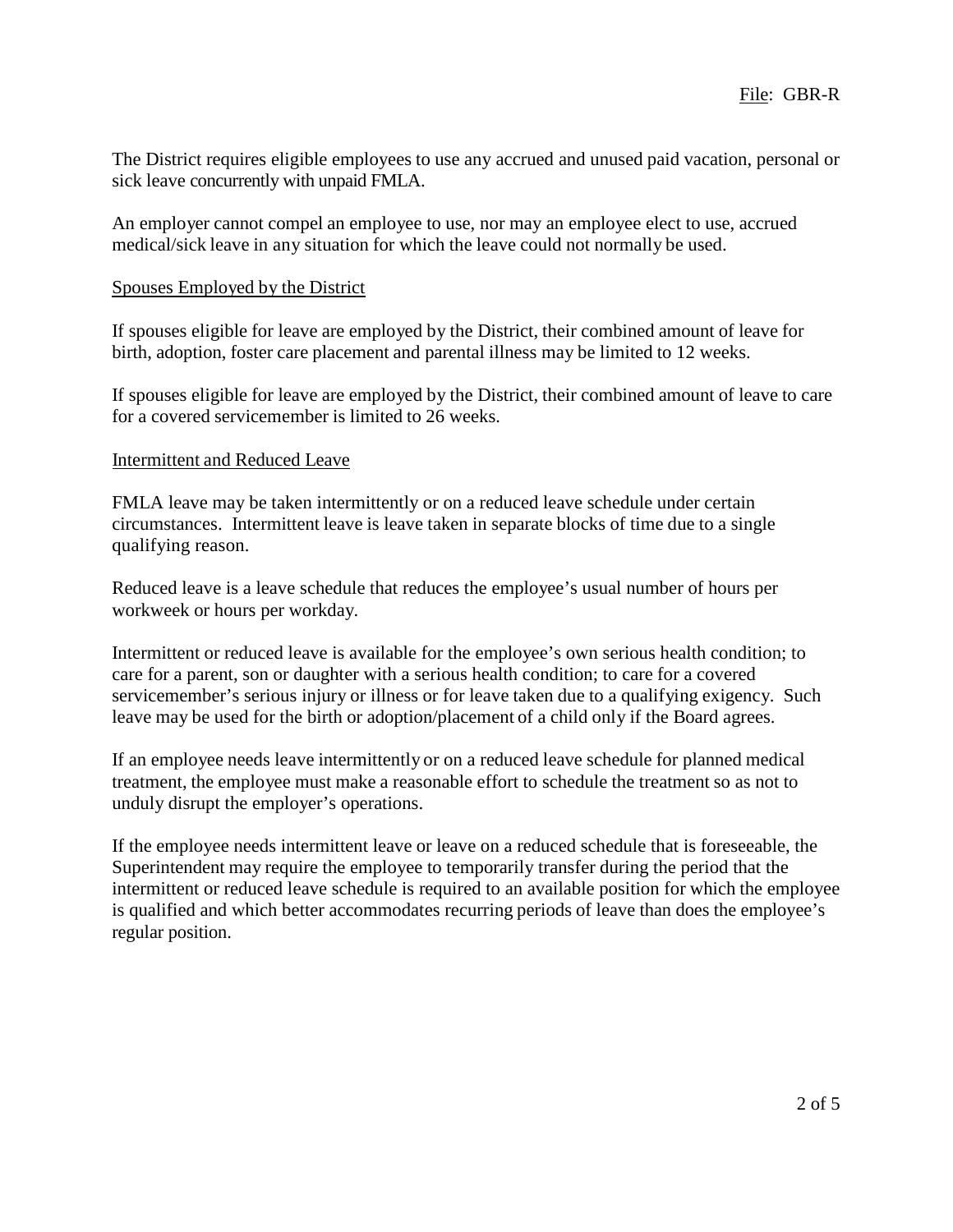The District requires eligible employees to use any accrued and unused paid vacation, personal or sick leave concurrently with unpaid FMLA.

An employer cannot compel an employee to use, nor may an employee elect to use, accrued medical/sick leave in any situation for which the leave could not normally be used.

## Spouses Employed by the District

If spouses eligible for leave are employed by the District, their combined amount of leave for birth, adoption, foster care placement and parental illness may be limited to 12 weeks.

If spouses eligible for leave are employed by the District, their combined amount of leave to care for a covered servicemember is limited to 26 weeks.

## Intermittent and Reduced Leave

FMLA leave may be taken intermittently or on a reduced leave schedule under certain circumstances. Intermittent leave is leave taken in separate blocks of time due to a single qualifying reason.

Reduced leave is a leave schedule that reduces the employee's usual number of hours per workweek or hours per workday.

Intermittent or reduced leave is available for the employee's own serious health condition; to care for a parent, son or daughter with a serious health condition; to care for a covered servicemember's serious injury or illness or for leave taken due to a qualifying exigency. Such leave may be used for the birth or adoption/placement of a child only if the Board agrees.

If an employee needs leave intermittently or on a reduced leave schedule for planned medical treatment, the employee must make a reasonable effort to schedule the treatment so as not to unduly disrupt the employer's operations.

If the employee needs intermittent leave or leave on a reduced schedule that is foreseeable, the Superintendent may require the employee to temporarily transfer during the period that the intermittent or reduced leave schedule is required to an available position for which the employee is qualified and which better accommodates recurring periods of leave than does the employee's regular position.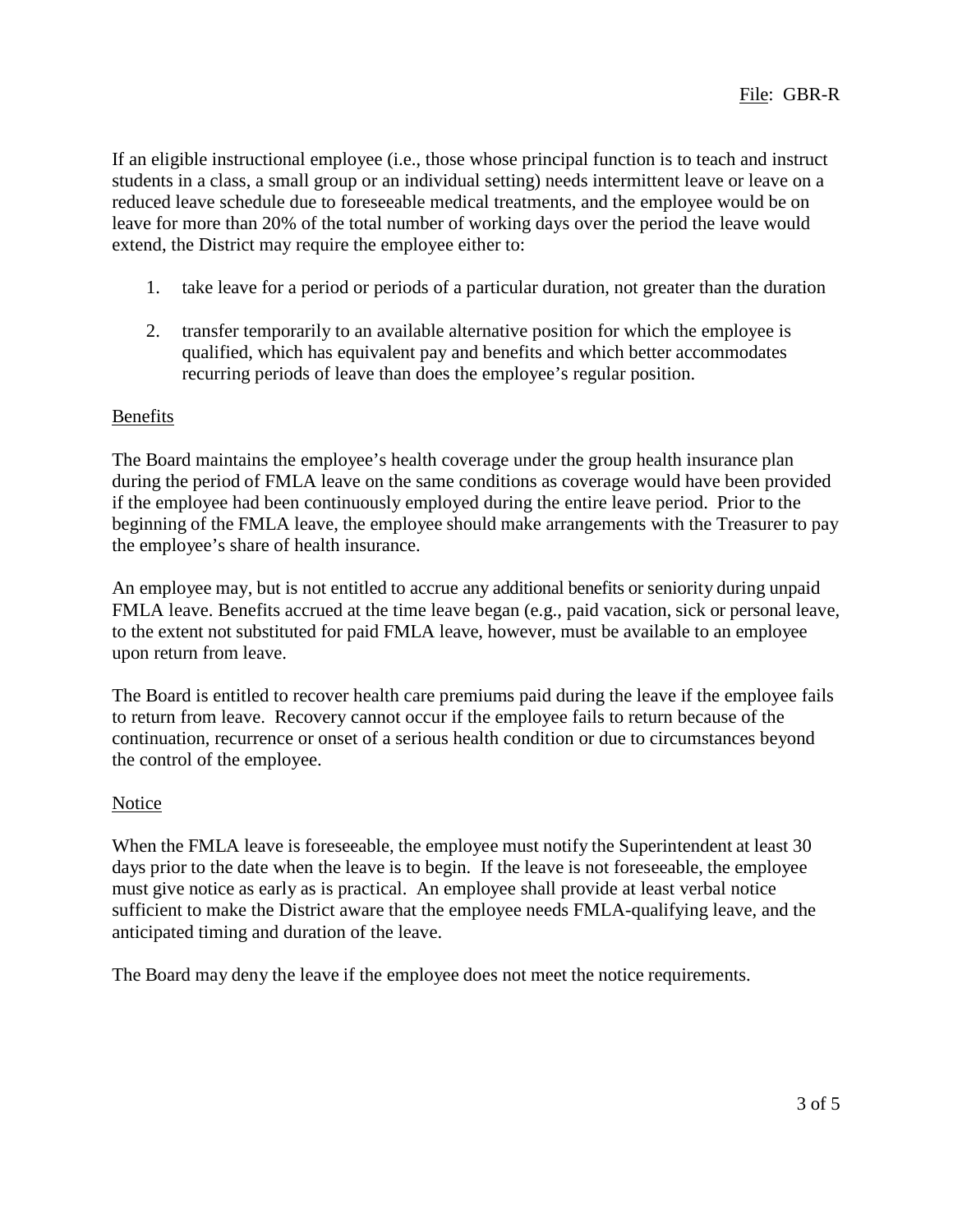If an eligible instructional employee (i.e., those whose principal function is to teach and instruct students in a class, a small group or an individual setting) needs intermittent leave or leave on a reduced leave schedule due to foreseeable medical treatments, and the employee would be on leave for more than 20% of the total number of working days over the period the leave would extend, the District may require the employee either to:

1. take leave for a period or periods of a particular duration, not greater than the duration
2. transfer temporarily to an available alternative position for which the employee is qualified, which has equivalent pay and benefits and which better accommodates recurring periods of leave than does the employee's regular position.

## Benefits

The Board maintains the employee's health coverage under the group health insurance plan during the period of FMLA leave on the same conditions as coverage would have been provided if the employee had been continuously employed during the entire leave period. Prior to the beginning of the FMLA leave, the employee should make arrangements with the Treasurer to pay the employee's share of health insurance.

An employee may, but is not entitled to accrue any additional benefits or seniority during unpaid FMLA leave. Benefits accrued at the time leave began (e.g., paid vacation, sick or personal leave, to the extent not substituted for paid FMLA leave, however, must be available to an employee upon return from leave.

The Board is entitled to recover health care premiums paid during the leave if the employee fails to return from leave. Recovery cannot occur if the employee fails to return because of the continuation, recurrence or onset of a serious health condition or due to circumstances beyond the control of the employee.

## Notice

When the FMLA leave is foreseeable, the employee must notify the Superintendent at least 30 days prior to the date when the leave is to begin. If the leave is not foreseeable, the employee must give notice as early as is practical. An employee shall provide at least verbal notice sufficient to make the District aware that the employee needs FMLA-qualifying leave, and the anticipated timing and duration of the leave.

The Board may deny the leave if the employee does not meet the notice requirements.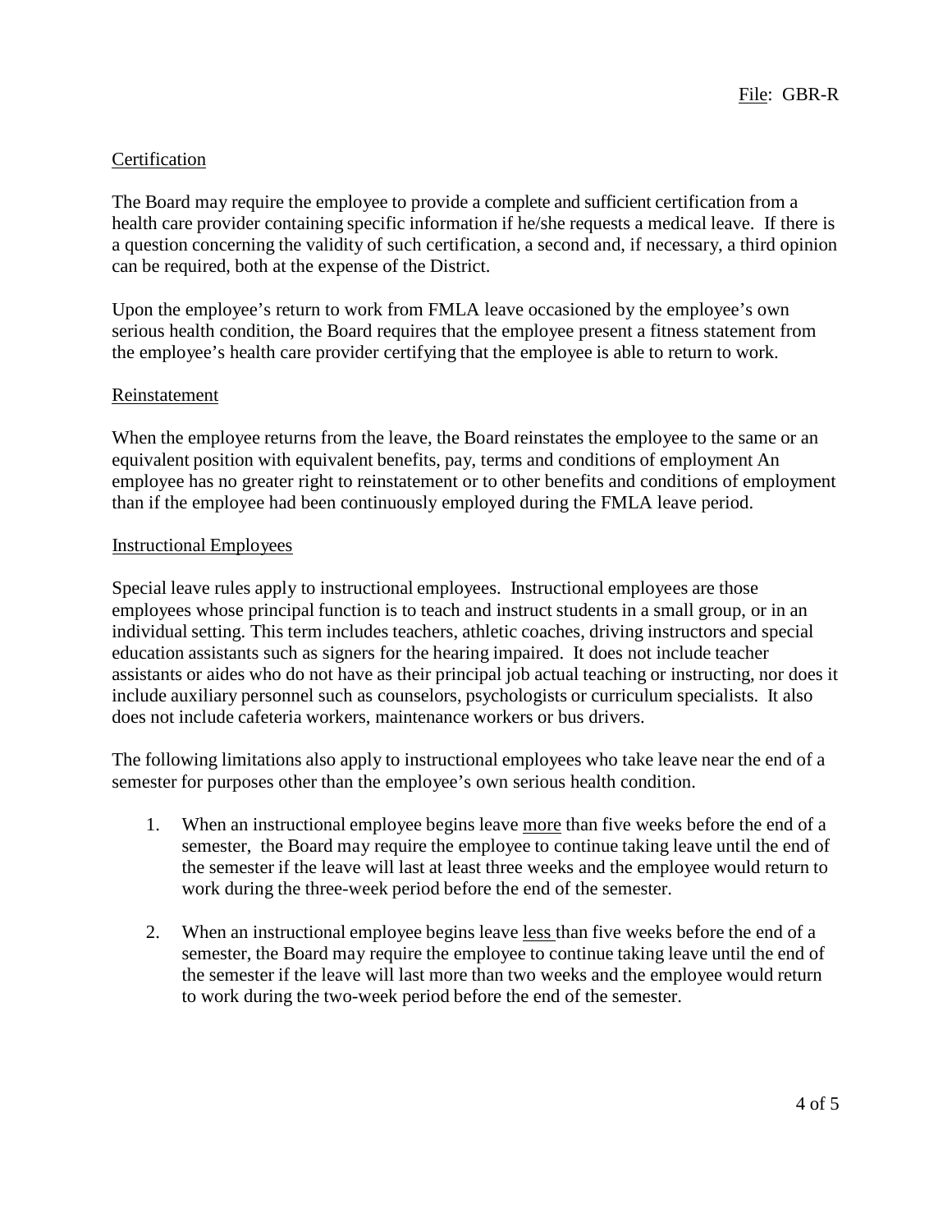File: GBR-R

Certification

The Board may require the employee to provide a complete and sufficient certification from a health care provider containing specific information if he/she requests a medical leave. If there is a question concerning the validity of such certification, a second and, if necessary, a third opinion can be required, both at the expense of the District.

Upon the employee's return to work from FMLA leave occasioned by the employee's own serious health condition, the Board requires that the employee present a fitness statement from the employee's health care provider certifying that the employee is able to return to work.

Reinstatement

When the employee returns from the leave, the Board reinstates the employee to the same or an equivalent position with equivalent benefits, pay, terms and conditions of employment An employee has no greater right to reinstatement or to other benefits and conditions of employment than if the employee had been continuously employed during the FMLA leave period.

Instructional Employees

Special leave rules apply to instructional employees. Instructional employees are those employees whose principal function is to teach and instruct students in a small group, or in an individual setting. This term includes teachers, athletic coaches, driving instructors and special education assistants such as signers for the hearing impaired. It does not include teacher assistants or aides who do not have as their principal job actual teaching or instructing, nor does it include auxiliary personnel such as counselors, psychologists or curriculum specialists. It also does not include cafeteria workers, maintenance workers or bus drivers.

The following limitations also apply to instructional employees who take leave near the end of a semester for purposes other than the employee's own serious health condition.

1. When an instructional employee begins leave more than five weeks before the end of a semester, the Board may require the employee to continue taking leave until the end of the semester if the leave will last at least three weeks and the employee would return to work during the three-week period before the end of the semester.

2. When an instructional employee begins leave less than five weeks before the end of a semester, the Board may require the employee to continue taking leave until the end of the semester if the leave will last more than two weeks and the employee would return to work during the two-week period before the end of the semester.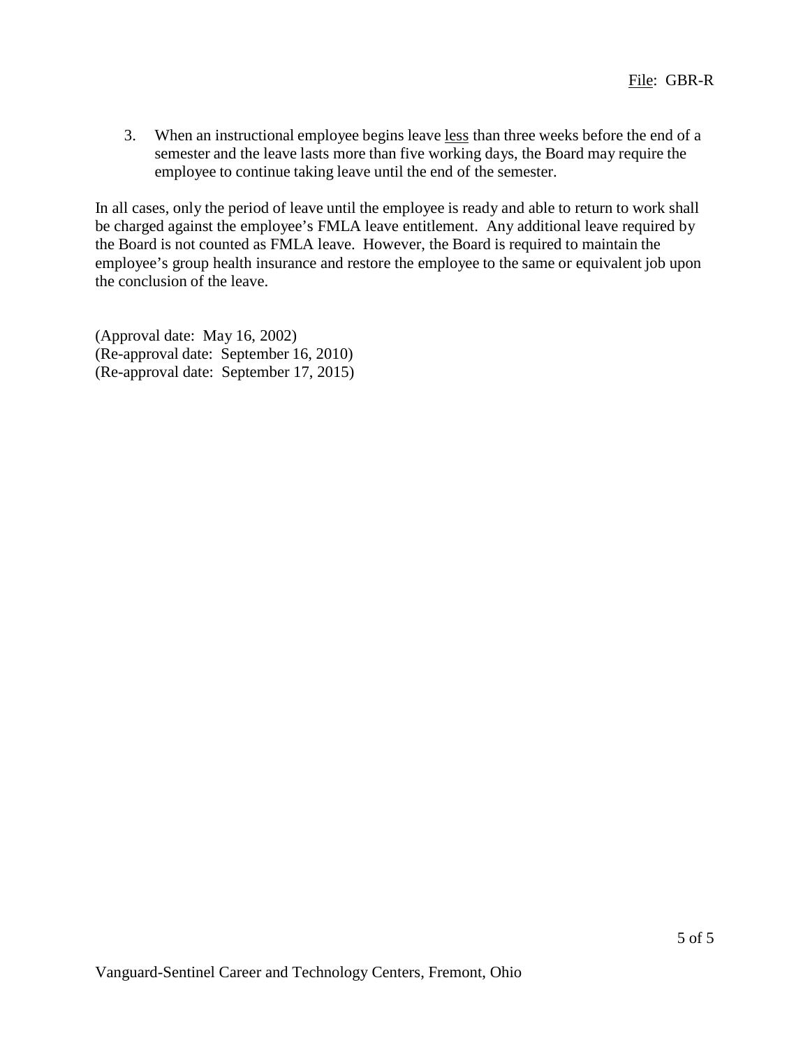3. When an instructional employee begins leave <u>less</u> than three weeks before the end of a semester and the leave lasts more than five working days, the Board may require the employee to continue taking leave until the end of the semester.

In all cases, only the period of leave until the employee is ready and able to return to work shall be charged against the employee's FMLA leave entitlement. Any additional leave required by the Board is not counted as FMLA leave. However, the Board is required to maintain the employee's group health insurance and restore the employee to the same or equivalent job upon the conclusion of the leave.

(Approval date: May 16, 2002)
(Re-approval date: September 16, 2010)
(Re-approval date: September 17, 2015)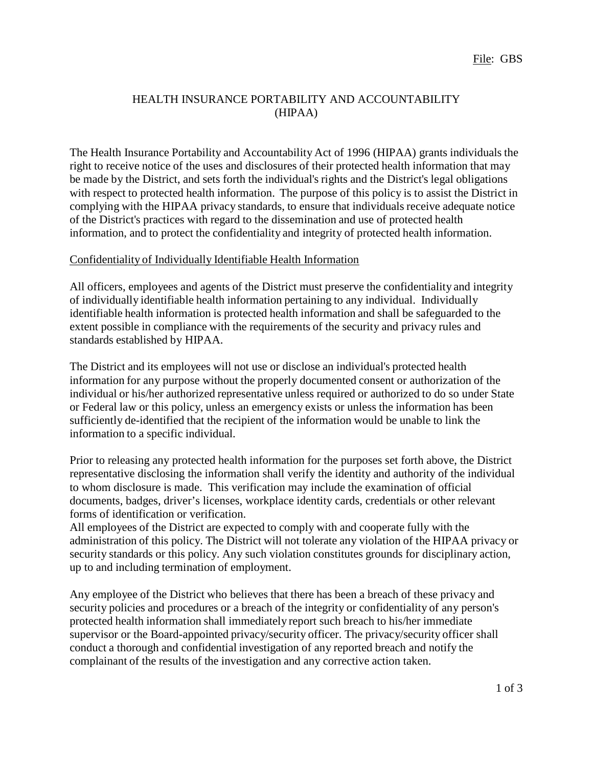File: GBS

# HEALTH INSURANCE PORTABILITY AND ACCOUNTABILITY (HIPAA)

The Health Insurance Portability and Accountability Act of 1996 (HIPAA) grants individuals the right to receive notice of the uses and disclosures of their protected health information that may be made by the District, and sets forth the individual's rights and the District's legal obligations with respect to protected health information. The purpose of this policy is to assist the District in complying with the HIPAA privacy standards, to ensure that individuals receive adequate notice of the District's practices with regard to the dissemination and use of protected health information, and to protect the confidentiality and integrity of protected health information.

## Confidentiality of Individually Identifiable Health Information

All officers, employees and agents of the District must preserve the confidentiality and integrity of individually identifiable health information pertaining to any individual. Individually identifiable health information is protected health information and shall be safeguarded to the extent possible in compliance with the requirements of the security and privacy rules and standards established by HIPAA.

The District and its employees will not use or disclose an individual's protected health information for any purpose without the properly documented consent or authorization of the individual or his/her authorized representative unless required or authorized to do so under State or Federal law or this policy, unless an emergency exists or unless the information has been sufficiently de-identified that the recipient of the information would be unable to link the information to a specific individual.

Prior to releasing any protected health information for the purposes set forth above, the District representative disclosing the information shall verify the identity and authority of the individual to whom disclosure is made. This verification may include the examination of official documents, badges, driver's licenses, workplace identity cards, credentials or other relevant forms of identification or verification.

All employees of the District are expected to comply with and cooperate fully with the administration of this policy. The District will not tolerate any violation of the HIPAA privacy or security standards or this policy. Any such violation constitutes grounds for disciplinary action, up to and including termination of employment.

Any employee of the District who believes that there has been a breach of these privacy and security policies and procedures or a breach of the integrity or confidentiality of any person's protected health information shall immediately report such breach to his/her immediate supervisor or the Board-appointed privacy/security officer. The privacy/security officer shall conduct a thorough and confidential investigation of any reported breach and notify the complainant of the results of the investigation and any corrective action taken.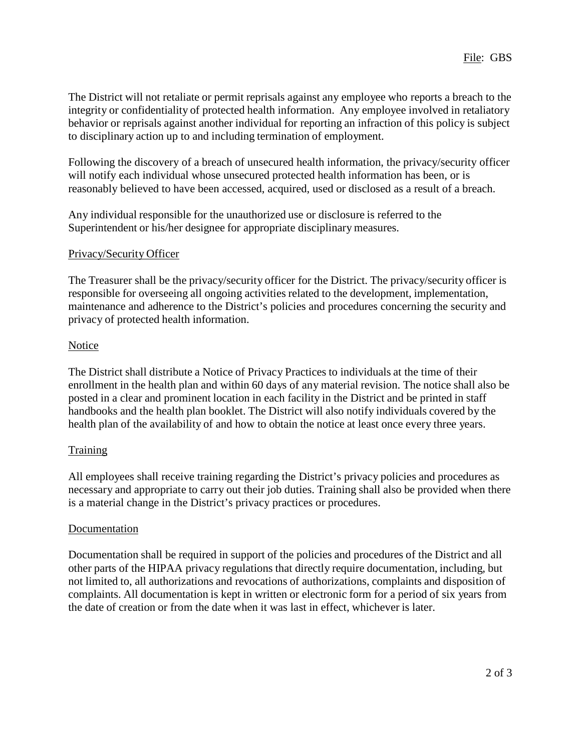The District will not retaliate or permit reprisals against any employee who reports a breach to the integrity or confidentiality of protected health information. Any employee involved in retaliatory behavior or reprisals against another individual for reporting an infraction of this policy is subject to disciplinary action up to and including termination of employment.

Following the discovery of a breach of unsecured health information, the privacy/security officer will notify each individual whose unsecured protected health information has been, or is reasonably believed to have been accessed, acquired, used or disclosed as a result of a breach.

Any individual responsible for the unauthorized use or disclosure is referred to the Superintendent or his/her designee for appropriate disciplinary measures.

## Privacy/Security Officer

The Treasurer shall be the privacy/security officer for the District. The privacy/security officer is responsible for overseeing all ongoing activities related to the development, implementation, maintenance and adherence to the District's policies and procedures concerning the security and privacy of protected health information.

## Notice

The District shall distribute a Notice of Privacy Practices to individuals at the time of their enrollment in the health plan and within 60 days of any material revision. The notice shall also be posted in a clear and prominent location in each facility in the District and be printed in staff handbooks and the health plan booklet. The District will also notify individuals covered by the health plan of the availability of and how to obtain the notice at least once every three years.

## Training

All employees shall receive training regarding the District's privacy policies and procedures as necessary and appropriate to carry out their job duties. Training shall also be provided when there is a material change in the District's privacy practices or procedures.

## Documentation

Documentation shall be required in support of the policies and procedures of the District and all other parts of the HIPAA privacy regulations that directly require documentation, including, but not limited to, all authorizations and revocations of authorizations, complaints and disposition of complaints. All documentation is kept in written or electronic form for a period of six years from the date of creation or from the date when it was last in effect, whichever is later.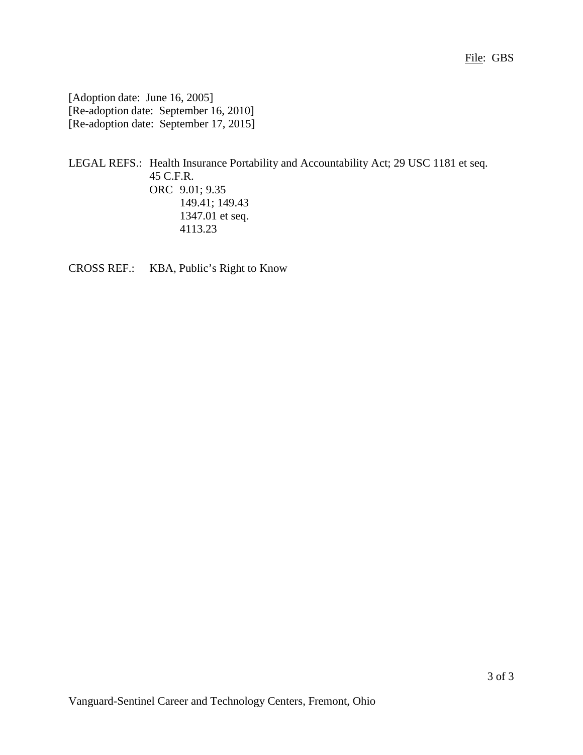File: GBS

[Adoption date: June 16, 2005]
[Re-adoption date: September 16, 2010]
[Re-adoption date: September 17, 2015]

LEGAL REFS.: Health Insurance Portability and Accountability Act; 29 USC 1181 et seq.
45 C.F.R.
ORC 9.01; 9.35
149.41; 149.43
1347.01 et seq.
4113.23

CROSS REF.: KBA, Public's Right to Know

Vanguard-Sentinel Career and Technology Centers, Fremont, Ohio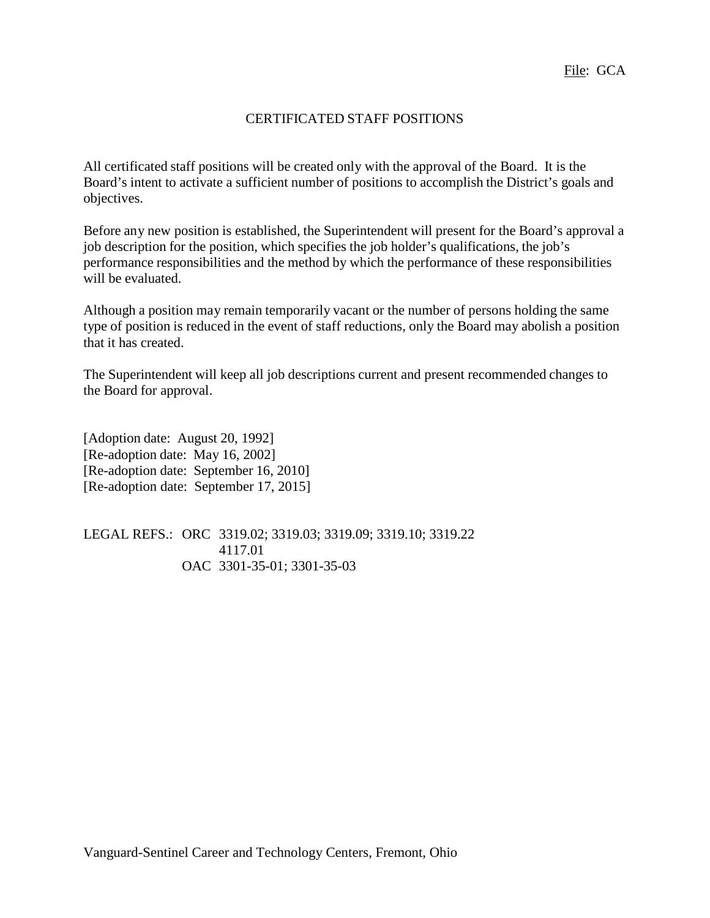File: GCA

# CERTIFICATED STAFF POSITIONS

All certificated staff positions will be created only with the approval of the Board. It is the Board's intent to activate a sufficient number of positions to accomplish the District's goals and objectives.

Before any new position is established, the Superintendent will present for the Board's approval a job description for the position, which specifies the job holder's qualifications, the job's performance responsibilities and the method by which the performance of these responsibilities will be evaluated.

Although a position may remain temporarily vacant or the number of persons holding the same type of position is reduced in the event of staff reductions, only the Board may abolish a position that it has created.

The Superintendent will keep all job descriptions current and present recommended changes to the Board for approval.

[Adoption date: August 20, 1992]
[Re-adoption date: May 16, 2002]
[Re-adoption date: September 16, 2010]
[Re-adoption date: September 17, 2015]

LEGAL REFS.: ORC 3319.02; 3319.03; 3319.09; 3319.10; 3319.22
4117.01
OAC 3301-35-01; 3301-35-03

Vanguard-Sentinel Career and Technology Centers, Fremont, Ohio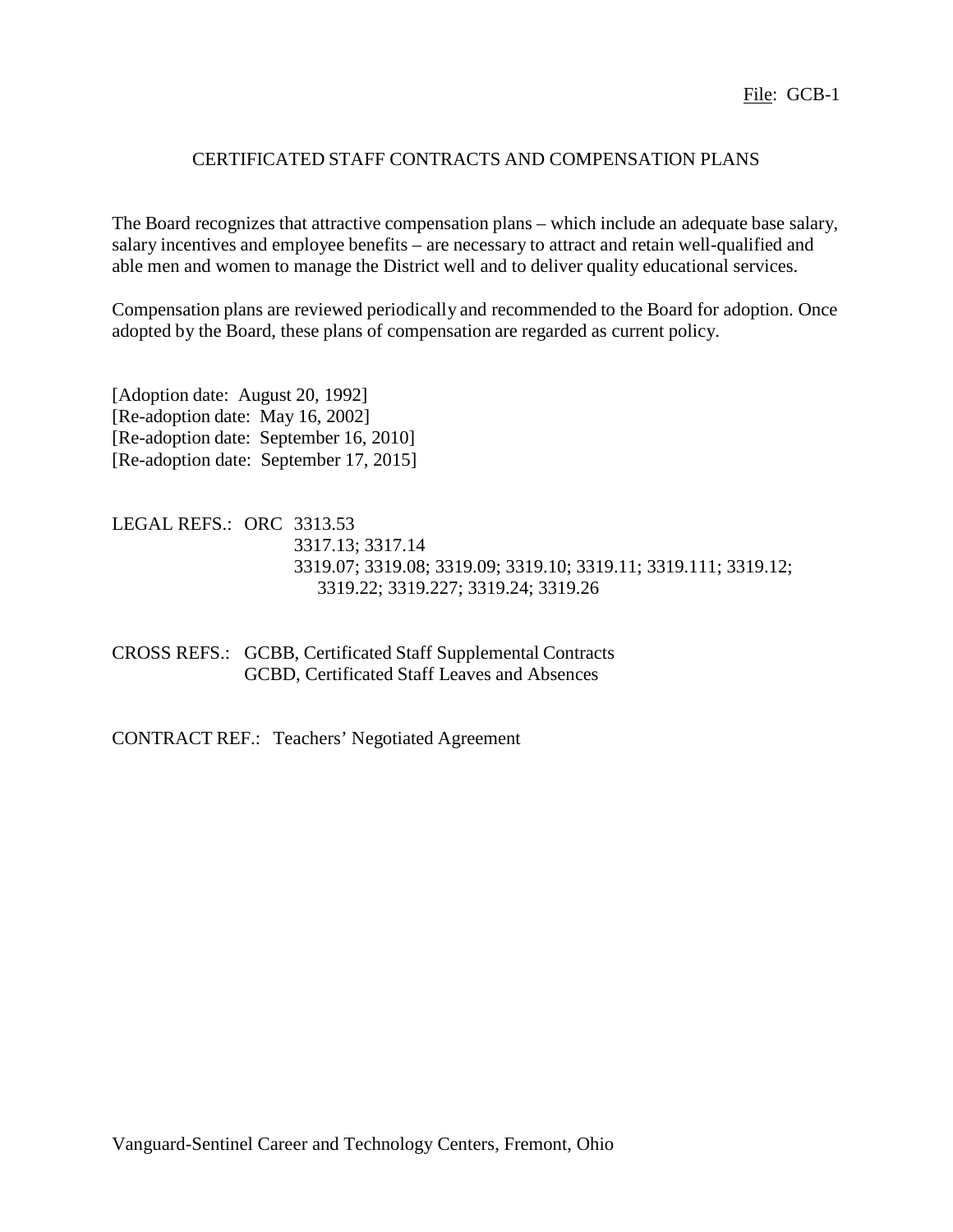File: GCB-1

# CERTIFICATED STAFF CONTRACTS AND COMPENSATION PLANS

The Board recognizes that attractive compensation plans – which include an adequate base salary, salary incentives and employee benefits – are necessary to attract and retain well-qualified and able men and women to manage the District well and to deliver quality educational services.

Compensation plans are reviewed periodically and recommended to the Board for adoption. Once adopted by the Board, these plans of compensation are regarded as current policy.

[Adoption date: August 20, 1992]
[Re-adoption date: May 16, 2002]
[Re-adoption date: September 16, 2010]
[Re-adoption date: September 17, 2015]

LEGAL REFS.: ORC 3313.53
3317.13; 3317.14
3319.07; 3319.08; 3319.09; 3319.10; 3319.11; 3319.111; 3319.12;
3319.22; 3319.227; 3319.24; 3319.26

CROSS REFS.: GCBB, Certificated Staff Supplemental Contracts
GCBD, Certificated Staff Leaves and Absences

CONTRACT REF.: Teachers' Negotiated Agreement

Vanguard-Sentinel Career and Technology Centers, Fremont, Ohio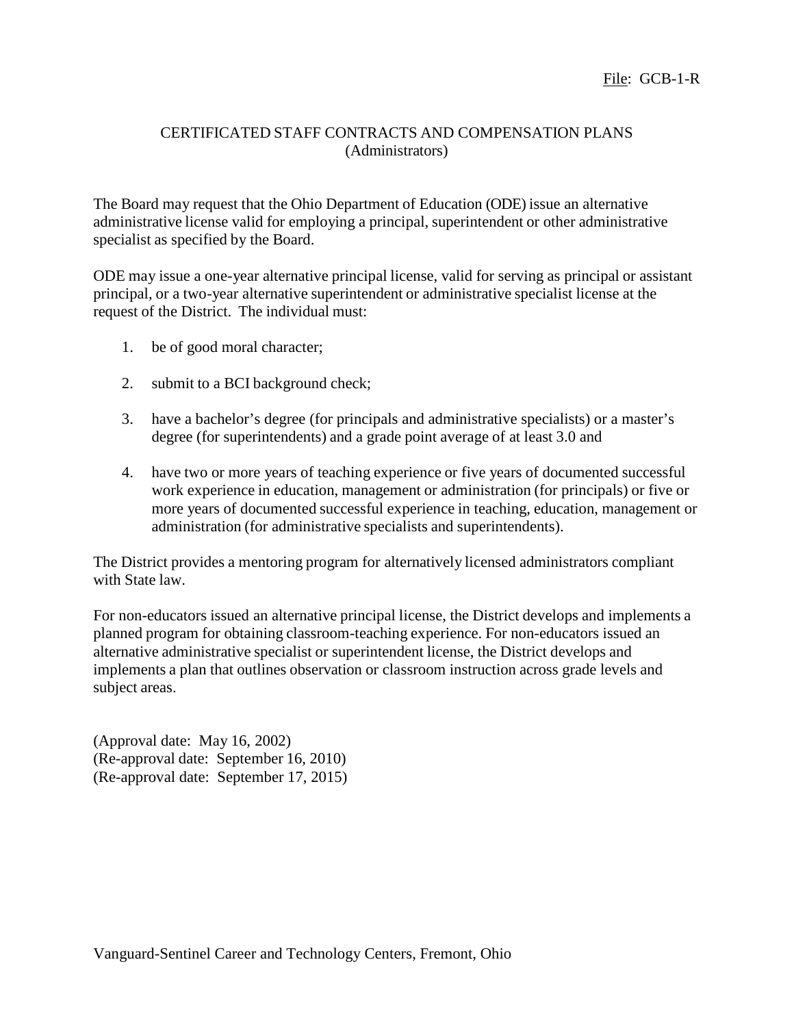File: GCB-1-R

# CERTIFICATED STAFF CONTRACTS AND COMPENSATION PLANS
## (Administrators)

The Board may request that the Ohio Department of Education (ODE) issue an alternative administrative license valid for employing a principal, superintendent or other administrative specialist as specified by the Board.

ODE may issue a one-year alternative principal license, valid for serving as principal or assistant principal, or a two-year alternative superintendent or administrative specialist license at the request of the District. The individual must:

1. be of good moral character;
2. submit to a BCI background check;
3. have a bachelor's degree (for principals and administrative specialists) or a master's degree (for superintendents) and a grade point average of at least 3.0 and
4. have two or more years of teaching experience or five years of documented successful work experience in education, management or administration (for principals) or five or more years of documented successful experience in teaching, education, management or administration (for administrative specialists and superintendents).

The District provides a mentoring program for alternatively licensed administrators compliant with State law.

For non-educators issued an alternative principal license, the District develops and implements a planned program for obtaining classroom-teaching experience. For non-educators issued an alternative administrative specialist or superintendent license, the District develops and implements a plan that outlines observation or classroom instruction across grade levels and subject areas.

(Approval date: May 16, 2002)
(Re-approval date: September 16, 2010)
(Re-approval date: September 17, 2015)

Vanguard-Sentinel Career and Technology Centers, Fremont, Ohio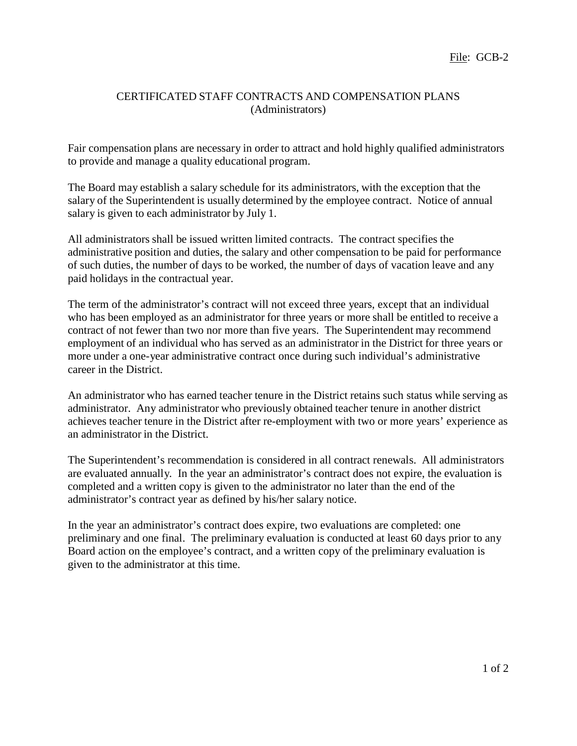File: GCB-2

# CERTIFICATED STAFF CONTRACTS AND COMPENSATION PLANS
## (Administrators)

Fair compensation plans are necessary in order to attract and hold highly qualified administrators to provide and manage a quality educational program.

The Board may establish a salary schedule for its administrators, with the exception that the salary of the Superintendent is usually determined by the employee contract. Notice of annual salary is given to each administrator by July 1.

All administrators shall be issued written limited contracts. The contract specifies the administrative position and duties, the salary and other compensation to be paid for performance of such duties, the number of days to be worked, the number of days of vacation leave and any paid holidays in the contractual year.

The term of the administrator's contract will not exceed three years, except that an individual who has been employed as an administrator for three years or more shall be entitled to receive a contract of not fewer than two nor more than five years. The Superintendent may recommend employment of an individual who has served as an administrator in the District for three years or more under a one-year administrative contract once during such individual's administrative career in the District.

An administrator who has earned teacher tenure in the District retains such status while serving as administrator. Any administrator who previously obtained teacher tenure in another district achieves teacher tenure in the District after re-employment with two or more years' experience as an administrator in the District.

The Superintendent's recommendation is considered in all contract renewals. All administrators are evaluated annually. In the year an administrator's contract does not expire, the evaluation is completed and a written copy is given to the administrator no later than the end of the administrator's contract year as defined by his/her salary notice.

In the year an administrator's contract does expire, two evaluations are completed: one preliminary and one final. The preliminary evaluation is conducted at least 60 days prior to any Board action on the employee's contract, and a written copy of the preliminary evaluation is given to the administrator at this time.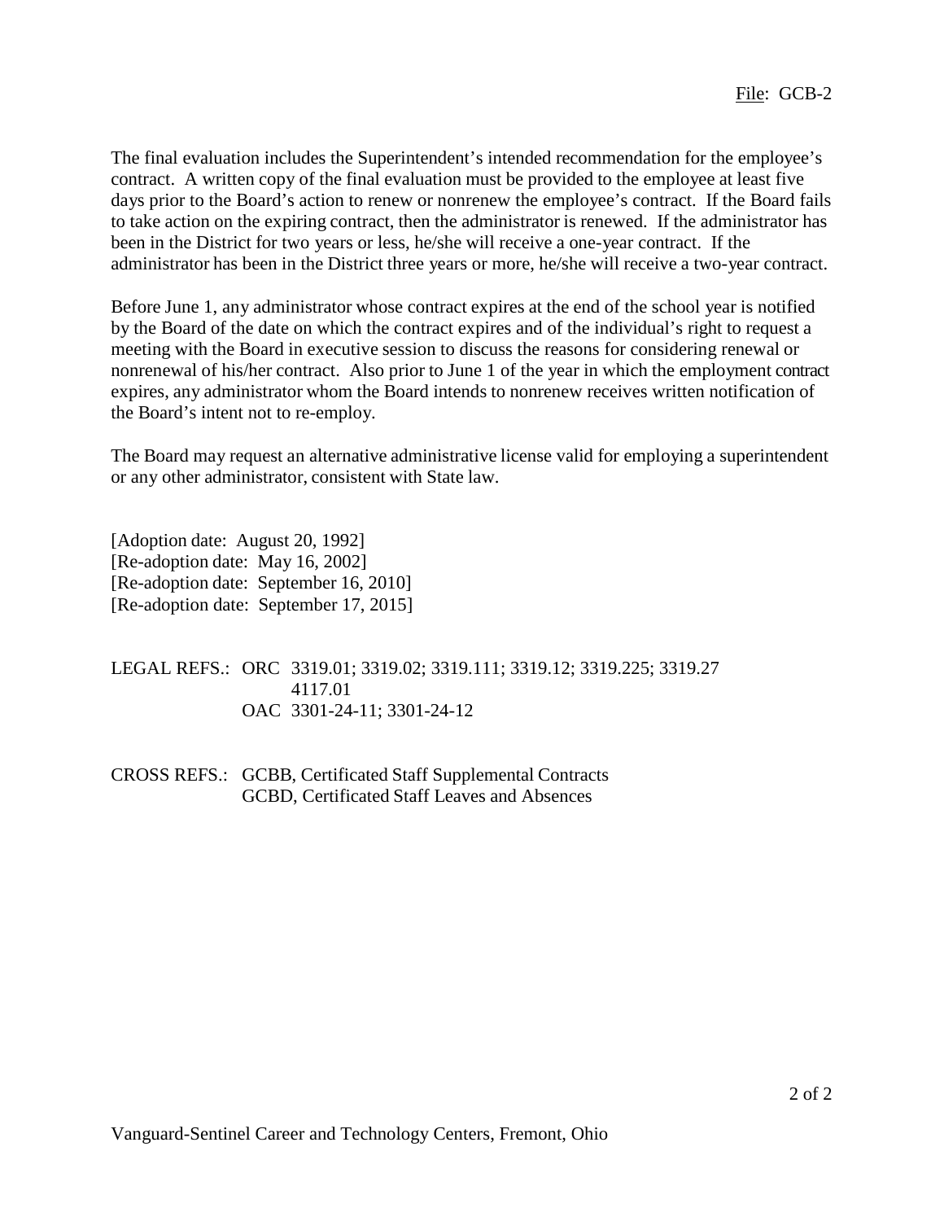The final evaluation includes the Superintendent's intended recommendation for the employee's contract. A written copy of the final evaluation must be provided to the employee at least five days prior to the Board's action to renew or nonrenew the employee's contract. If the Board fails to take action on the expiring contract, then the administrator is renewed. If the administrator has been in the District for two years or less, he/she will receive a one-year contract. If the administrator has been in the District three years or more, he/she will receive a two-year contract.

Before June 1, any administrator whose contract expires at the end of the school year is notified by the Board of the date on which the contract expires and of the individual's right to request a meeting with the Board in executive session to discuss the reasons for considering renewal or nonrenewal of his/her contract. Also prior to June 1 of the year in which the employment contract expires, any administrator whom the Board intends to nonrenew receives written notification of the Board's intent not to re-employ.

The Board may request an alternative administrative license valid for employing a superintendent or any other administrator, consistent with State law.

[Adoption date: August 20, 1992]
[Re-adoption date: May 16, 2002]
[Re-adoption date: September 16, 2010]
[Re-adoption date: September 17, 2015]

LEGAL REFS.: ORC 3319.01; 3319.02; 3319.111; 3319.12; 3319.225; 3319.27
4117.01
OAC 3301-24-11; 3301-24-12

CROSS REFS.: GCBB, Certificated Staff Supplemental Contracts
GCBD, Certificated Staff Leaves and Absences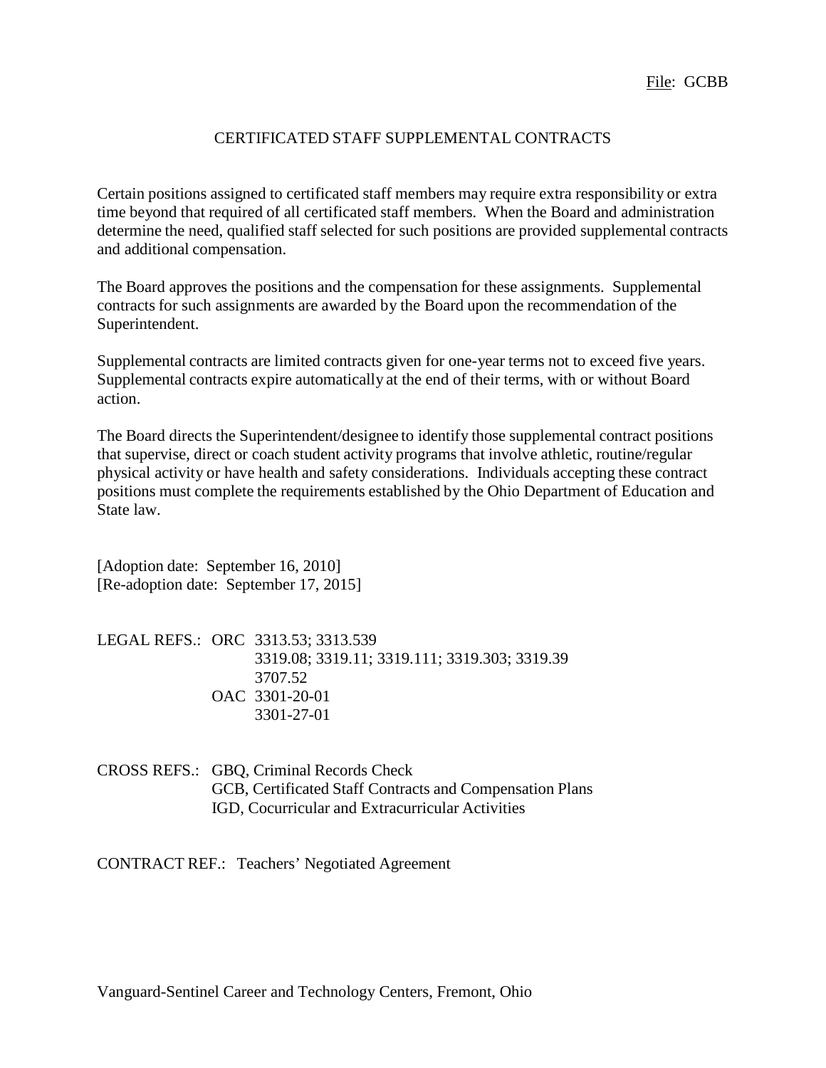File: GCBB

# CERTIFICATED STAFF SUPPLEMENTAL CONTRACTS

Certain positions assigned to certificated staff members may require extra responsibility or extra time beyond that required of all certificated staff members. When the Board and administration determine the need, qualified staff selected for such positions are provided supplemental contracts and additional compensation.

The Board approves the positions and the compensation for these assignments. Supplemental contracts for such assignments are awarded by the Board upon the recommendation of the Superintendent.

Supplemental contracts are limited contracts given for one-year terms not to exceed five years. Supplemental contracts expire automatically at the end of their terms, with or without Board action.

The Board directs the Superintendent/designee to identify those supplemental contract positions that supervise, direct or coach student activity programs that involve athletic, routine/regular physical activity or have health and safety considerations. Individuals accepting these contract positions must complete the requirements established by the Ohio Department of Education and State law.

[Adoption date: September 16, 2010]
[Re-adoption date: September 17, 2015]

LEGAL REFS.: ORC 3313.53; 3313.539
3319.08; 3319.11; 3319.111; 3319.303; 3319.39
3707.52
OAC 3301-20-01
3301-27-01

CROSS REFS.: GBQ, Criminal Records Check
GCB, Certificated Staff Contracts and Compensation Plans
IGD, Cocurricular and Extracurricular Activities

CONTRACT REF.: Teachers' Negotiated Agreement

Vanguard-Sentinel Career and Technology Centers, Fremont, Ohio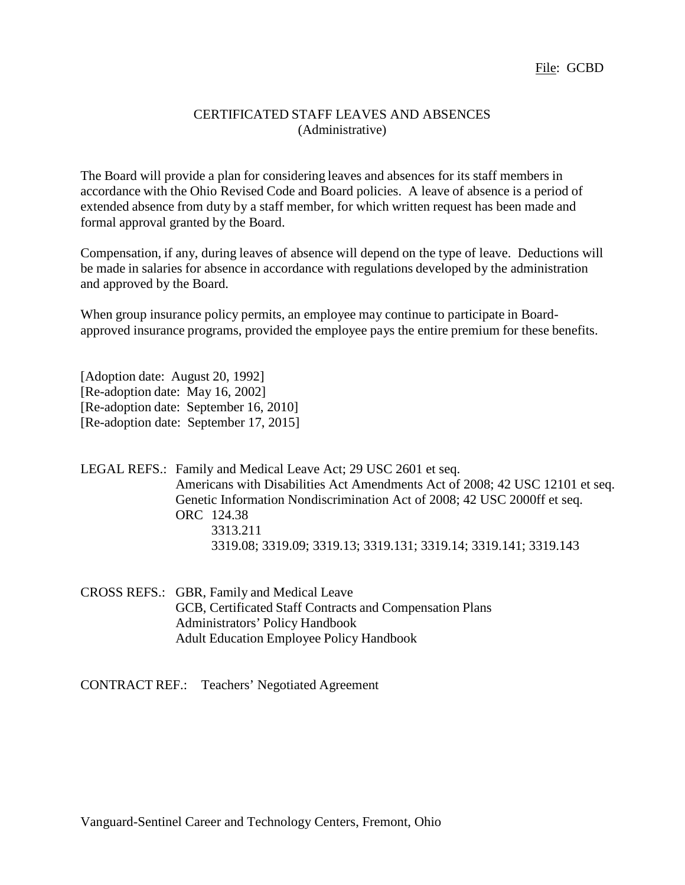File: GCBD

# CERTIFICATED STAFF LEAVES AND ABSENCES
(Administrative)

The Board will provide a plan for considering leaves and absences for its staff members in accordance with the Ohio Revised Code and Board policies. A leave of absence is a period of extended absence from duty by a staff member, for which written request has been made and formal approval granted by the Board.

Compensation, if any, during leaves of absence will depend on the type of leave. Deductions will be made in salaries for absence in accordance with regulations developed by the administration and approved by the Board.

When group insurance policy permits, an employee may continue to participate in Board-approved insurance programs, provided the employee pays the entire premium for these benefits.

[Adoption date: August 20, 1992]
[Re-adoption date: May 16, 2002]
[Re-adoption date: September 16, 2010]
[Re-adoption date: September 17, 2015]

LEGAL REFS.: Family and Medical Leave Act; 29 USC 2601 et seq.
Americans with Disabilities Act Amendments Act of 2008; 42 USC 12101 et seq.
Genetic Information Nondiscrimination Act of 2008; 42 USC 2000ff et seq.
ORC 124.38
3313.211
3319.08; 3319.09; 3319.13; 3319.131; 3319.14; 3319.141; 3319.143

CROSS REFS.: GBR, Family and Medical Leave
GCB, Certificated Staff Contracts and Compensation Plans
Administrators' Policy Handbook
Adult Education Employee Policy Handbook

CONTRACT REF.: Teachers' Negotiated Agreement

Vanguard-Sentinel Career and Technology Centers, Fremont, Ohio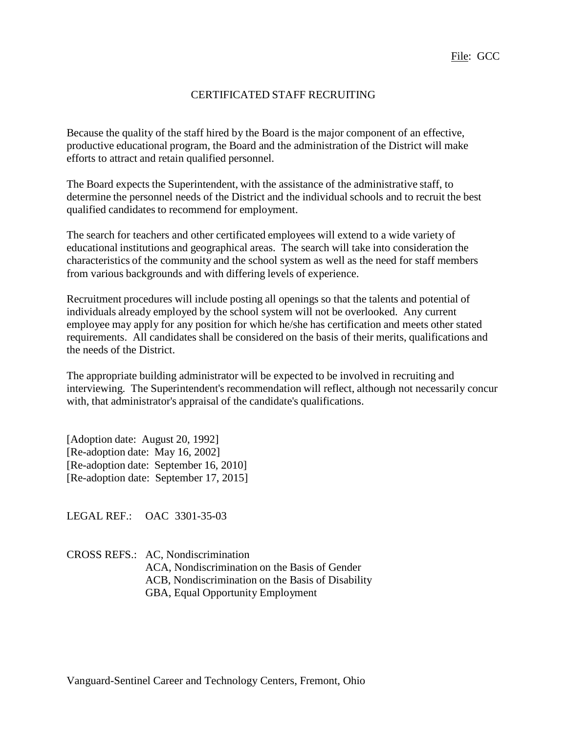File: GCC

# CERTIFICATED STAFF RECRUITING

Because the quality of the staff hired by the Board is the major component of an effective, productive educational program, the Board and the administration of the District will make efforts to attract and retain qualified personnel.

The Board expects the Superintendent, with the assistance of the administrative staff, to determine the personnel needs of the District and the individual schools and to recruit the best qualified candidates to recommend for employment.

The search for teachers and other certificated employees will extend to a wide variety of educational institutions and geographical areas. The search will take into consideration the characteristics of the community and the school system as well as the need for staff members from various backgrounds and with differing levels of experience.

Recruitment procedures will include posting all openings so that the talents and potential of individuals already employed by the school system will not be overlooked. Any current employee may apply for any position for which he/she has certification and meets other stated requirements. All candidates shall be considered on the basis of their merits, qualifications and the needs of the District.

The appropriate building administrator will be expected to be involved in recruiting and interviewing. The Superintendent's recommendation will reflect, although not necessarily concur with, that administrator's appraisal of the candidate's qualifications.

[Adoption date: August 20, 1992]
[Re-adoption date: May 16, 2002]
[Re-adoption date: September 16, 2010]
[Re-adoption date: September 17, 2015]

LEGAL REF.: OAC 3301-35-03

CROSS REFS.: AC, Nondiscrimination
ACA, Nondiscrimination on the Basis of Gender
ACB, Nondiscrimination on the Basis of Disability
GBA, Equal Opportunity Employment

Vanguard-Sentinel Career and Technology Centers, Fremont, Ohio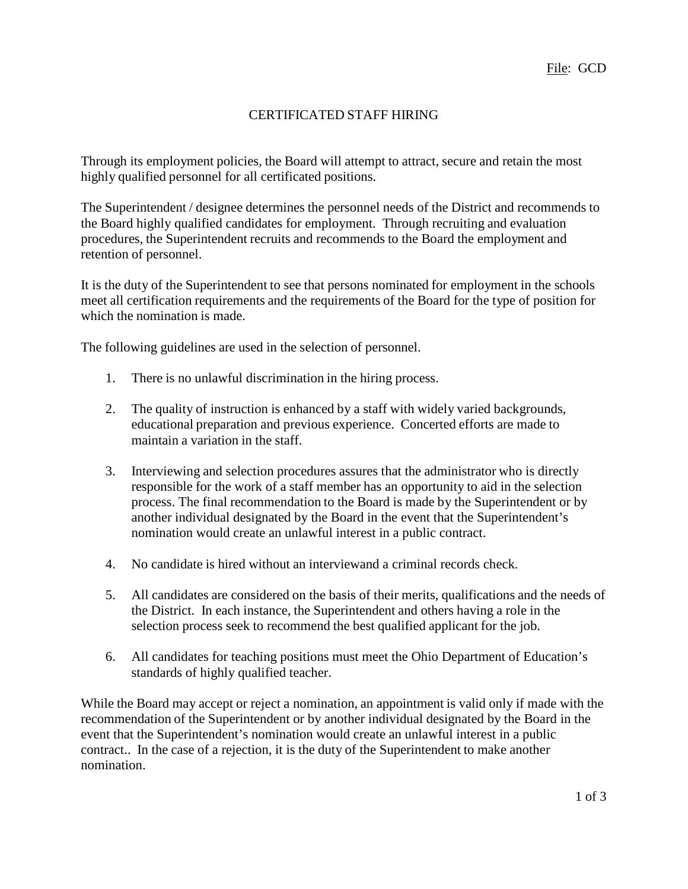File: GCD

# CERTIFICATED STAFF HIRING

Through its employment policies, the Board will attempt to attract, secure and retain the most highly qualified personnel for all certificated positions.

The Superintendent / designee determines the personnel needs of the District and recommends to the Board highly qualified candidates for employment. Through recruiting and evaluation procedures, the Superintendent recruits and recommends to the Board the employment and retention of personnel.

It is the duty of the Superintendent to see that persons nominated for employment in the schools meet all certification requirements and the requirements of the Board for the type of position for which the nomination is made.

The following guidelines are used in the selection of personnel.

1. There is no unlawful discrimination in the hiring process.

2. The quality of instruction is enhanced by a staff with widely varied backgrounds, educational preparation and previous experience. Concerted efforts are made to maintain a variation in the staff.

3. Interviewing and selection procedures assures that the administrator who is directly responsible for the work of a staff member has an opportunity to aid in the selection process. The final recommendation to the Board is made by the Superintendent or by another individual designated by the Board in the event that the Superintendent's nomination would create an unlawful interest in a public contract.

4. No candidate is hired without an interviewand a criminal records check.

5. All candidates are considered on the basis of their merits, qualifications and the needs of the District. In each instance, the Superintendent and others having a role in the selection process seek to recommend the best qualified applicant for the job.

6. All candidates for teaching positions must meet the Ohio Department of Education's standards of highly qualified teacher.

While the Board may accept or reject a nomination, an appointment is valid only if made with the recommendation of the Superintendent or by another individual designated by the Board in the event that the Superintendent's nomination would create an unlawful interest in a public contract.. In the case of a rejection, it is the duty of the Superintendent to make another nomination.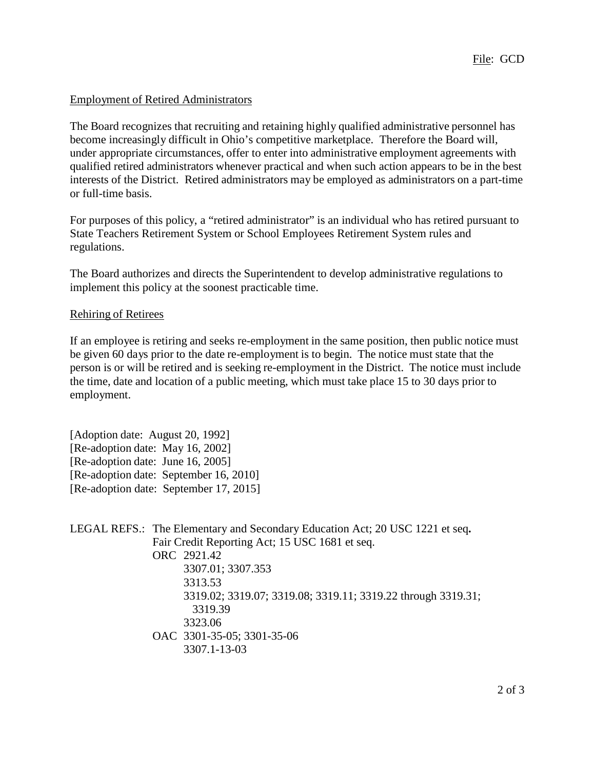File: GCD

## Employment of Retired Administrators

The Board recognizes that recruiting and retaining highly qualified administrative personnel has become increasingly difficult in Ohio's competitive marketplace. Therefore the Board will, under appropriate circumstances, offer to enter into administrative employment agreements with qualified retired administrators whenever practical and when such action appears to be in the best interests of the District. Retired administrators may be employed as administrators on a part-time or full-time basis.

For purposes of this policy, a "retired administrator" is an individual who has retired pursuant to State Teachers Retirement System or School Employees Retirement System rules and regulations.

The Board authorizes and directs the Superintendent to develop administrative regulations to implement this policy at the soonest practicable time.

## Rehiring of Retirees

If an employee is retiring and seeks re-employment in the same position, then public notice must be given 60 days prior to the date re-employment is to begin. The notice must state that the person is or will be retired and is seeking re-employment in the District. The notice must include the time, date and location of a public meeting, which must take place 15 to 30 days prior to employment.

[Adoption date: August 20, 1992]
[Re-adoption date: May 16, 2002]
[Re-adoption date: June 16, 2005]
[Re-adoption date: September 16, 2010]
[Re-adoption date: September 17, 2015]

LEGAL REFS.: The Elementary and Secondary Education Act; 20 USC 1221 et seq.
Fair Credit Reporting Act; 15 USC 1681 et seq.
ORC 2921.42
3307.01; 3307.353
3313.53
3319.02; 3319.07; 3319.08; 3319.11; 3319.22 through 3319.31; 3319.39
3323.06
OAC 3301-35-05; 3301-35-06
3307.1-13-03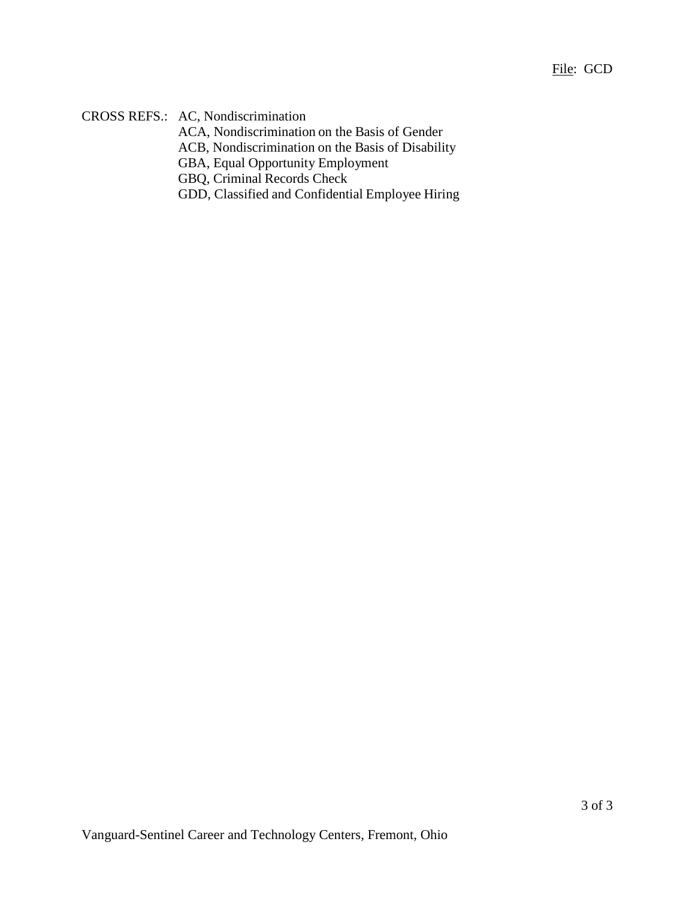CROSS REFS.: AC, Nondiscrimination
ACA, Nondiscrimination on the Basis of Gender
ACB, Nondiscrimination on the Basis of Disability
GBA, Equal Opportunity Employment
GBQ, Criminal Records Check
GDD, Classified and Confidential Employee Hiring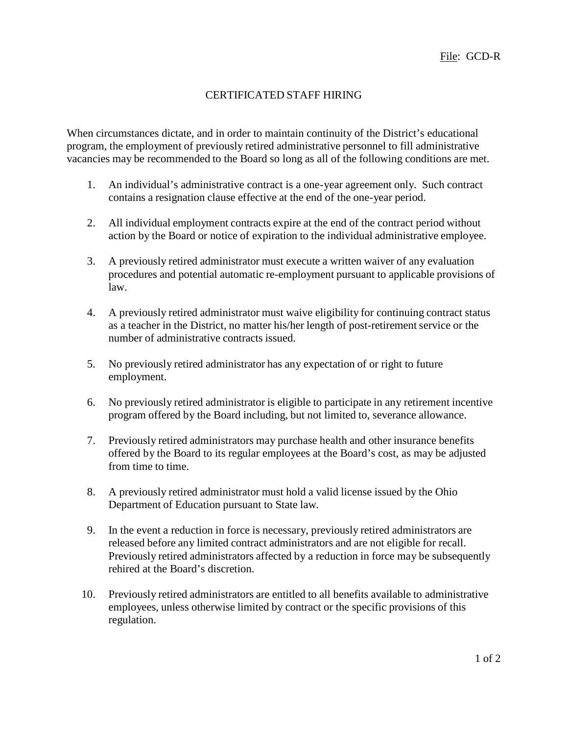File: GCD-R

# CERTIFICATED STAFF HIRING

When circumstances dictate, and in order to maintain continuity of the District's educational program, the employment of previously retired administrative personnel to fill administrative vacancies may be recommended to the Board so long as all of the following conditions are met.

1. An individual's administrative contract is a one-year agreement only. Such contract contains a resignation clause effective at the end of the one-year period.

2. All individual employment contracts expire at the end of the contract period without action by the Board or notice of expiration to the individual administrative employee.

3. A previously retired administrator must execute a written waiver of any evaluation procedures and potential automatic re-employment pursuant to applicable provisions of law.

4. A previously retired administrator must waive eligibility for continuing contract status as a teacher in the District, no matter his/her length of post-retirement service or the number of administrative contracts issued.

5. No previously retired administrator has any expectation of or right to future employment.

6. No previously retired administrator is eligible to participate in any retirement incentive program offered by the Board including, but not limited to, severance allowance.

7. Previously retired administrators may purchase health and other insurance benefits offered by the Board to its regular employees at the Board's cost, as may be adjusted from time to time.

8. A previously retired administrator must hold a valid license issued by the Ohio Department of Education pursuant to State law.

9. In the event a reduction in force is necessary, previously retired administrators are released before any limited contract administrators and are not eligible for recall. Previously retired administrators affected by a reduction in force may be subsequently rehired at the Board's discretion.

10. Previously retired administrators are entitled to all benefits available to administrative employees, unless otherwise limited by contract or the specific provisions of this regulation.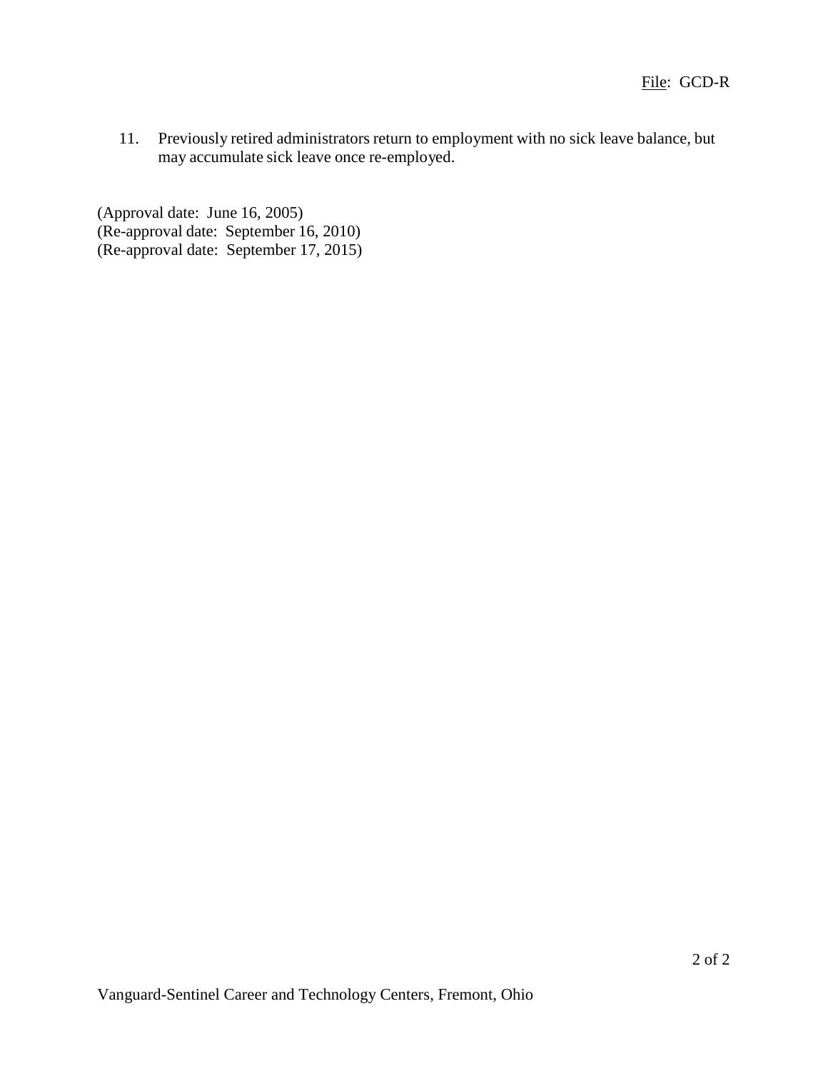11. Previously retired administrators return to employment with no sick leave balance, but may accumulate sick leave once re-employed.

(Approval date: June 16, 2005)
(Re-approval date: September 16, 2010)
(Re-approval date: September 17, 2015)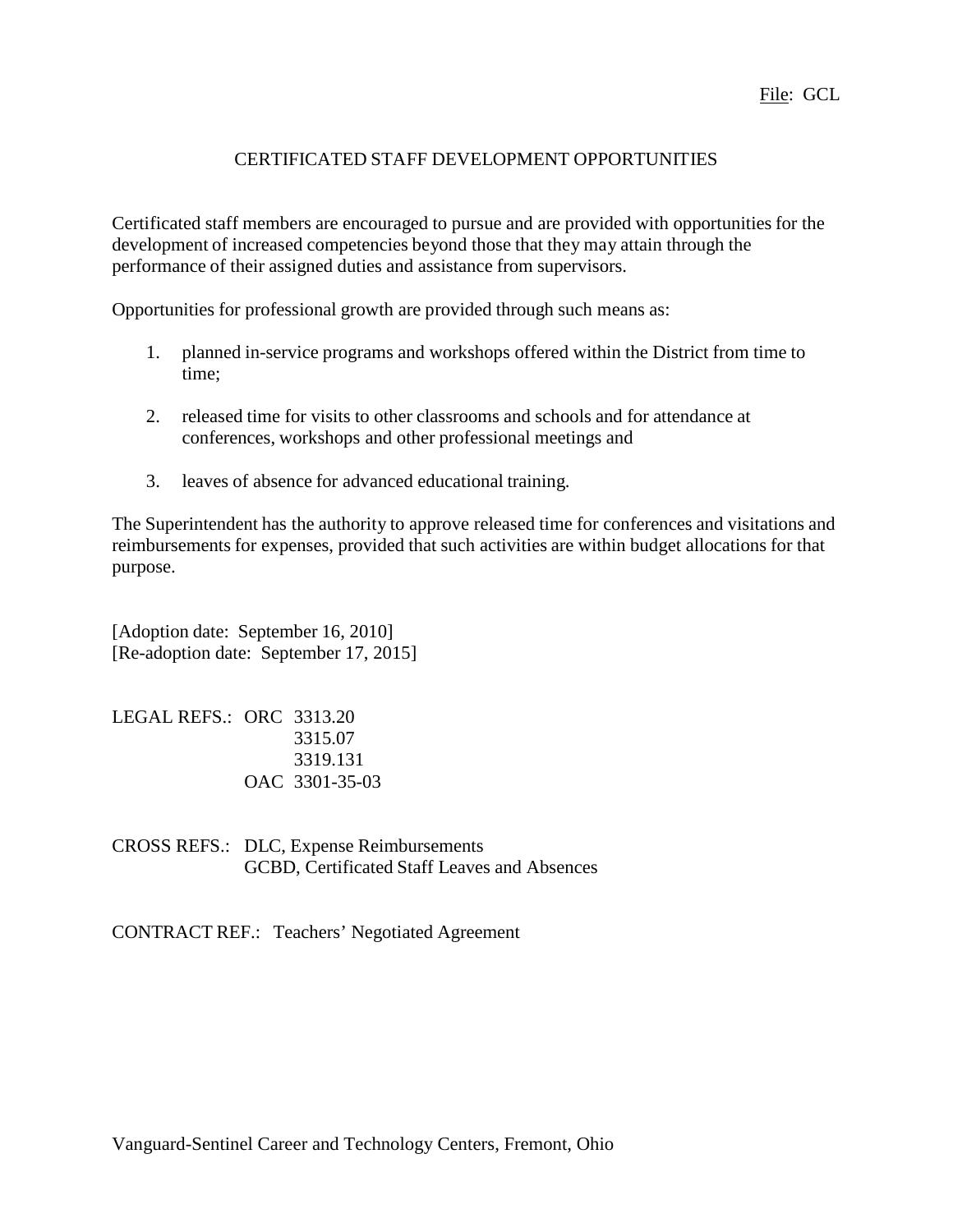File: GCL

# CERTIFICATED STAFF DEVELOPMENT OPPORTUNITIES

Certificated staff members are encouraged to pursue and are provided with opportunities for the development of increased competencies beyond those that they may attain through the performance of their assigned duties and assistance from supervisors.

Opportunities for professional growth are provided through such means as:

1. planned in-service programs and workshops offered within the District from time to time;

2. released time for visits to other classrooms and schools and for attendance at conferences, workshops and other professional meetings and

3. leaves of absence for advanced educational training.

The Superintendent has the authority to approve released time for conferences and visitations and reimbursements for expenses, provided that such activities are within budget allocations for that purpose.

[Adoption date: September 16, 2010]
[Re-adoption date: September 17, 2015]

LEGAL REFS.: ORC 3313.20
3315.07
3319.131
OAC 3301-35-03

CROSS REFS.: DLC, Expense Reimbursements
GCBD, Certificated Staff Leaves and Absences

CONTRACT REF.: Teachers' Negotiated Agreement

Vanguard-Sentinel Career and Technology Centers, Fremont, Ohio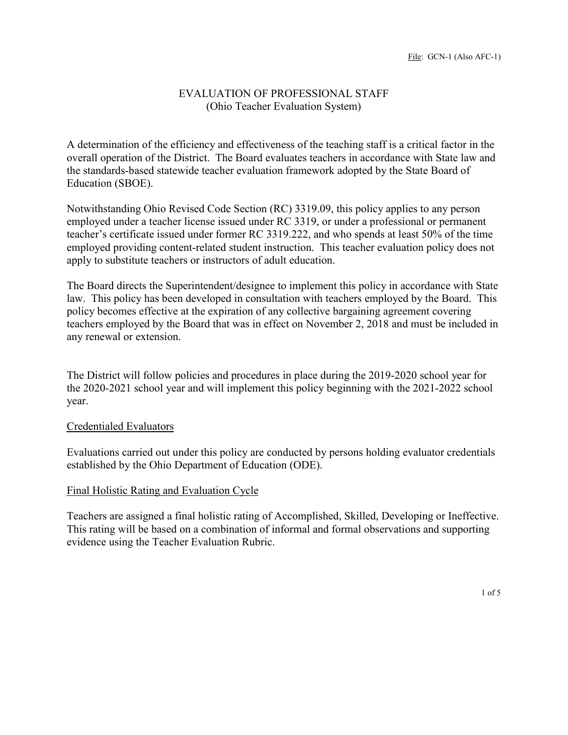File: GCN-1 (Also AFC-1)

# EVALUATION OF PROFESSIONAL STAFF
## (Ohio Teacher Evaluation System)

A determination of the efficiency and effectiveness of the teaching staff is a critical factor in the overall operation of the District. The Board evaluates teachers in accordance with State law and the standards-based statewide teacher evaluation framework adopted by the State Board of Education (SBOE).

Notwithstanding Ohio Revised Code Section (RC) 3319.09, this policy applies to any person employed under a teacher license issued under RC 3319, or under a professional or permanent teacher's certificate issued under former RC 3319.222, and who spends at least 50% of the time employed providing content-related student instruction. This teacher evaluation policy does not apply to substitute teachers or instructors of adult education.

The Board directs the Superintendent/designee to implement this policy in accordance with State law. This policy has been developed in consultation with teachers employed by the Board. This policy becomes effective at the expiration of any collective bargaining agreement covering teachers employed by the Board that was in effect on November 2, 2018 and must be included in any renewal or extension.

The District will follow policies and procedures in place during the 2019-2020 school year for the 2020-2021 school year and will implement this policy beginning with the 2021-2022 school year.

### Credentialed Evaluators

Evaluations carried out under this policy are conducted by persons holding evaluator credentials established by the Ohio Department of Education (ODE).

### Final Holistic Rating and Evaluation Cycle

Teachers are assigned a final holistic rating of Accomplished, Skilled, Developing or Ineffective. This rating will be based on a combination of informal and formal observations and supporting evidence using the Teacher Evaluation Rubric.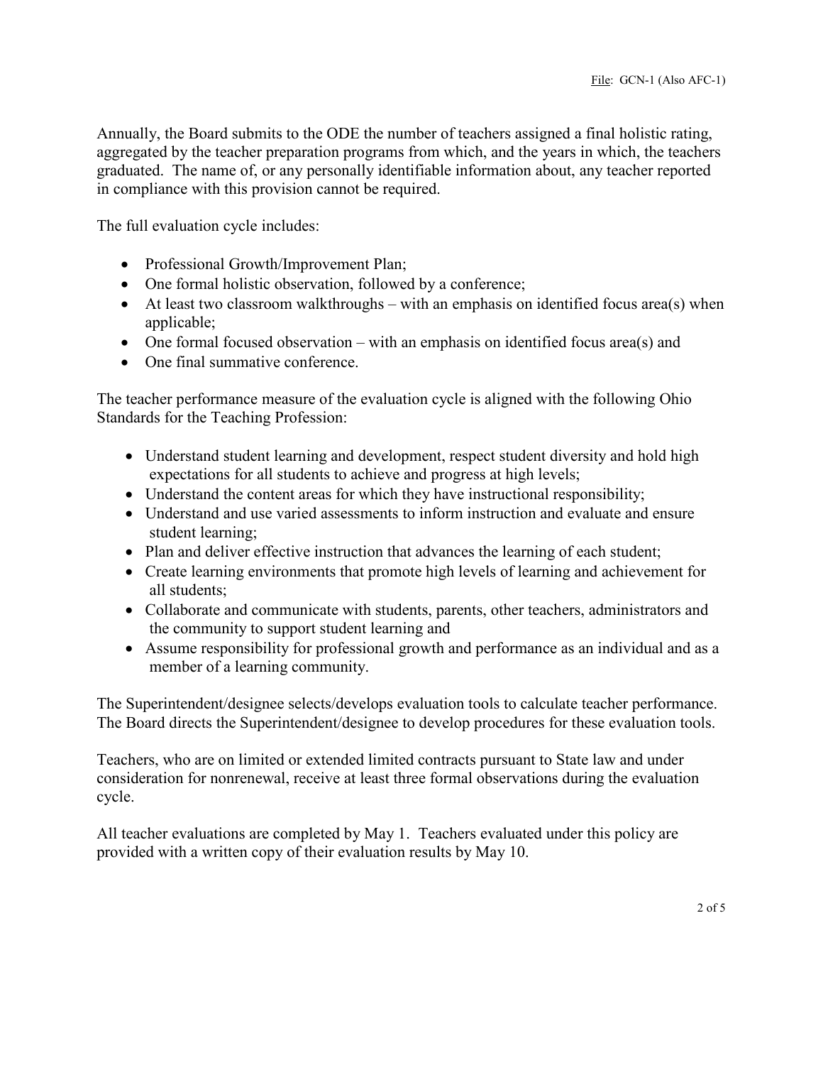Annually, the Board submits to the ODE the number of teachers assigned a final holistic rating, aggregated by the teacher preparation programs from which, and the years in which, the teachers graduated. The name of, or any personally identifiable information about, any teacher reported in compliance with this provision cannot be required.

The full evaluation cycle includes:

- Professional Growth/Improvement Plan;
- One formal holistic observation, followed by a conference;
- At least two classroom walkthroughs – with an emphasis on identified focus area(s) when applicable;
- One formal focused observation – with an emphasis on identified focus area(s) and
- One final summative conference.

The teacher performance measure of the evaluation cycle is aligned with the following Ohio Standards for the Teaching Profession:

- Understand student learning and development, respect student diversity and hold high expectations for all students to achieve and progress at high levels;
- Understand the content areas for which they have instructional responsibility;
- Understand and use varied assessments to inform instruction and evaluate and ensure student learning;
- Plan and deliver effective instruction that advances the learning of each student;
- Create learning environments that promote high levels of learning and achievement for all students;
- Collaborate and communicate with students, parents, other teachers, administrators and the community to support student learning and
- Assume responsibility for professional growth and performance as an individual and as a member of a learning community.

The Superintendent/designee selects/develops evaluation tools to calculate teacher performance. The Board directs the Superintendent/designee to develop procedures for these evaluation tools.

Teachers, who are on limited or extended limited contracts pursuant to State law and under consideration for nonrenewal, receive at least three formal observations during the evaluation cycle.

All teacher evaluations are completed by May 1. Teachers evaluated under this policy are provided with a written copy of their evaluation results by May 10.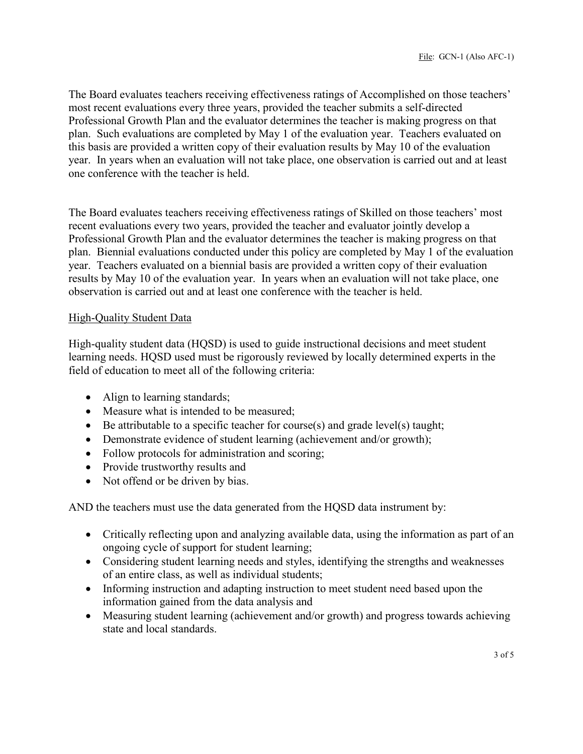The Board evaluates teachers receiving effectiveness ratings of Accomplished on those teachers' most recent evaluations every three years, provided the teacher submits a self-directed Professional Growth Plan and the evaluator determines the teacher is making progress on that plan. Such evaluations are completed by May 1 of the evaluation year. Teachers evaluated on this basis are provided a written copy of their evaluation results by May 10 of the evaluation year. In years when an evaluation will not take place, one observation is carried out and at least one conference with the teacher is held.

The Board evaluates teachers receiving effectiveness ratings of Skilled on those teachers' most recent evaluations every two years, provided the teacher and evaluator jointly develop a Professional Growth Plan and the evaluator determines the teacher is making progress on that plan. Biennial evaluations conducted under this policy are completed by May 1 of the evaluation year. Teachers evaluated on a biennial basis are provided a written copy of their evaluation results by May 10 of the evaluation year. In years when an evaluation will not take place, one observation is carried out and at least one conference with the teacher is held.

## High-Quality Student Data

High-quality student data (HQSD) is used to guide instructional decisions and meet student learning needs. HQSD used must be rigorously reviewed by locally determined experts in the field of education to meet all of the following criteria:

- Align to learning standards;
- Measure what is intended to be measured;
- Be attributable to a specific teacher for course(s) and grade level(s) taught;
- Demonstrate evidence of student learning (achievement and/or growth);
- Follow protocols for administration and scoring;
- Provide trustworthy results and
- Not offend or be driven by bias.

AND the teachers must use the data generated from the HQSD data instrument by:

- Critically reflecting upon and analyzing available data, using the information as part of an ongoing cycle of support for student learning;
- Considering student learning needs and styles, identifying the strengths and weaknesses of an entire class, as well as individual students;
- Informing instruction and adapting instruction to meet student need based upon the information gained from the data analysis and
- Measuring student learning (achievement and/or growth) and progress towards achieving state and local standards.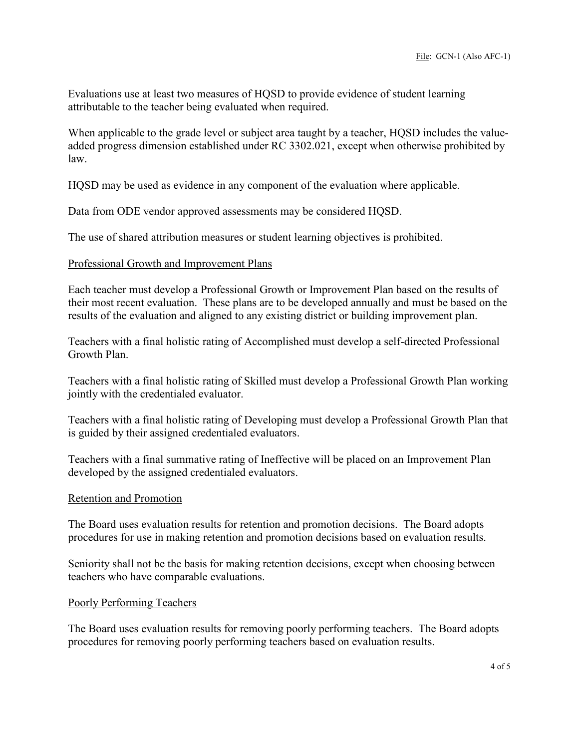Evaluations use at least two measures of HQSD to provide evidence of student learning attributable to the teacher being evaluated when required.

When applicable to the grade level or subject area taught by a teacher, HQSD includes the value-added progress dimension established under RC 3302.021, except when otherwise prohibited by law.

HQSD may be used as evidence in any component of the evaluation where applicable.

Data from ODE vendor approved assessments may be considered HQSD.

The use of shared attribution measures or student learning objectives is prohibited.

## Professional Growth and Improvement Plans

Each teacher must develop a Professional Growth or Improvement Plan based on the results of their most recent evaluation. These plans are to be developed annually and must be based on the results of the evaluation and aligned to any existing district or building improvement plan.

Teachers with a final holistic rating of Accomplished must develop a self-directed Professional Growth Plan.

Teachers with a final holistic rating of Skilled must develop a Professional Growth Plan working jointly with the credentialed evaluator.

Teachers with a final holistic rating of Developing must develop a Professional Growth Plan that is guided by their assigned credentialed evaluators.

Teachers with a final summative rating of Ineffective will be placed on an Improvement Plan developed by the assigned credentialed evaluators.

## Retention and Promotion

The Board uses evaluation results for retention and promotion decisions. The Board adopts procedures for use in making retention and promotion decisions based on evaluation results.

Seniority shall not be the basis for making retention decisions, except when choosing between teachers who have comparable evaluations.

## Poorly Performing Teachers

The Board uses evaluation results for removing poorly performing teachers. The Board adopts procedures for removing poorly performing teachers based on evaluation results.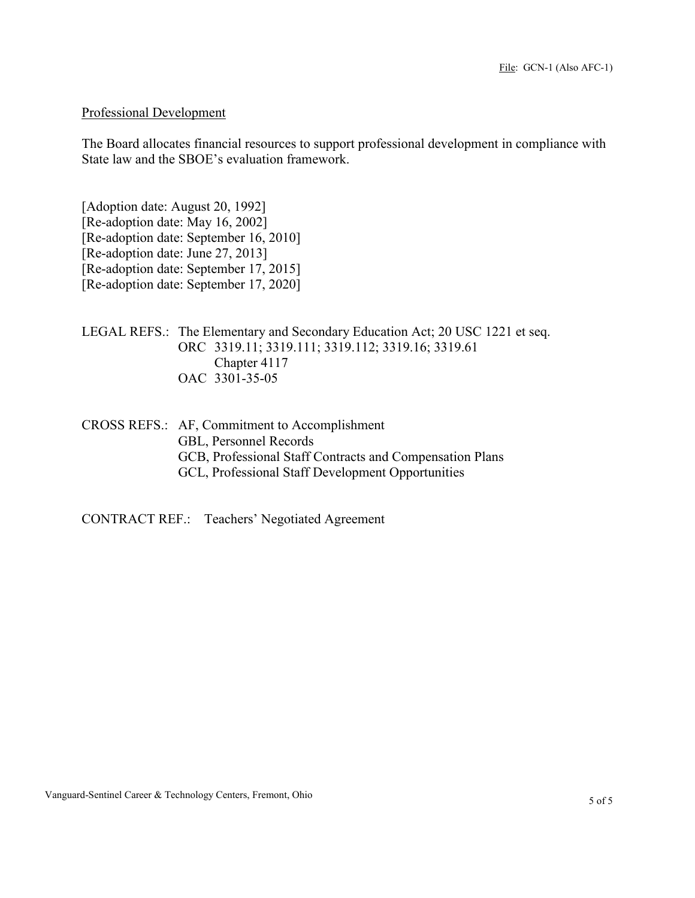## Professional Development

The Board allocates financial resources to support professional development in compliance with State law and the SBOE's evaluation framework.

[Adoption date: August 20, 1992]
[Re-adoption date: May 16, 2002]
[Re-adoption date: September 16, 2010]
[Re-adoption date: June 27, 2013]
[Re-adoption date: September 17, 2015]
[Re-adoption date: September 17, 2020]

LEGAL REFS.: The Elementary and Secondary Education Act; 20 USC 1221 et seq.
ORC 3319.11; 3319.111; 3319.112; 3319.16; 3319.61
Chapter 4117
OAC 3301-35-05

CROSS REFS.: AF, Commitment to Accomplishment
GBL, Personnel Records
GCB, Professional Staff Contracts and Compensation Plans
GCL, Professional Staff Development Opportunities

CONTRACT REF.: Teachers' Negotiated Agreement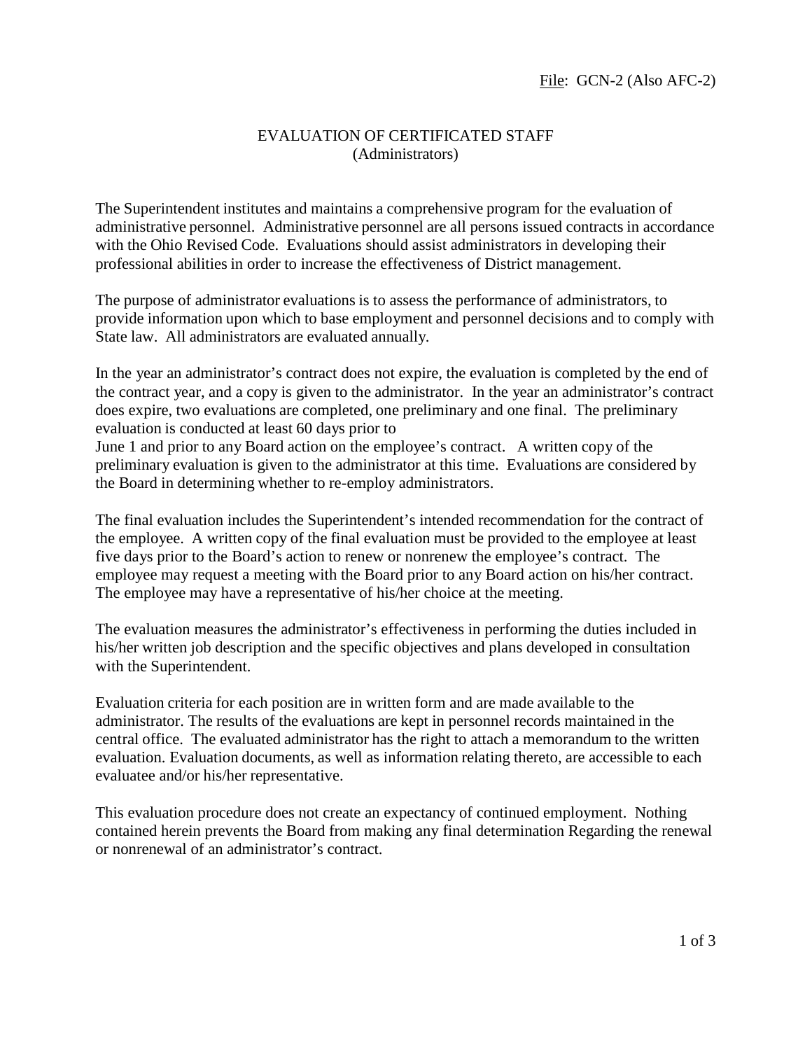File: GCN-2 (Also AFC-2)

# EVALUATION OF CERTIFICATED STAFF
## (Administrators)

The Superintendent institutes and maintains a comprehensive program for the evaluation of administrative personnel. Administrative personnel are all persons issued contracts in accordance with the Ohio Revised Code. Evaluations should assist administrators in developing their professional abilities in order to increase the effectiveness of District management.

The purpose of administrator evaluations is to assess the performance of administrators, to provide information upon which to base employment and personnel decisions and to comply with State law. All administrators are evaluated annually.

In the year an administrator's contract does not expire, the evaluation is completed by the end of the contract year, and a copy is given to the administrator. In the year an administrator's contract does expire, two evaluations are completed, one preliminary and one final. The preliminary evaluation is conducted at least 60 days prior to June 1 and prior to any Board action on the employee's contract. A written copy of the preliminary evaluation is given to the administrator at this time. Evaluations are considered by the Board in determining whether to re-employ administrators.

The final evaluation includes the Superintendent's intended recommendation for the contract of the employee. A written copy of the final evaluation must be provided to the employee at least five days prior to the Board's action to renew or nonrenew the employee's contract. The employee may request a meeting with the Board prior to any Board action on his/her contract. The employee may have a representative of his/her choice at the meeting.

The evaluation measures the administrator's effectiveness in performing the duties included in his/her written job description and the specific objectives and plans developed in consultation with the Superintendent.

Evaluation criteria for each position are in written form and are made available to the administrator. The results of the evaluations are kept in personnel records maintained in the central office. The evaluated administrator has the right to attach a memorandum to the written evaluation. Evaluation documents, as well as information relating thereto, are accessible to each evaluatee and/or his/her representative.

This evaluation procedure does not create an expectancy of continued employment. Nothing contained herein prevents the Board from making any final determination Regarding the renewal or nonrenewal of an administrator's contract.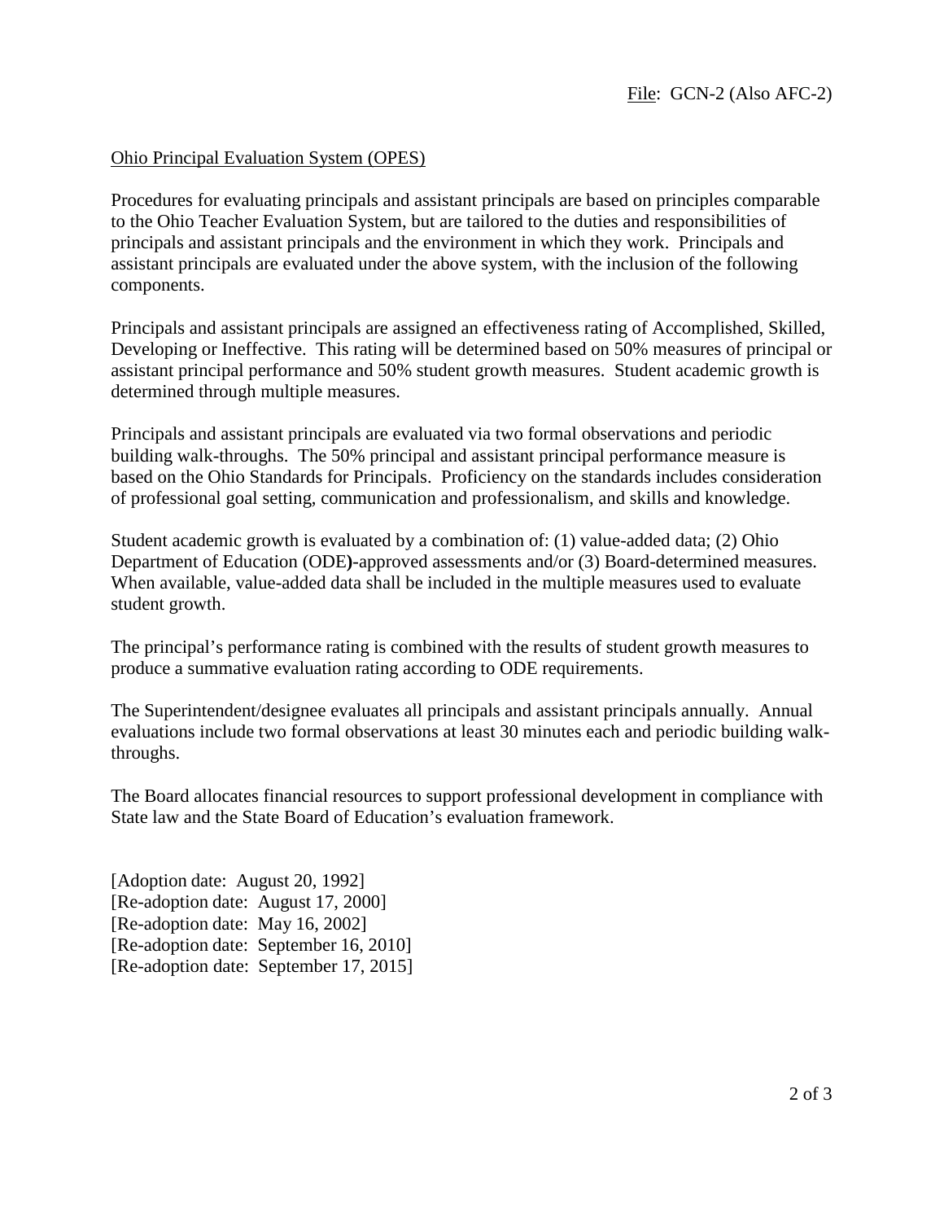File: GCN-2 (Also AFC-2)

## Ohio Principal Evaluation System (OPES)

Procedures for evaluating principals and assistant principals are based on principles comparable to the Ohio Teacher Evaluation System, but are tailored to the duties and responsibilities of principals and assistant principals and the environment in which they work. Principals and assistant principals are evaluated under the above system, with the inclusion of the following components.

Principals and assistant principals are assigned an effectiveness rating of Accomplished, Skilled, Developing or Ineffective. This rating will be determined based on 50% measures of principal or assistant principal performance and 50% student growth measures. Student academic growth is determined through multiple measures.

Principals and assistant principals are evaluated via two formal observations and periodic building walk-throughs. The 50% principal and assistant principal performance measure is based on the Ohio Standards for Principals. Proficiency on the standards includes consideration of professional goal setting, communication and professionalism, and skills and knowledge.

Student academic growth is evaluated by a combination of: (1) value-added data; (2) Ohio Department of Education (ODE)-approved assessments and/or (3) Board-determined measures. When available, value-added data shall be included in the multiple measures used to evaluate student growth.

The principal's performance rating is combined with the results of student growth measures to produce a summative evaluation rating according to ODE requirements.

The Superintendent/designee evaluates all principals and assistant principals annually. Annual evaluations include two formal observations at least 30 minutes each and periodic building walk-throughs.

The Board allocates financial resources to support professional development in compliance with State law and the State Board of Education's evaluation framework.

[Adoption date: August 20, 1992]
[Re-adoption date: August 17, 2000]
[Re-adoption date: May 16, 2002]
[Re-adoption date: September 16, 2010]
[Re-adoption date: September 17, 2015]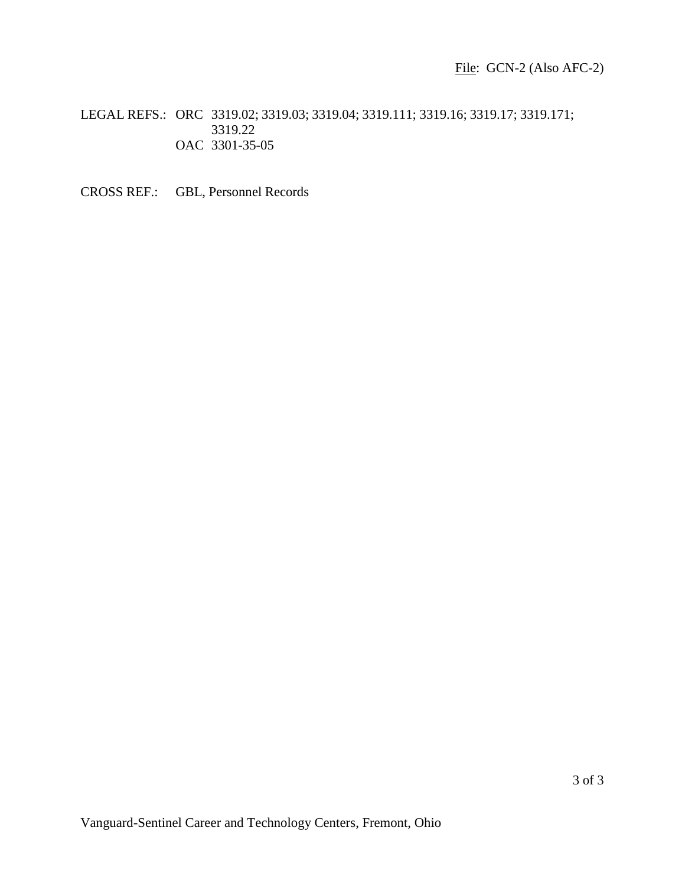LEGAL REFS.: ORC 3319.02; 3319.03; 3319.04; 3319.111; 3319.16; 3319.17; 3319.171; 3319.22
OAC 3301-35-05

CROSS REF.: GBL, Personnel Records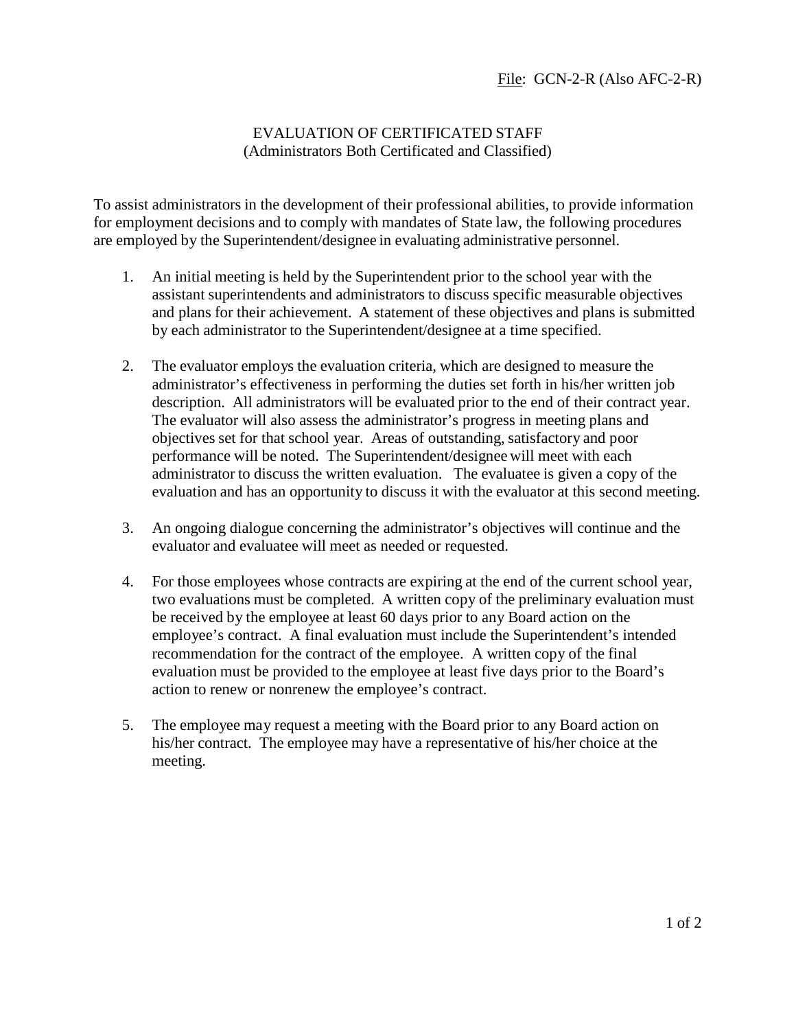File: GCN-2-R (Also AFC-2-R)

# EVALUATION OF CERTIFICATED STAFF
## (Administrators Both Certificated and Classified)

To assist administrators in the development of their professional abilities, to provide information for employment decisions and to comply with mandates of State law, the following procedures are employed by the Superintendent/designee in evaluating administrative personnel.

1. An initial meeting is held by the Superintendent prior to the school year with the assistant superintendents and administrators to discuss specific measurable objectives and plans for their achievement. A statement of these objectives and plans is submitted by each administrator to the Superintendent/designee at a time specified.

2. The evaluator employs the evaluation criteria, which are designed to measure the administrator's effectiveness in performing the duties set forth in his/her written job description. All administrators will be evaluated prior to the end of their contract year. The evaluator will also assess the administrator's progress in meeting plans and objectives set for that school year. Areas of outstanding, satisfactory and poor performance will be noted. The Superintendent/designee will meet with each administrator to discuss the written evaluation. The evaluatee is given a copy of the evaluation and has an opportunity to discuss it with the evaluator at this second meeting.

3. An ongoing dialogue concerning the administrator's objectives will continue and the evaluator and evaluatee will meet as needed or requested.

4. For those employees whose contracts are expiring at the end of the current school year, two evaluations must be completed. A written copy of the preliminary evaluation must be received by the employee at least 60 days prior to any Board action on the employee's contract. A final evaluation must include the Superintendent's intended recommendation for the contract of the employee. A written copy of the final evaluation must be provided to the employee at least five days prior to the Board's action to renew or nonrenew the employee's contract.

5. The employee may request a meeting with the Board prior to any Board action on his/her contract. The employee may have a representative of his/her choice at the meeting.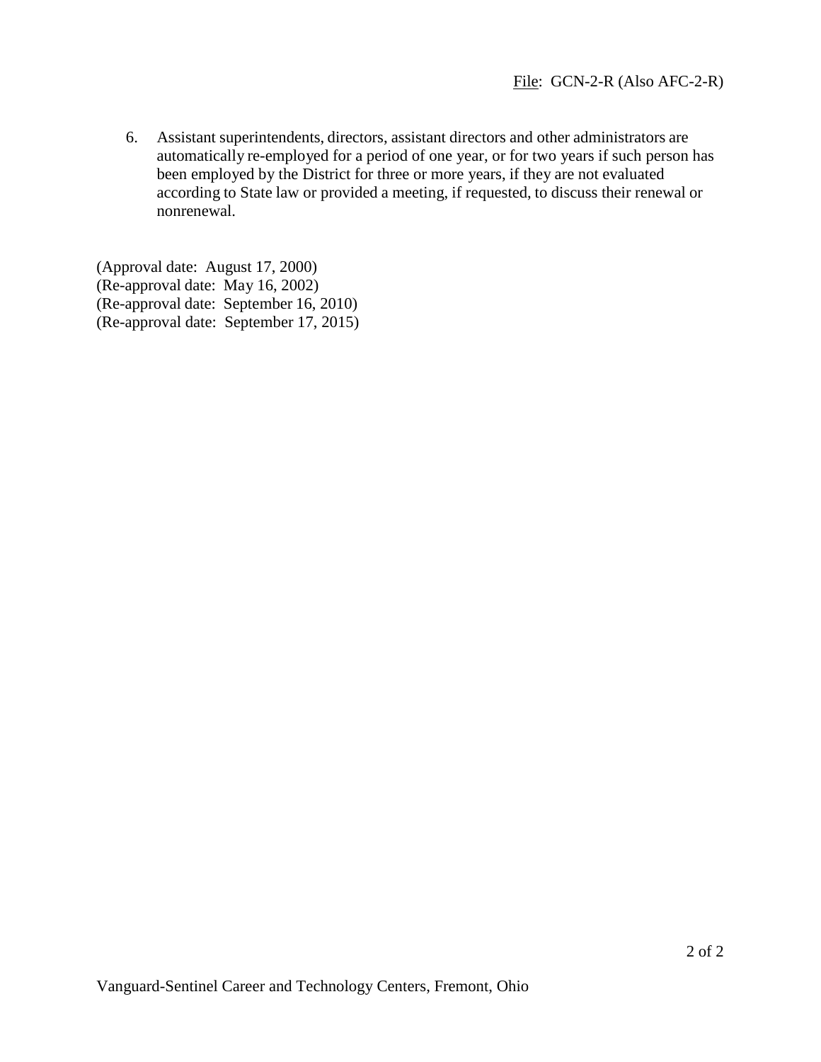6. Assistant superintendents, directors, assistant directors and other administrators are automatically re-employed for a period of one year, or for two years if such person has been employed by the District for three or more years, if they are not evaluated according to State law or provided a meeting, if requested, to discuss their renewal or nonrenewal.

(Approval date: August 17, 2000)
(Re-approval date: May 16, 2002)
(Re-approval date: September 16, 2010)
(Re-approval date: September 17, 2015)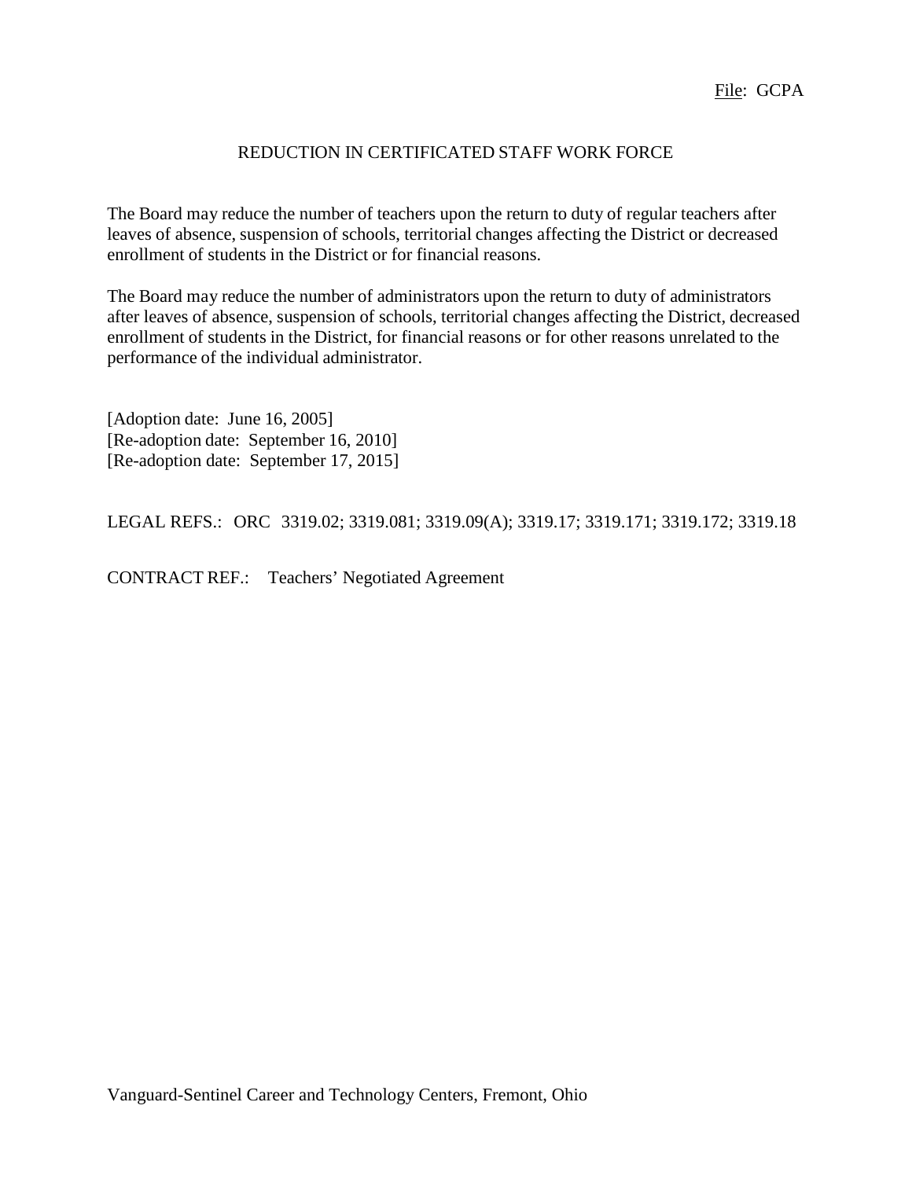File: GCPA

# REDUCTION IN CERTIFICATED STAFF WORK FORCE

The Board may reduce the number of teachers upon the return to duty of regular teachers after leaves of absence, suspension of schools, territorial changes affecting the District or decreased enrollment of students in the District or for financial reasons.

The Board may reduce the number of administrators upon the return to duty of administrators after leaves of absence, suspension of schools, territorial changes affecting the District, decreased enrollment of students in the District, for financial reasons or for other reasons unrelated to the performance of the individual administrator.

[Adoption date: June 16, 2005]
[Re-adoption date: September 16, 2010]
[Re-adoption date: September 17, 2015]

LEGAL REFS.: ORC 3319.02; 3319.081; 3319.09(A); 3319.17; 3319.171; 3319.172; 3319.18

CONTRACT REF.: Teachers' Negotiated Agreement

Vanguard-Sentinel Career and Technology Centers, Fremont, Ohio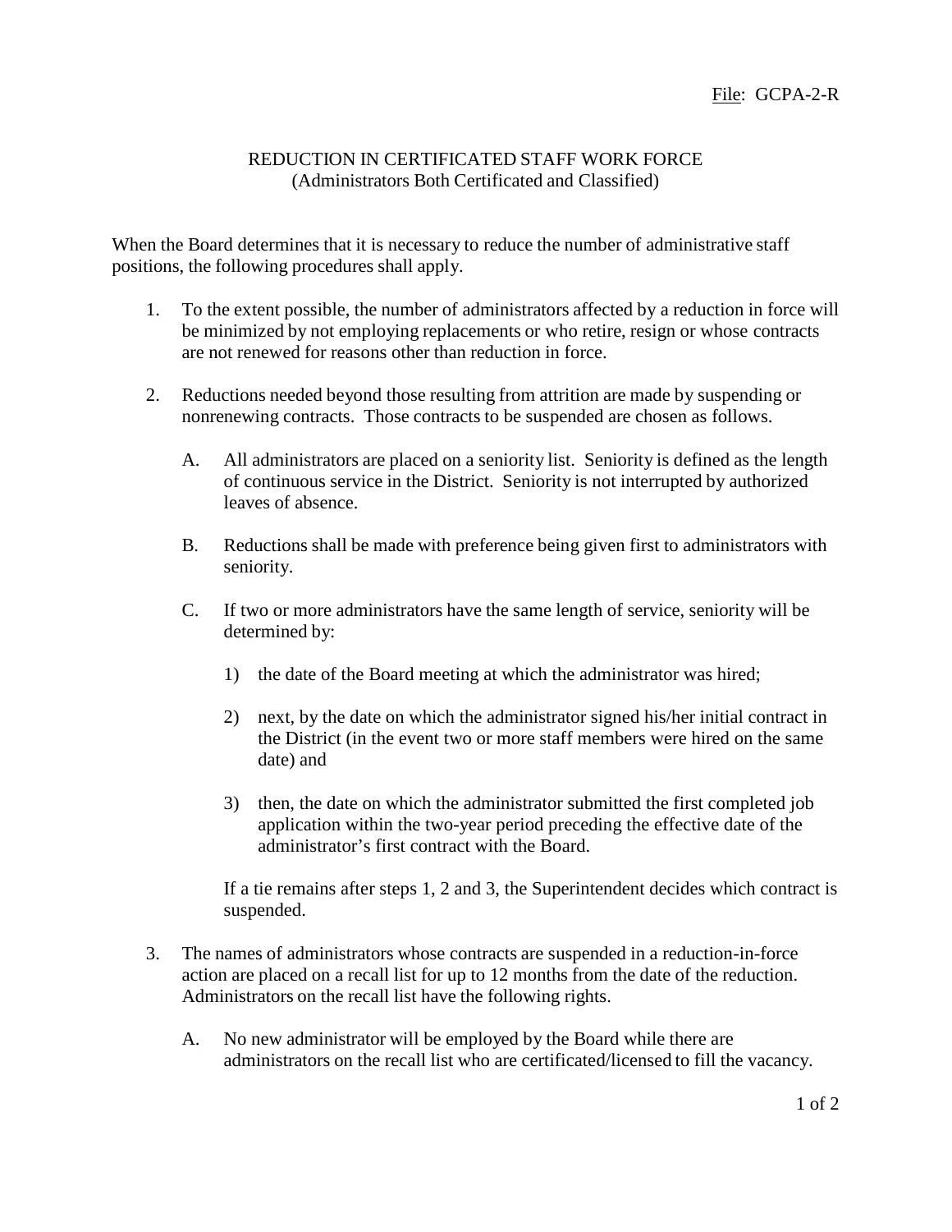File: GCPA-2-R

# REDUCTION IN CERTIFICATED STAFF WORK FORCE
(Administrators Both Certificated and Classified)

When the Board determines that it is necessary to reduce the number of administrative staff positions, the following procedures shall apply.

1. To the extent possible, the number of administrators affected by a reduction in force will be minimized by not employing replacements or who retire, resign or whose contracts are not renewed for reasons other than reduction in force.

2. Reductions needed beyond those resulting from attrition are made by suspending or nonrenewing contracts. Those contracts to be suspended are chosen as follows.

   A. All administrators are placed on a seniority list. Seniority is defined as the length of continuous service in the District. Seniority is not interrupted by authorized leaves of absence.

   B. Reductions shall be made with preference being given first to administrators with seniority.

   C. If two or more administrators have the same length of service, seniority will be determined by:

      1) the date of the Board meeting at which the administrator was hired;

      2) next, by the date on which the administrator signed his/her initial contract in the District (in the event two or more staff members were hired on the same date) and

      3) then, the date on which the administrator submitted the first completed job application within the two-year period preceding the effective date of the administrator's first contract with the Board.

   If a tie remains after steps 1, 2 and 3, the Superintendent decides which contract is suspended.

3. The names of administrators whose contracts are suspended in a reduction-in-force action are placed on a recall list for up to 12 months from the date of the reduction. Administrators on the recall list have the following rights.

   A. No new administrator will be employed by the Board while there are administrators on the recall list who are certificated/licensed to fill the vacancy.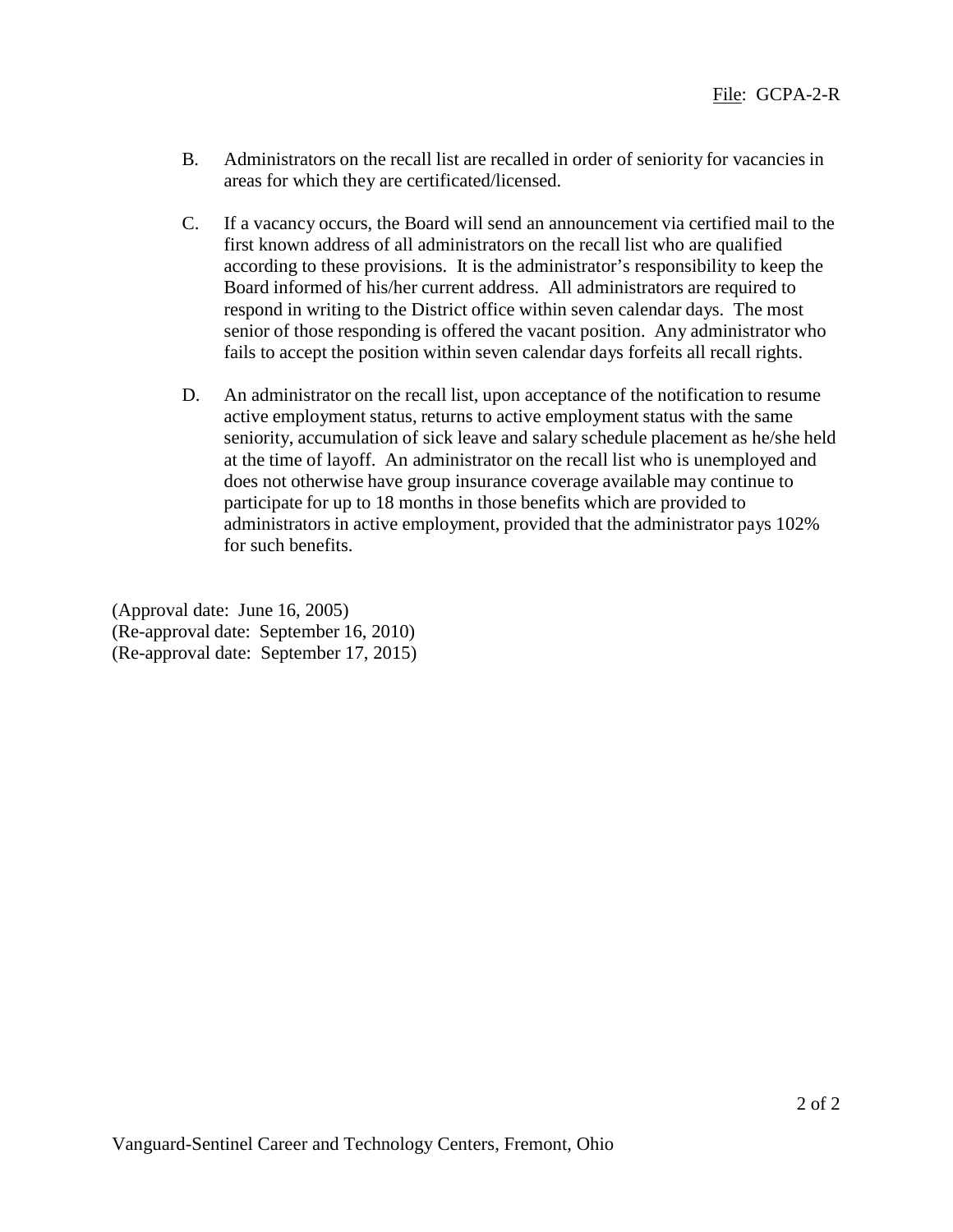B. Administrators on the recall list are recalled in order of seniority for vacancies in areas for which they are certificated/licensed.

C. If a vacancy occurs, the Board will send an announcement via certified mail to the first known address of all administrators on the recall list who are qualified according to these provisions. It is the administrator's responsibility to keep the Board informed of his/her current address. All administrators are required to respond in writing to the District office within seven calendar days. The most senior of those responding is offered the vacant position. Any administrator who fails to accept the position within seven calendar days forfeits all recall rights.

D. An administrator on the recall list, upon acceptance of the notification to resume active employment status, returns to active employment status with the same seniority, accumulation of sick leave and salary schedule placement as he/she held at the time of layoff. An administrator on the recall list who is unemployed and does not otherwise have group insurance coverage available may continue to participate for up to 18 months in those benefits which are provided to administrators in active employment, provided that the administrator pays 102% for such benefits.

(Approval date: June 16, 2005)
(Re-approval date: September 16, 2010)
(Re-approval date: September 17, 2015)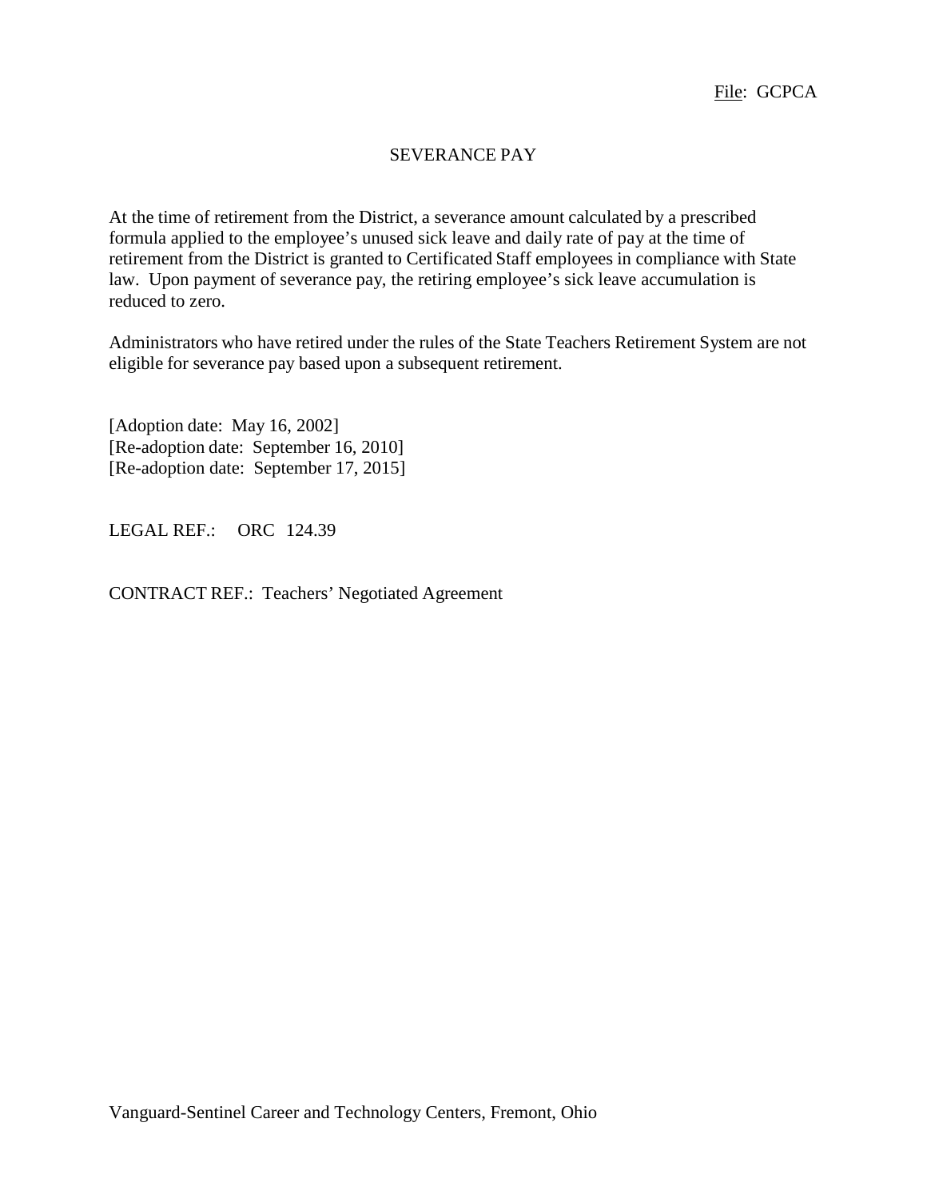File: GCPCA

# SEVERANCE PAY

At the time of retirement from the District, a severance amount calculated by a prescribed formula applied to the employee's unused sick leave and daily rate of pay at the time of retirement from the District is granted to Certificated Staff employees in compliance with State law. Upon payment of severance pay, the retiring employee's sick leave accumulation is reduced to zero.

Administrators who have retired under the rules of the State Teachers Retirement System are not eligible for severance pay based upon a subsequent retirement.

[Adoption date: May 16, 2002]
[Re-adoption date: September 16, 2010]
[Re-adoption date: September 17, 2015]

LEGAL REF.: ORC 124.39

CONTRACT REF.: Teachers' Negotiated Agreement

Vanguard-Sentinel Career and Technology Centers, Fremont, Ohio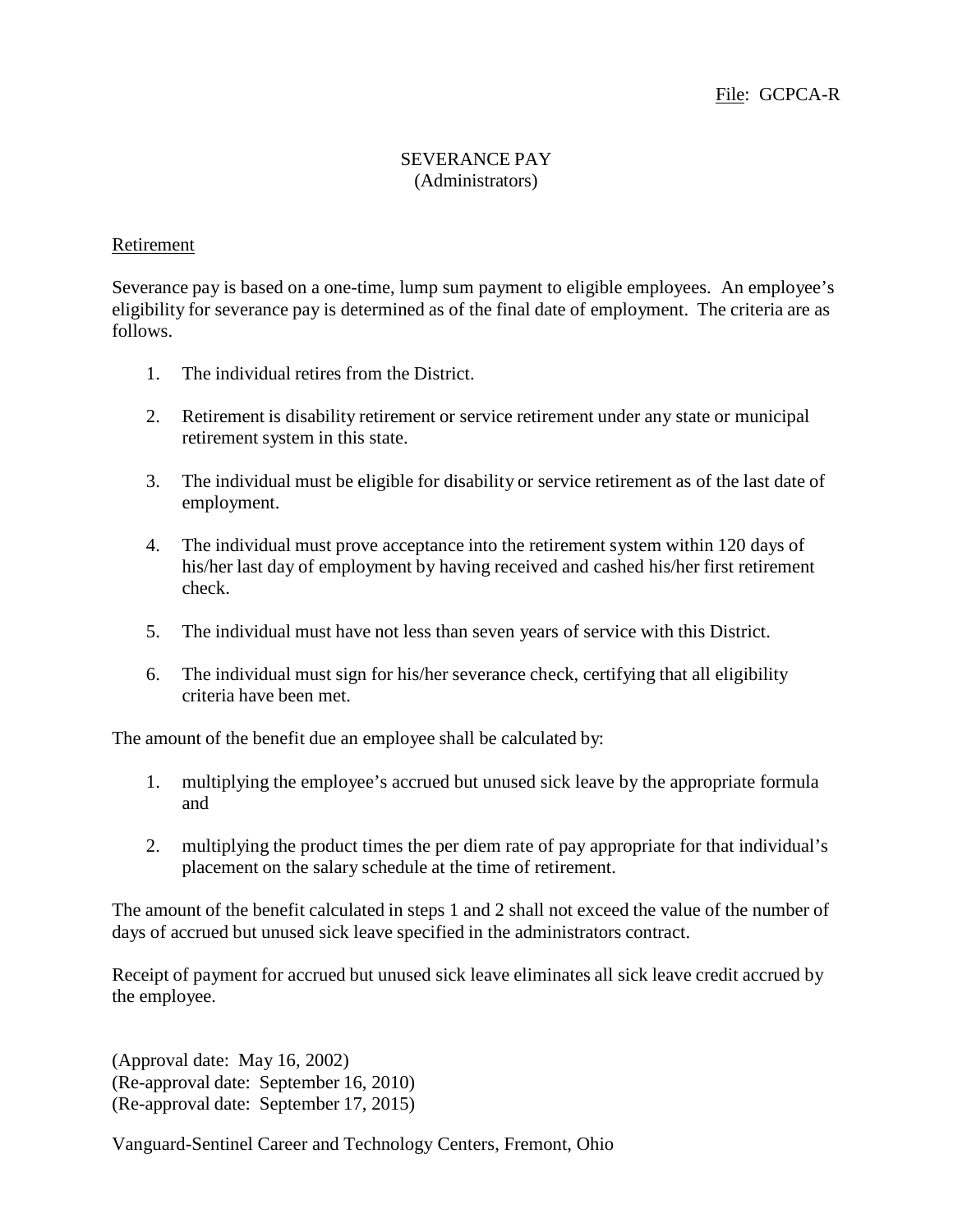File: GCPCA-R

# SEVERANCE PAY
(Administrators)

## Retirement

Severance pay is based on a one-time, lump sum payment to eligible employees. An employee's eligibility for severance pay is determined as of the final date of employment. The criteria are as follows.

1. The individual retires from the District.
2. Retirement is disability retirement or service retirement under any state or municipal retirement system in this state.
3. The individual must be eligible for disability or service retirement as of the last date of employment.
4. The individual must prove acceptance into the retirement system within 120 days of his/her last day of employment by having received and cashed his/her first retirement check.
5. The individual must have not less than seven years of service with this District.
6. The individual must sign for his/her severance check, certifying that all eligibility criteria have been met.

The amount of the benefit due an employee shall be calculated by:

1. multiplying the employee's accrued but unused sick leave by the appropriate formula and
2. multiplying the product times the per diem rate of pay appropriate for that individual's placement on the salary schedule at the time of retirement.

The amount of the benefit calculated in steps 1 and 2 shall not exceed the value of the number of days of accrued but unused sick leave specified in the administrators contract.

Receipt of payment for accrued but unused sick leave eliminates all sick leave credit accrued by the employee.

(Approval date: May 16, 2002)
(Re-approval date: September 16, 2010)
(Re-approval date: September 17, 2015)

Vanguard-Sentinel Career and Technology Centers, Fremont, Ohio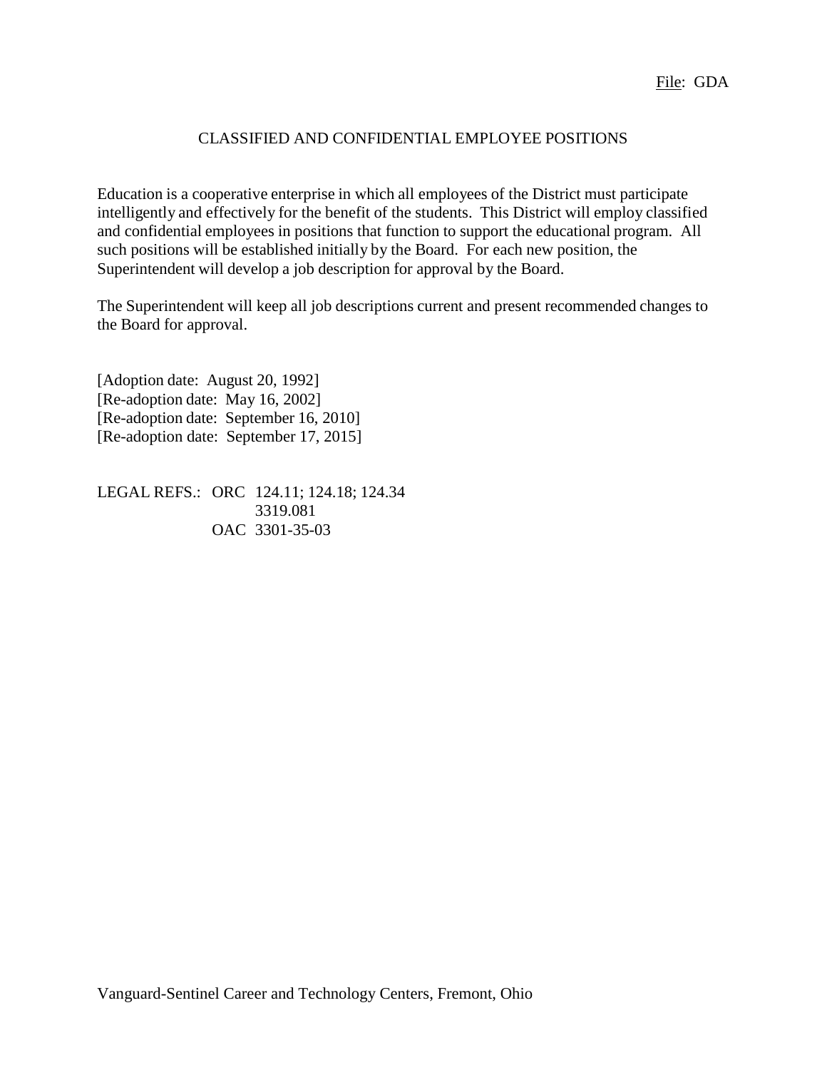File: GDA

# CLASSIFIED AND CONFIDENTIAL EMPLOYEE POSITIONS

Education is a cooperative enterprise in which all employees of the District must participate intelligently and effectively for the benefit of the students. This District will employ classified and confidential employees in positions that function to support the educational program. All such positions will be established initially by the Board. For each new position, the Superintendent will develop a job description for approval by the Board.

The Superintendent will keep all job descriptions current and present recommended changes to the Board for approval.

[Adoption date: August 20, 1992]
[Re-adoption date: May 16, 2002]
[Re-adoption date: September 16, 2010]
[Re-adoption date: September 17, 2015]

LEGAL REFS.: ORC 124.11; 124.18; 124.34
3319.081
OAC 3301-35-03

Vanguard-Sentinel Career and Technology Centers, Fremont, Ohio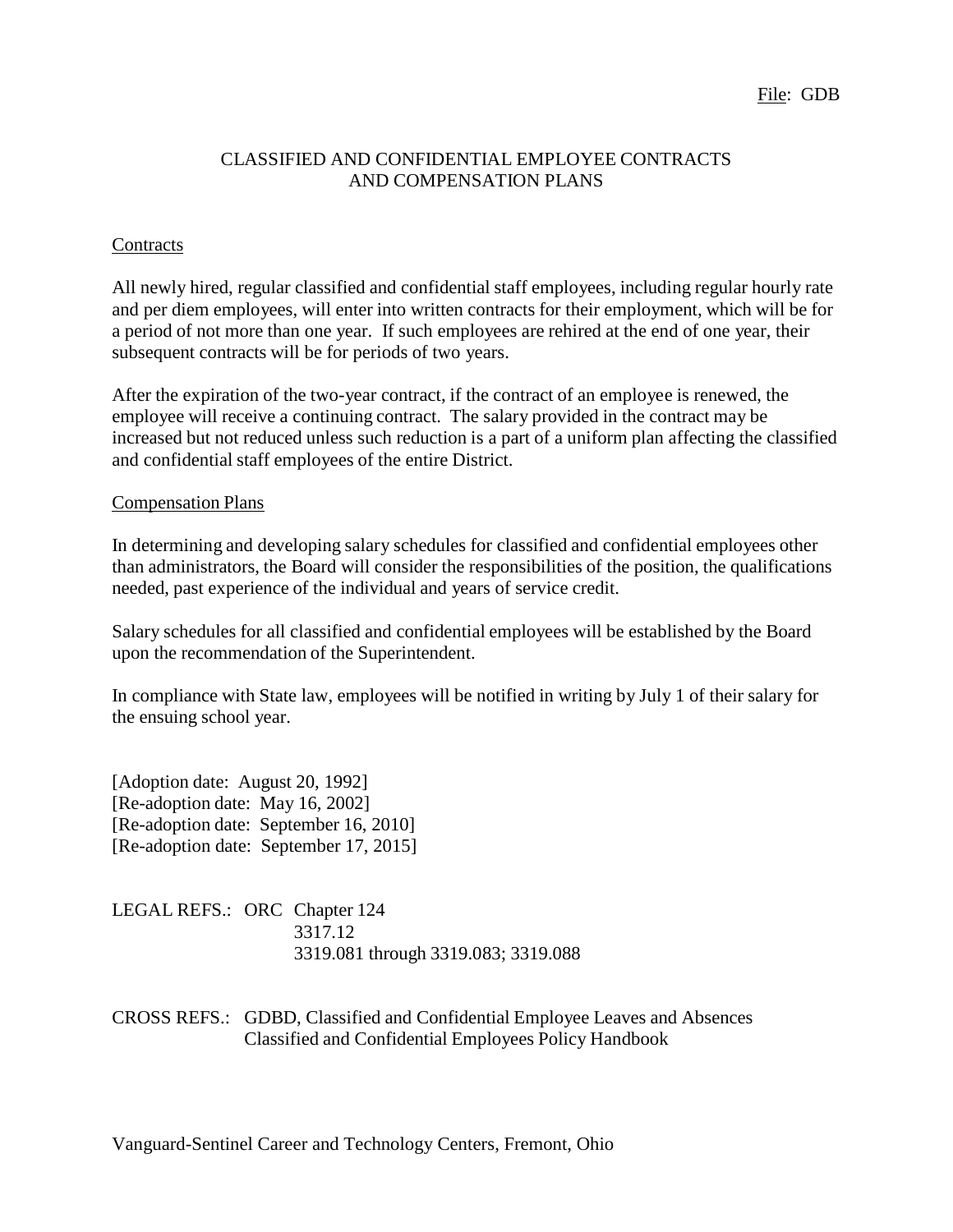File: GDB

# CLASSIFIED AND CONFIDENTIAL EMPLOYEE CONTRACTS AND COMPENSATION PLANS

## Contracts

All newly hired, regular classified and confidential staff employees, including regular hourly rate and per diem employees, will enter into written contracts for their employment, which will be for a period of not more than one year. If such employees are rehired at the end of one year, their subsequent contracts will be for periods of two years.

After the expiration of the two-year contract, if the contract of an employee is renewed, the employee will receive a continuing contract. The salary provided in the contract may be increased but not reduced unless such reduction is a part of a uniform plan affecting the classified and confidential staff employees of the entire District.

## Compensation Plans

In determining and developing salary schedules for classified and confidential employees other than administrators, the Board will consider the responsibilities of the position, the qualifications needed, past experience of the individual and years of service credit.

Salary schedules for all classified and confidential employees will be established by the Board upon the recommendation of the Superintendent.

In compliance with State law, employees will be notified in writing by July 1 of their salary for the ensuing school year.

[Adoption date: August 20, 1992]
[Re-adoption date: May 16, 2002]
[Re-adoption date: September 16, 2010]
[Re-adoption date: September 17, 2015]

LEGAL REFS.: ORC Chapter 124
3317.12
3319.081 through 3319.083; 3319.088

CROSS REFS.: GDBD, Classified and Confidential Employee Leaves and Absences
Classified and Confidential Employees Policy Handbook

Vanguard-Sentinel Career and Technology Centers, Fremont, Ohio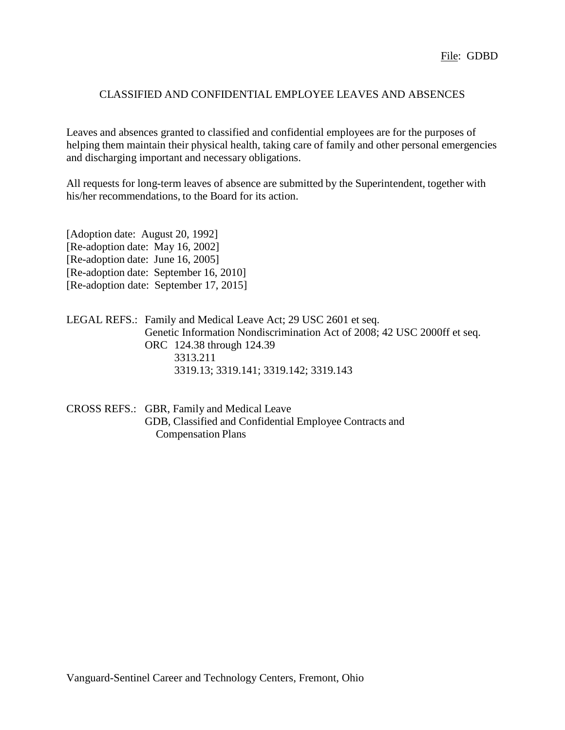File: GDBD

# CLASSIFIED AND CONFIDENTIAL EMPLOYEE LEAVES AND ABSENCES

Leaves and absences granted to classified and confidential employees are for the purposes of helping them maintain their physical health, taking care of family and other personal emergencies and discharging important and necessary obligations.

All requests for long-term leaves of absence are submitted by the Superintendent, together with his/her recommendations, to the Board for its action.

[Adoption date: August 20, 1992]
[Re-adoption date: May 16, 2002]
[Re-adoption date: June 16, 2005]
[Re-adoption date: September 16, 2010]
[Re-adoption date: September 17, 2015]

LEGAL REFS.: Family and Medical Leave Act; 29 USC 2601 et seq.
Genetic Information Nondiscrimination Act of 2008; 42 USC 2000ff et seq.
ORC 124.38 through 124.39
3313.211
3319.13; 3319.141; 3319.142; 3319.143

CROSS REFS.: GBR, Family and Medical Leave
GDB, Classified and Confidential Employee Contracts and Compensation Plans

Vanguard-Sentinel Career and Technology Centers, Fremont, Ohio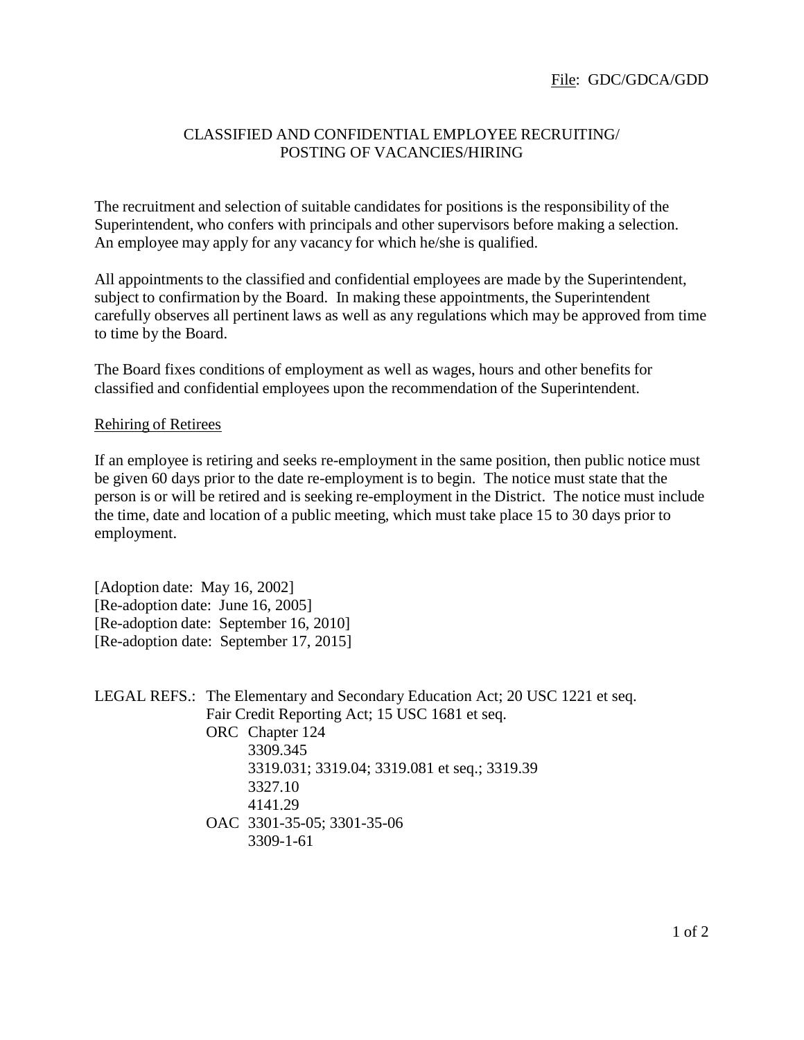File: GDC/GDCA/GDD

# CLASSIFIED AND CONFIDENTIAL EMPLOYEE RECRUITING/ POSTING OF VACANCIES/HIRING

The recruitment and selection of suitable candidates for positions is the responsibility of the Superintendent, who confers with principals and other supervisors before making a selection. An employee may apply for any vacancy for which he/she is qualified.

All appointments to the classified and confidential employees are made by the Superintendent, subject to confirmation by the Board. In making these appointments, the Superintendent carefully observes all pertinent laws as well as any regulations which may be approved from time to time by the Board.

The Board fixes conditions of employment as well as wages, hours and other benefits for classified and confidential employees upon the recommendation of the Superintendent.

## Rehiring of Retirees

If an employee is retiring and seeks re-employment in the same position, then public notice must be given 60 days prior to the date re-employment is to begin. The notice must state that the person is or will be retired and is seeking re-employment in the District. The notice must include the time, date and location of a public meeting, which must take place 15 to 30 days prior to employment.

[Adoption date: May 16, 2002]
[Re-adoption date: June 16, 2005]
[Re-adoption date: September 16, 2010]
[Re-adoption date: September 17, 2015]

LEGAL REFS.: The Elementary and Secondary Education Act; 20 USC 1221 et seq.
Fair Credit Reporting Act; 15 USC 1681 et seq.
ORC Chapter 124
3309.345
3319.031; 3319.04; 3319.081 et seq.; 3319.39
3327.10
4141.29
OAC 3301-35-05; 3301-35-06
3309-1-61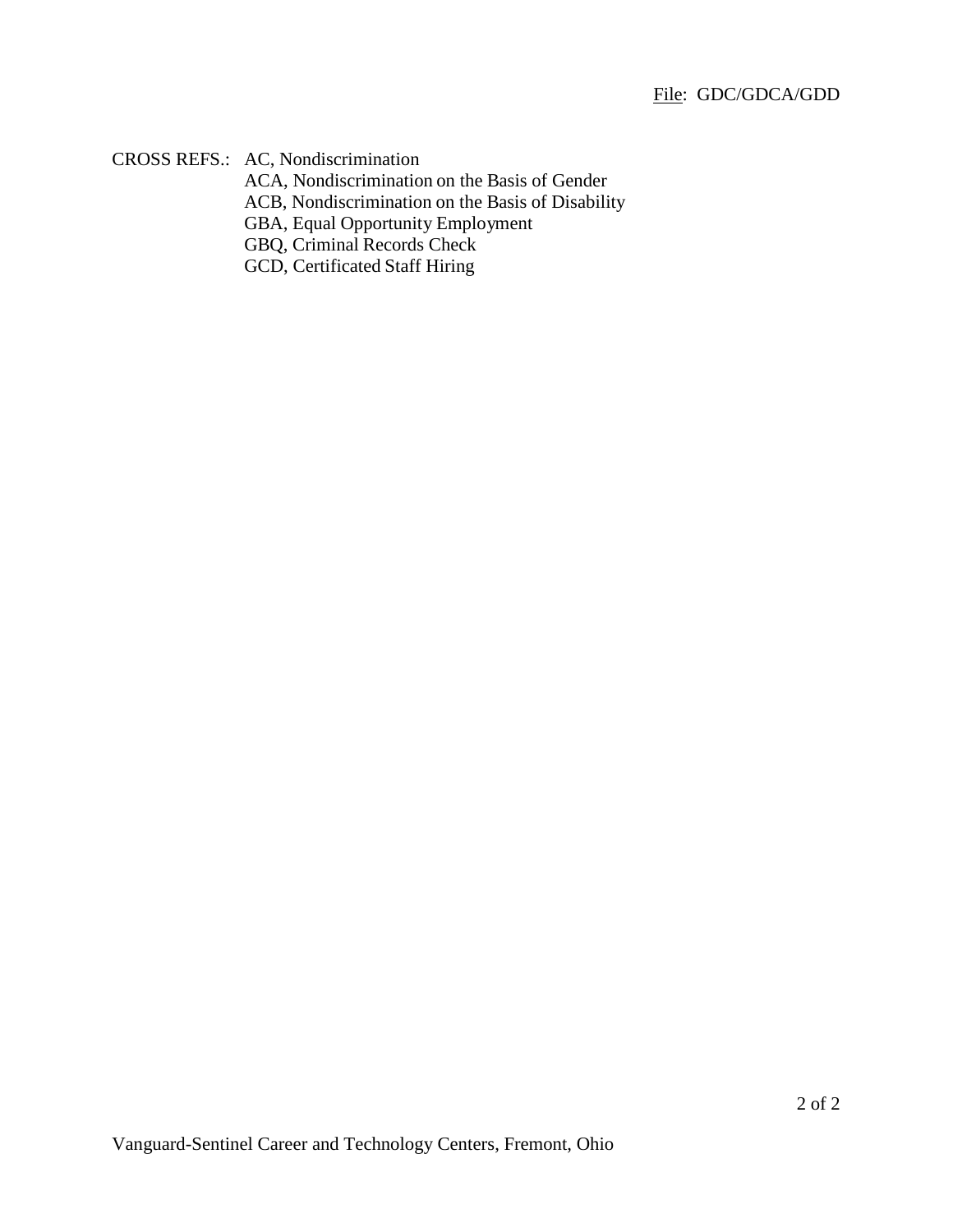CROSS REFS.: AC, Nondiscrimination
ACA, Nondiscrimination on the Basis of Gender
ACB, Nondiscrimination on the Basis of Disability
GBA, Equal Opportunity Employment
GBQ, Criminal Records Check
GCD, Certificated Staff Hiring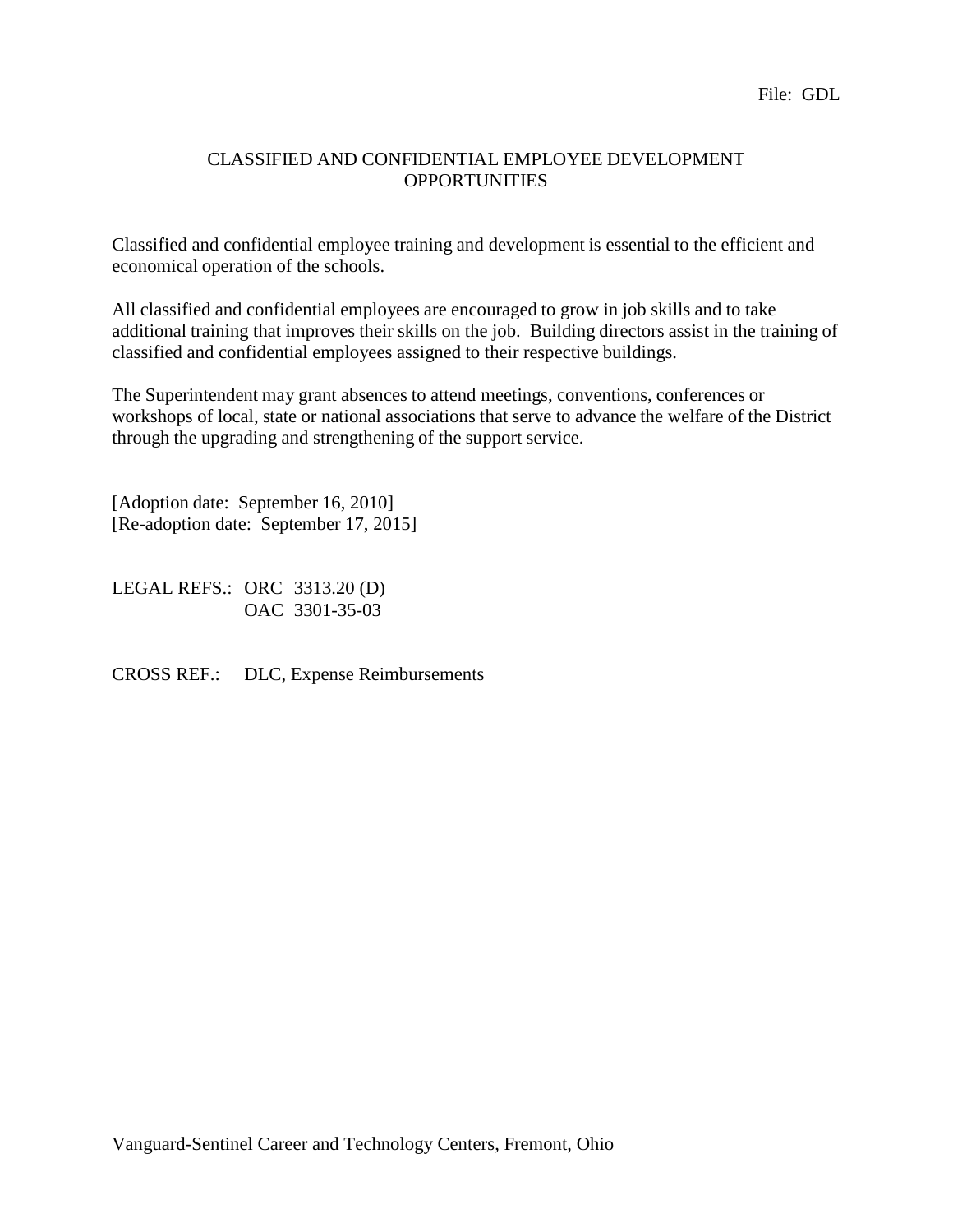File: GDL

# CLASSIFIED AND CONFIDENTIAL EMPLOYEE DEVELOPMENT OPPORTUNITIES

Classified and confidential employee training and development is essential to the efficient and economical operation of the schools.

All classified and confidential employees are encouraged to grow in job skills and to take additional training that improves their skills on the job. Building directors assist in the training of classified and confidential employees assigned to their respective buildings.

The Superintendent may grant absences to attend meetings, conventions, conferences or workshops of local, state or national associations that serve to advance the welfare of the District through the upgrading and strengthening of the support service.

[Adoption date: September 16, 2010]
[Re-adoption date: September 17, 2015]

LEGAL REFS.: ORC 3313.20 (D)
OAC 3301-35-03

CROSS REF.: DLC, Expense Reimbursements

Vanguard-Sentinel Career and Technology Centers, Fremont, Ohio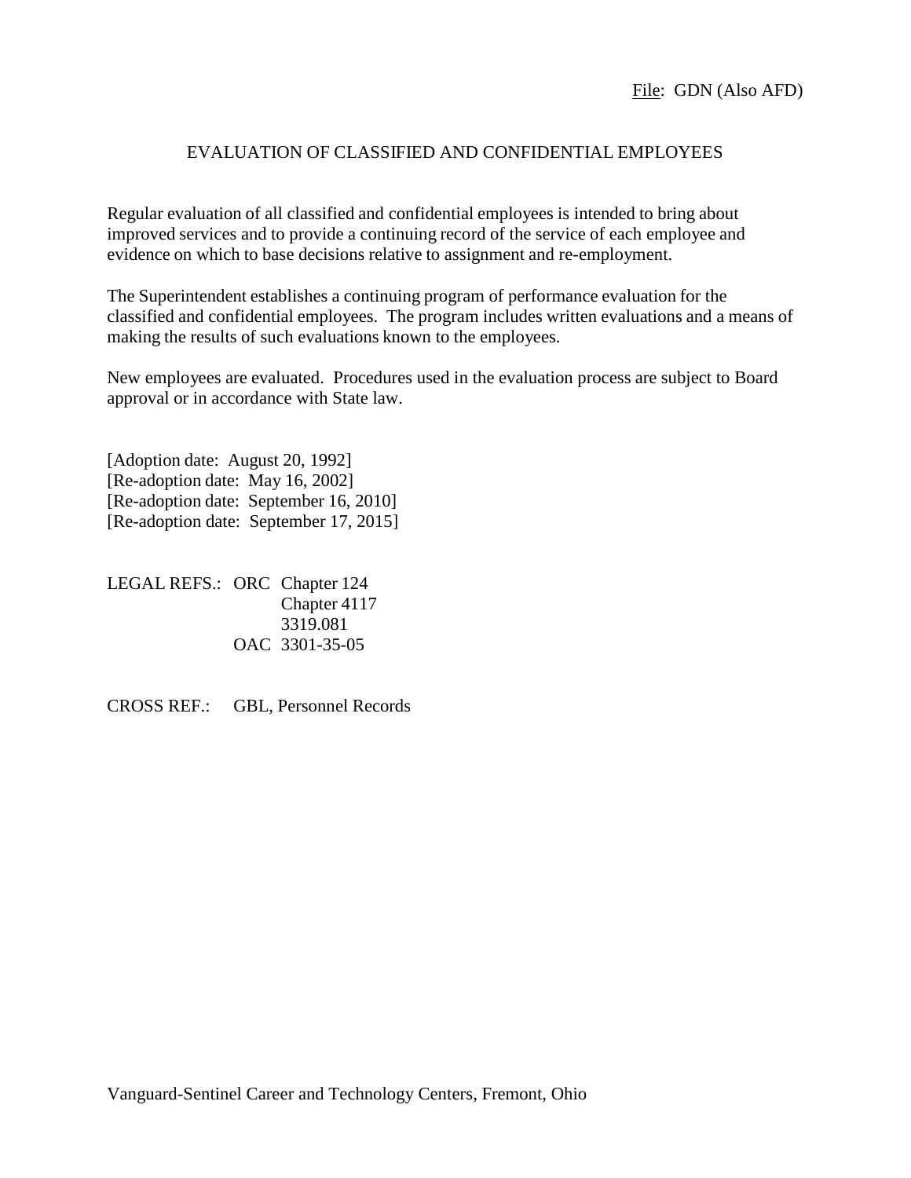File: GDN (Also AFD)

# EVALUATION OF CLASSIFIED AND CONFIDENTIAL EMPLOYEES

Regular evaluation of all classified and confidential employees is intended to bring about improved services and to provide a continuing record of the service of each employee and evidence on which to base decisions relative to assignment and re-employment.

The Superintendent establishes a continuing program of performance evaluation for the classified and confidential employees. The program includes written evaluations and a means of making the results of such evaluations known to the employees.

New employees are evaluated. Procedures used in the evaluation process are subject to Board approval or in accordance with State law.

[Adoption date: August 20, 1992]
[Re-adoption date: May 16, 2002]
[Re-adoption date: September 16, 2010]
[Re-adoption date: September 17, 2015]

LEGAL REFS.: ORC Chapter 124
Chapter 4117
3319.081
OAC 3301-35-05

CROSS REF.: GBL, Personnel Records

Vanguard-Sentinel Career and Technology Centers, Fremont, Ohio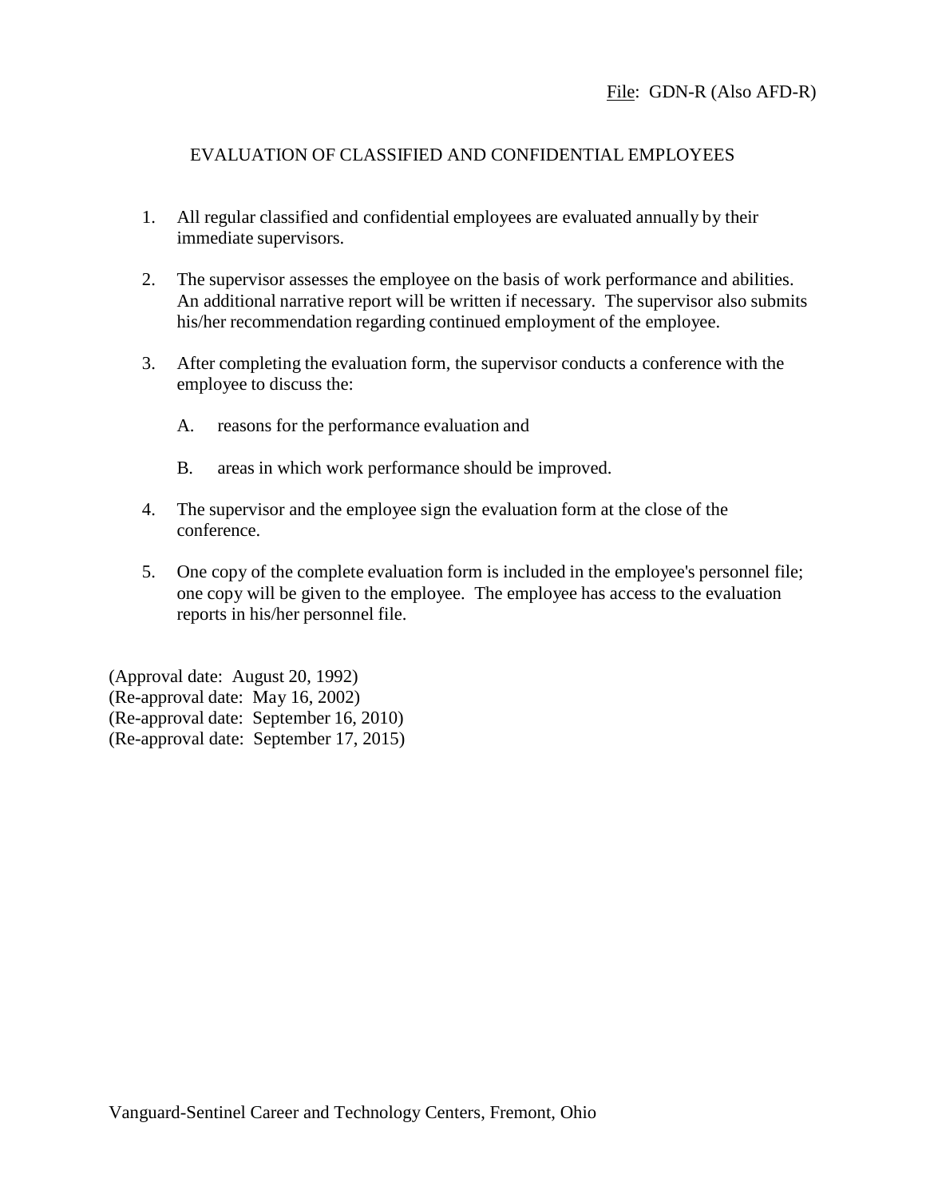File: GDN-R (Also AFD-R)

# EVALUATION OF CLASSIFIED AND CONFIDENTIAL EMPLOYEES

1. All regular classified and confidential employees are evaluated annually by their immediate supervisors.

2. The supervisor assesses the employee on the basis of work performance and abilities. An additional narrative report will be written if necessary. The supervisor also submits his/her recommendation regarding continued employment of the employee.

3. After completing the evaluation form, the supervisor conducts a conference with the employee to discuss the:

   A. reasons for the performance evaluation and

   B. areas in which work performance should be improved.

4. The supervisor and the employee sign the evaluation form at the close of the conference.

5. One copy of the complete evaluation form is included in the employee's personnel file; one copy will be given to the employee. The employee has access to the evaluation reports in his/her personnel file.

(Approval date: August 20, 1992)
(Re-approval date: May 16, 2002)
(Re-approval date: September 16, 2010)
(Re-approval date: September 17, 2015)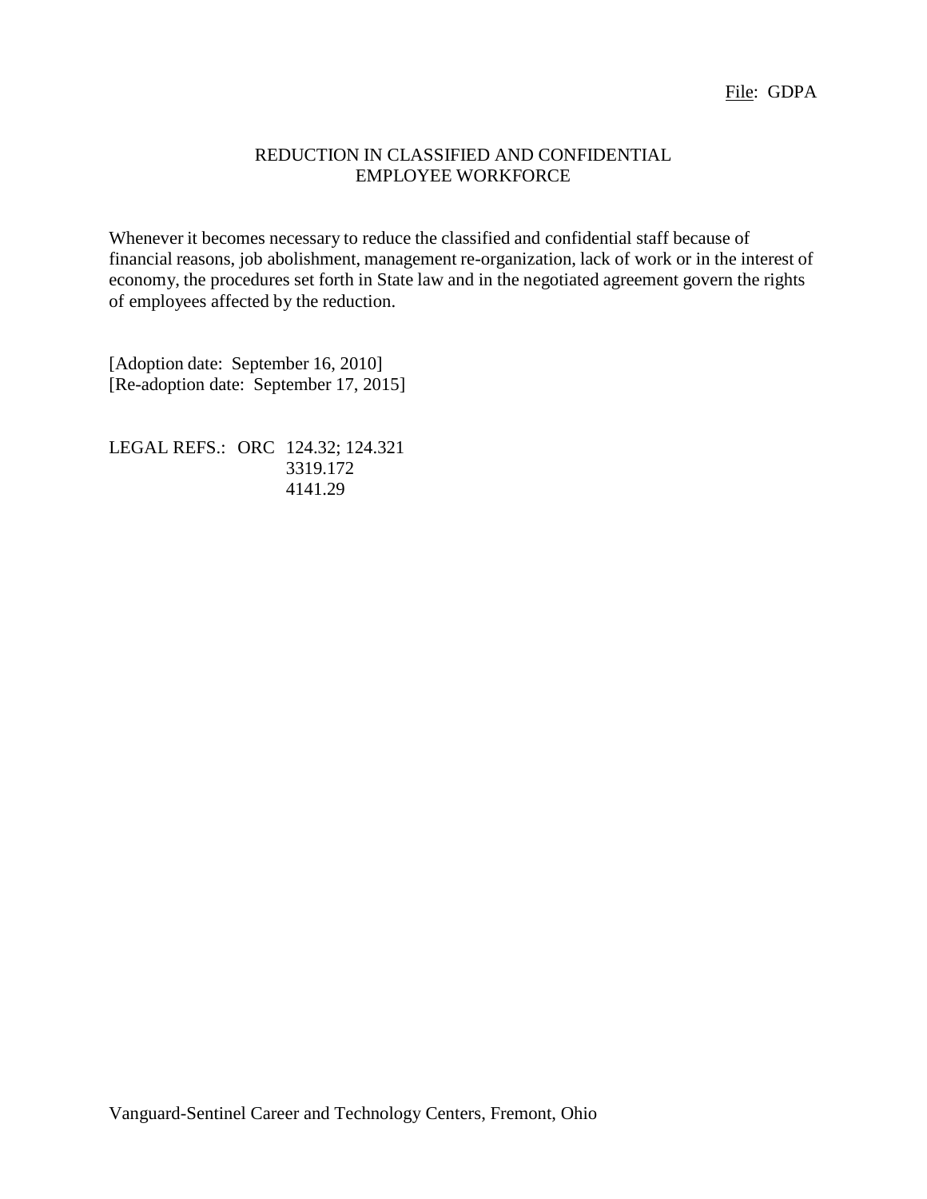File: GDPA

# REDUCTION IN CLASSIFIED AND CONFIDENTIAL EMPLOYEE WORKFORCE

Whenever it becomes necessary to reduce the classified and confidential staff because of financial reasons, job abolishment, management re-organization, lack of work or in the interest of economy, the procedures set forth in State law and in the negotiated agreement govern the rights of employees affected by the reduction.

[Adoption date: September 16, 2010]
[Re-adoption date: September 17, 2015]

LEGAL REFS.: ORC 124.32; 124.321
3319.172
4141.29

Vanguard-Sentinel Career and Technology Centers, Fremont, Ohio